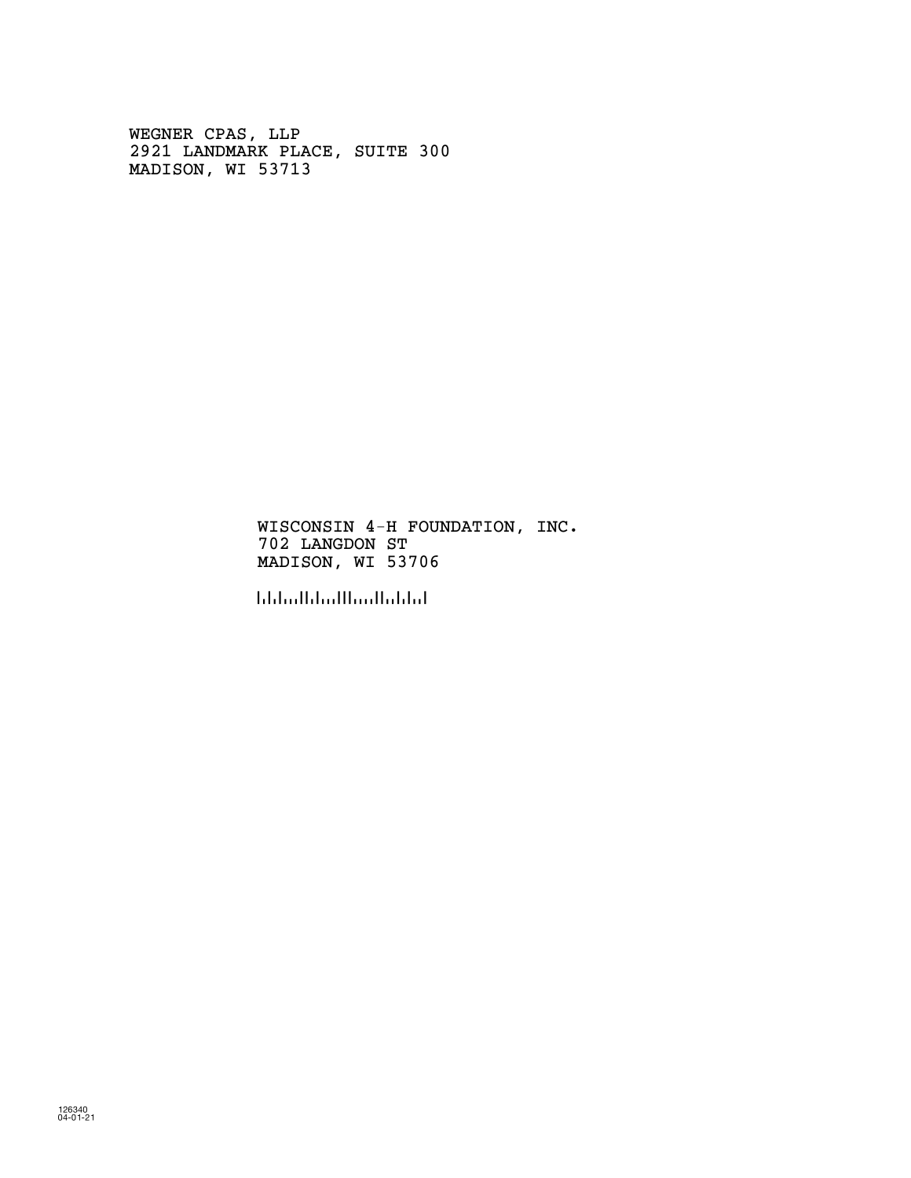WEGNER CPAS, LLP
2921 LANDMARK PLACE, SUITE 300
MADISON, WI 53713

WISCONSIN 4-H FOUNDATION, INC.
702 LANGDON ST
MADISON, WI 53706

126340
04-01-21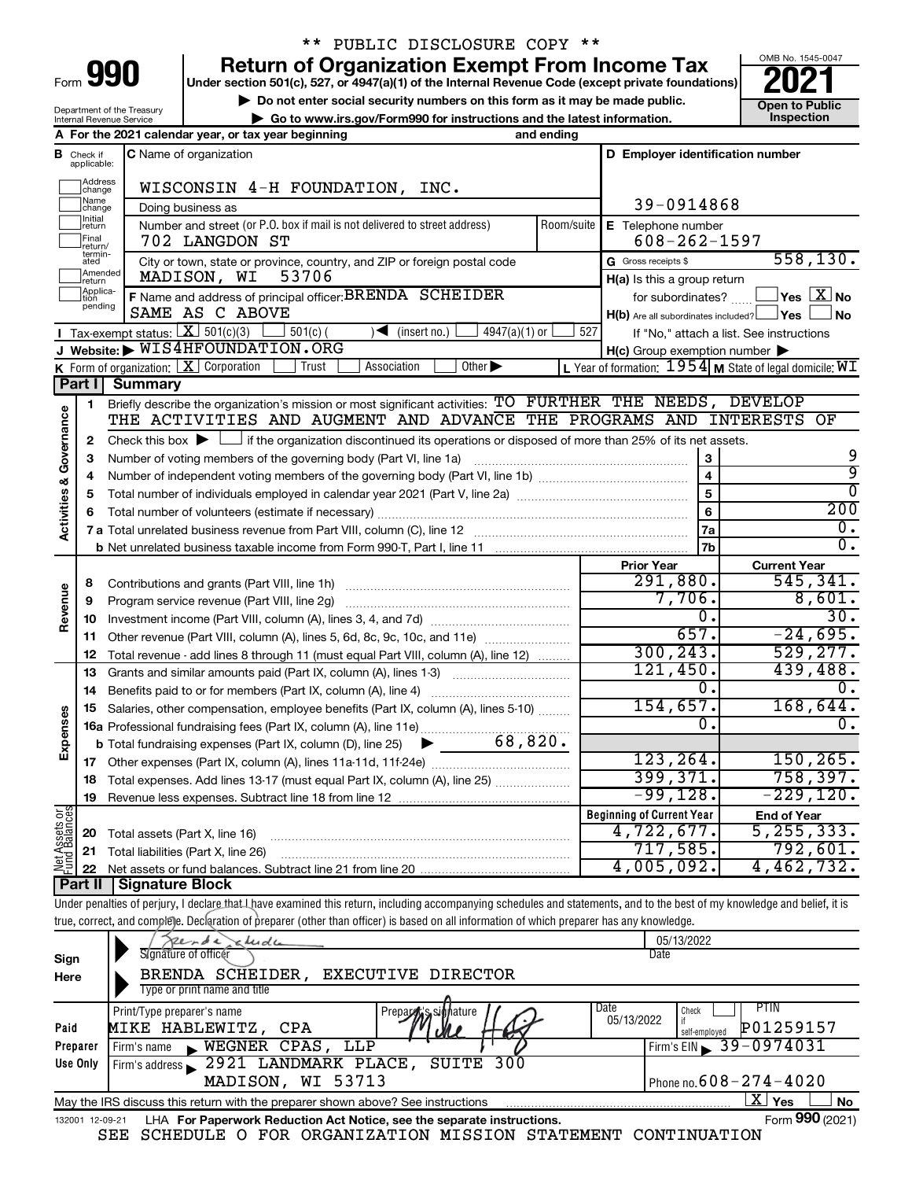\*\* PUBLIC DISCLOSURE COPY \*\*

# Form 990 — Return of Organization Exempt From Income Tax (2021)

Under section 501(c), 527, or 4947(a)(1) of the Internal Revenue Code (except private foundations)

▶ Do not enter social security numbers on this form as it may be made public.

▶ Go to www.irs.gov/Form990 for instructions and the latest information.

Department of the Treasury, Internal Revenue Service

OMB No. 1545-0047 — **Open to Public Inspection**

**A** For the 2021 calendar year, or tax year beginning ______ and ending ______

**B** Check if applicable: Address change, Name change, Initial return, Final return/terminated, Amended return, Application pending

**C** Name of organization: WISCONSIN 4-H FOUNDATION, INC.

Doing business as

Number and street (or P.O. box if mail is not delivered to street address): 702 LANGDON ST — Room/suite

City or town, state or province, country, and ZIP or foreign postal code: MADISON, WI 53706

**D** Employer identification number: 39-0914868

**E** Telephone number: 608-262-1597

**G** Gross receipts $ 558,130.

**F** Name and address of principal officer: BRENDA SCHEIDER, SAME AS C ABOVE

**H(a)** Is this a group return for subordinates? ☐ Yes ☒ No

**H(b)** Are all subordinates included? ☐ Yes ☐ No — If "No," attach a list. See instructions

**H(c)** Group exemption number ▶

**I** Tax-exempt status: ☒ 501(c)(3) ☐ 501(c) ( ) ◀ (insert no.) ☐ 4947(a)(1) or ☐ 527

**J** Website: ▶ WIS4HFOUNDATION.ORG

**K** Form of organization: ☒ Corporation ☐ Trust ☐ Association ☐ Other ▶

**L** Year of formation: 1954 **M** State of legal domicile: WI

## Part I Summary

**Activities & Governance**

1. Briefly describe the organization's mission or most significant activities: TO FURTHER THE NEEDS, DEVELOP THE ACTIVITIES AND AUGMENT AND ADVANCE THE PROGRAMS AND INTERESTS OF
2. Check this box ▶ ☐ if the organization discontinued its operations or disposed of more than 25% of its net assets.

| Line | Description | | Value |
|---|---|---|---|
| 3 | Number of voting members of the governing body (Part VI, line 1a) | 3 | 9 |
| 4 | Number of independent voting members of the governing body (Part VI, line 1b) | 4 | 9 |
| 5 | Total number of individuals employed in calendar year 2021 (Part V, line 2a) | 5 | 0 |
| 6 | Total number of volunteers (estimate if necessary) | 6 | 200 |
| 7a | Total unrelated business revenue from Part VIII, column (C), line 12 | 7a | 0. |
| 7b | Net unrelated business taxable income from Form 990-T, Part I, line 11 | 7b | 0. |

| Line | Description | Prior Year | Current Year |
|---|---|---|---|
| **Revenue** | | | |
| 8 | Contributions and grants (Part VIII, line 1h) | 291,880. | 545,341. |
| 9 | Program service revenue (Part VIII, line 2g) | 7,706. | 8,601. |
| 10 | Investment income (Part VIII, column (A), lines 3, 4, and 7d) | 0. | 30. |
| 11 | Other revenue (Part VIII, column (A), lines 5, 6d, 8c, 9c, 10c, and 11e) | 657. | -24,695. |
| 12 | Total revenue - add lines 8 through 11 (must equal Part VIII, column (A), line 12) | 300,243. | 529,277. |
| **Expenses** | | | |
| 13 | Grants and similar amounts paid (Part IX, column (A), lines 1-3) | 121,450. | 439,488. |
| 14 | Benefits paid to or for members (Part IX, column (A), line 4) | 0. | 0. |
| 15 | Salaries, other compensation, employee benefits (Part IX, column (A), lines 5-10) | 154,657. | 168,644. |
| 16a | Professional fundraising fees (Part IX, column (A), line 11e) | 0. | 0. |
| b | Total fundraising expenses (Part IX, column (D), line 25) ▶ 68,820. | | |
| 17 | Other expenses (Part IX, column (A), lines 11a-11d, 11f-24e) | 123,264. | 150,265. |
| 18 | Total expenses. Add lines 13-17 (must equal Part IX, column (A), line 25) | 399,371. | 758,397. |
| 19 | Revenue less expenses. Subtract line 18 from line 12 | -99,128. | -229,120. |

| Line | Net Assets or Fund Balances | Beginning of Current Year | End of Year |
|---|---|---|---|
| 20 | Total assets (Part X, line 16) | 4,722,677. | 5,255,333. |
| 21 | Total liabilities (Part X, line 26) | 717,585. | 792,601. |
| 22 | Net assets or fund balances. Subtract line 21 from line 20 | 4,005,092. | 4,462,732. |

## Part II Signature Block

Under penalties of perjury, I declare that I have examined this return, including accompanying schedules and statements, and to the best of my knowledge and belief, it is true, correct, and complete. Declaration of preparer (other than officer) is based on all information of which preparer has any knowledge.

**Sign Here**

Signature of officer — Date: 05/13/2022

BRENDA SCHEIDER, EXECUTIVE DIRECTOR — Type or print name and title

**Paid Preparer Use Only**

| Print/Type preparer's name | Preparer's signature | Date | Check if self-employed | PTIN |
|---|---|---|---|---|
| MIKE HABLEWITZ, CPA | | 05/13/2022 | ☐ | P01259157 |

Firm's name ▶ WEGNER CPAS, LLP — Firm's EIN ▶ 39-0974031

Firm's address ▶ 2921 LANDMARK PLACE, SUITE 300, MADISON, WI 53713 — Phone no. 608-274-4020

May the IRS discuss this return with the preparer shown above? See instructions ☒ Yes ☐ No

132001 12-09-21 LHA For Paperwork Reduction Act Notice, see the separate instructions. Form **990** (2021)

SEE SCHEDULE O FOR ORGANIZATION MISSION STATEMENT CONTINUATION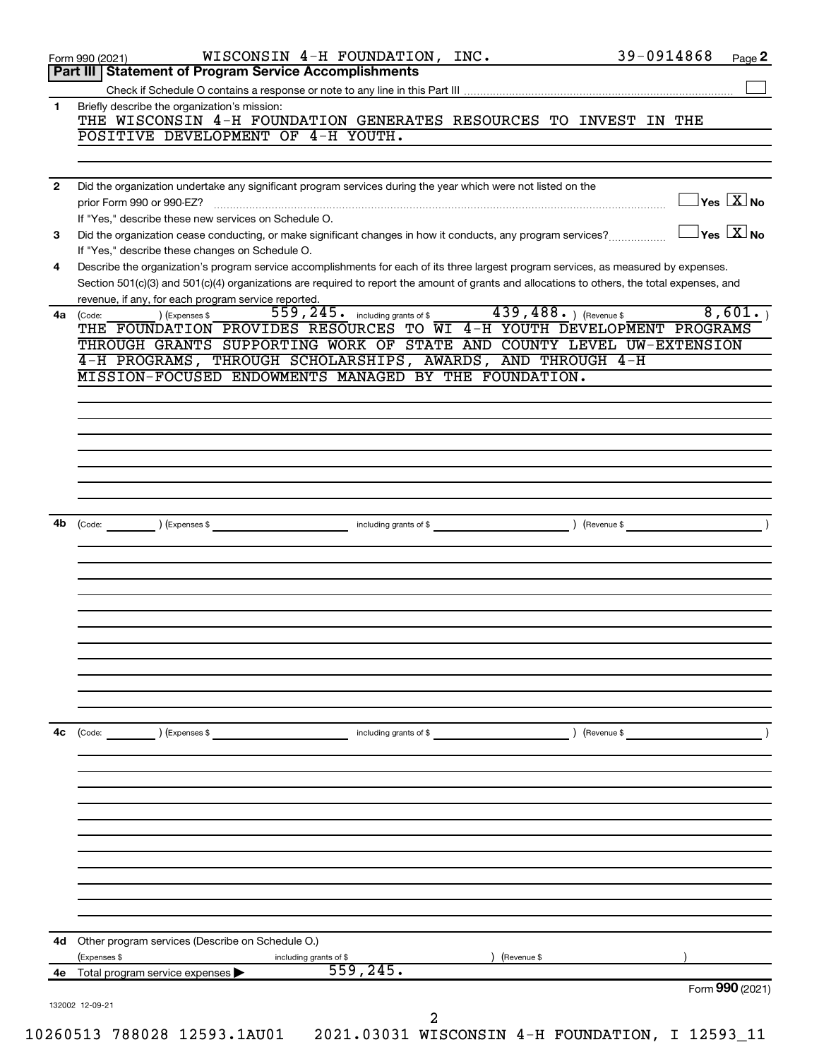Form 990 (2021) WISCONSIN 4-H FOUNDATION, INC. 39-0914868 Page 2

## Part III | Statement of Program Service Accomplishments

Check if Schedule O contains a response or note to any line in this Part III ☐

**1** Briefly describe the organization's mission:

THE WISCONSIN 4-H FOUNDATION GENERATES RESOURCES TO INVEST IN THE POSITIVE DEVELOPMENT OF 4-H YOUTH.

**2** Did the organization undertake any significant program services during the year which were not listed on the prior Form 990 or 990-EZ? ☐ Yes ☒ No

If "Yes," describe these new services on Schedule O.

**3** Did the organization cease conducting, or make significant changes in how it conducts, any program services? ☐ Yes ☒ No

If "Yes," describe these changes on Schedule O.

**4** Describe the organization's program service accomplishments for each of its three largest program services, as measured by expenses. Section 501(c)(3) and 501(c)(4) organizations are required to report the amount of grants and allocations to others, the total expenses, and revenue, if any, for each program service reported.

**4a** (Code: ) (Expenses $ 559,245. including grants of $ 439,488. ) (Revenue $ 8,601. )

THE FOUNDATION PROVIDES RESOURCES TO WI 4-H YOUTH DEVELOPMENT PROGRAMS THROUGH GRANTS SUPPORTING WORK OF STATE AND COUNTY LEVEL UW-EXTENSION 4-H PROGRAMS, THROUGH SCHOLARSHIPS, AWARDS, AND THROUGH 4-H MISSION-FOCUSED ENDOWMENTS MANAGED BY THE FOUNDATION.

**4b** (Code: ) (Expenses $ including grants of $ ) (Revenue $ )

**4c** (Code: ) (Expenses $ including grants of $ ) (Revenue $ )

**4d** Other program services (Describe on Schedule O.)

(Expenses $ including grants of $ ) (Revenue $ )

**4e** Total program service expenses ▶ 559,245.

Form **990** (2021)

132002 12-09-21

10260513 788028 12593.1AU01 2021.03031 WISCONSIN 4-H FOUNDATION, I 12593_11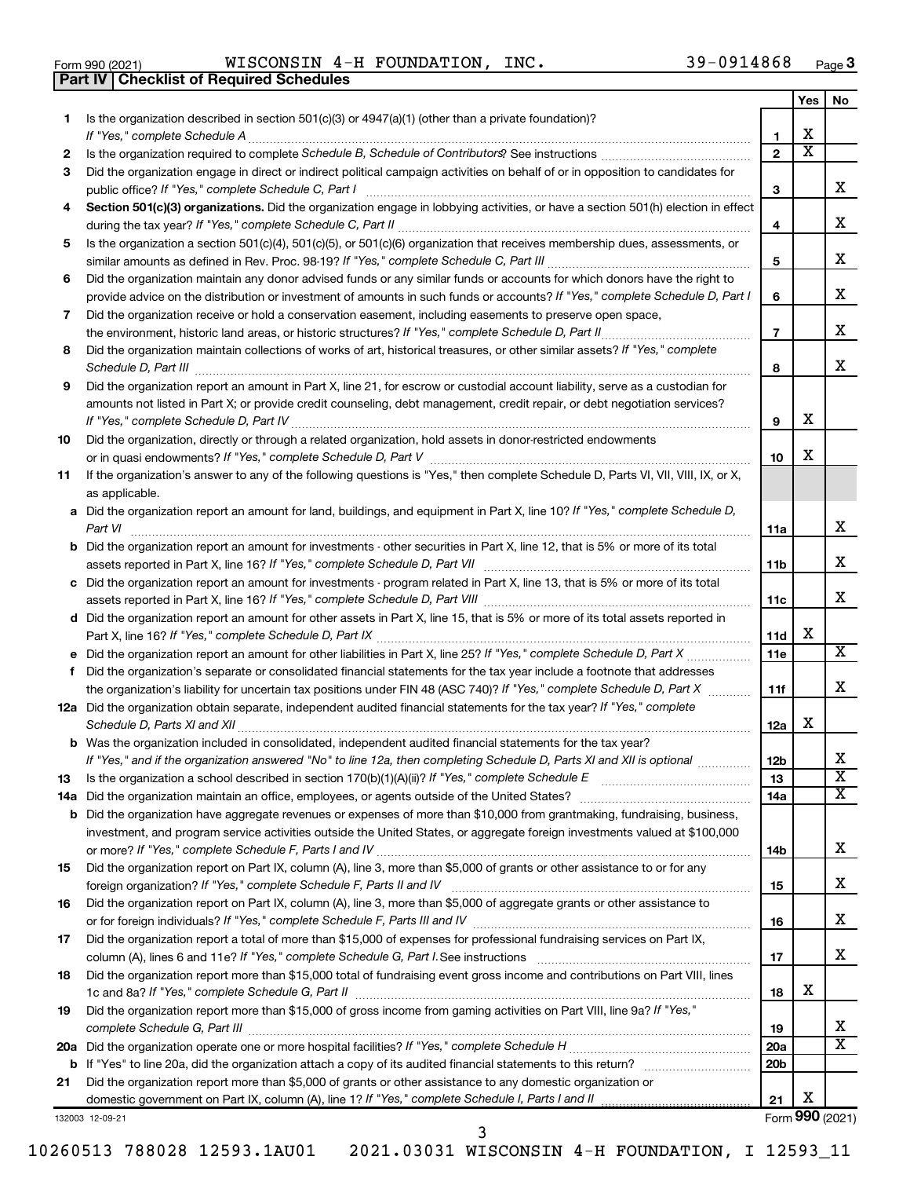Form 990 (2021) WISCONSIN 4-H FOUNDATION, INC. 39-0914868 Page 3

**Part IV | Checklist of Required Schedules**

| | | | Yes | No |
|---|---|---|---|---|
| 1 | Is the organization described in section 501(c)(3) or 4947(a)(1) (other than a private foundation)? *If "Yes," complete Schedule A* | 1 | X | |
| 2 | Is the organization required to complete *Schedule B, Schedule of Contributors*? See instructions | 2 | X | |
| 3 | Did the organization engage in direct or indirect political campaign activities on behalf of or in opposition to candidates for public office? *If "Yes," complete Schedule C, Part I* | 3 | | X |
| 4 | **Section 501(c)(3) organizations.** Did the organization engage in lobbying activities, or have a section 501(h) election in effect during the tax year? *If "Yes," complete Schedule C, Part II* | 4 | | X |
| 5 | Is the organization a section 501(c)(4), 501(c)(5), or 501(c)(6) organization that receives membership dues, assessments, or similar amounts as defined in Rev. Proc. 98-19? *If "Yes," complete Schedule C, Part III* | 5 | | X |
| 6 | Did the organization maintain any donor advised funds or any similar funds or accounts for which donors have the right to provide advice on the distribution or investment of amounts in such funds or accounts? *If "Yes," complete Schedule D, Part I* | 6 | | X |
| 7 | Did the organization receive or hold a conservation easement, including easements to preserve open space, the environment, historic land areas, or historic structures? *If "Yes," complete Schedule D, Part II* | 7 | | X |
| 8 | Did the organization maintain collections of works of art, historical treasures, or other similar assets? *If "Yes," complete Schedule D, Part III* | 8 | | X |
| 9 | Did the organization report an amount in Part X, line 21, for escrow or custodial account liability, serve as a custodian for amounts not listed in Part X; or provide credit counseling, debt management, credit repair, or debt negotiation services? *If "Yes," complete Schedule D, Part IV* | 9 | X | |
| 10 | Did the organization, directly or through a related organization, hold assets in donor-restricted endowments or in quasi endowments? *If "Yes," complete Schedule D, Part V* | 10 | X | |
| 11 | If the organization's answer to any of the following questions is "Yes," then complete Schedule D, Parts VI, VII, VIII, IX, or X, as applicable. | | | |
| a | Did the organization report an amount for land, buildings, and equipment in Part X, line 10? *If "Yes," complete Schedule D, Part VI* | 11a | | X |
| b | Did the organization report an amount for investments - other securities in Part X, line 12, that is 5% or more of its total assets reported in Part X, line 16? *If "Yes," complete Schedule D, Part VII* | 11b | | X |
| c | Did the organization report an amount for investments - program related in Part X, line 13, that is 5% or more of its total assets reported in Part X, line 16? *If "Yes," complete Schedule D, Part VIII* | 11c | | X |
| d | Did the organization report an amount for other assets in Part X, line 15, that is 5% or more of its total assets reported in Part X, line 16? *If "Yes," complete Schedule D, Part IX* | 11d | X | |
| e | Did the organization report an amount for other liabilities in Part X, line 25? *If "Yes," complete Schedule D, Part X* | 11e | | X |
| f | Did the organization's separate or consolidated financial statements for the tax year include a footnote that addresses the organization's liability for uncertain tax positions under FIN 48 (ASC 740)? *If "Yes," complete Schedule D, Part X* | 11f | | X |
| 12a | Did the organization obtain separate, independent audited financial statements for the tax year? *If "Yes," complete Schedule D, Parts XI and XII* | 12a | X | |
| b | Was the organization included in consolidated, independent audited financial statements for the tax year? *If "Yes," and if the organization answered "No" to line 12a, then completing Schedule D, Parts XI and XII is optional* | 12b | | X |
| 13 | Is the organization a school described in section 170(b)(1)(A)(ii)? *If "Yes," complete Schedule E* | 13 | | X |
| 14a | Did the organization maintain an office, employees, or agents outside of the United States? | 14a | | X |
| b | Did the organization have aggregate revenues or expenses of more than $10,000 from grantmaking, fundraising, business, investment, and program service activities outside the United States, or aggregate foreign investments valued at $100,000 or more? *If "Yes," complete Schedule F, Parts I and IV* | 14b | | X |
| 15 | Did the organization report on Part IX, column (A), line 3, more than $5,000 of grants or other assistance to or for any foreign organization? *If "Yes," complete Schedule F, Parts II and IV* | 15 | | X |
| 16 | Did the organization report on Part IX, column (A), line 3, more than $5,000 of aggregate grants or other assistance to or for foreign individuals? *If "Yes," complete Schedule F, Parts III and IV* | 16 | | X |
| 17 | Did the organization report a total of more than $15,000 of expenses for professional fundraising services on Part IX, column (A), lines 6 and 11e? *If "Yes," complete Schedule G, Part I.* See instructions | 17 | | X |
| 18 | Did the organization report more than $15,000 total of fundraising event gross income and contributions on Part VIII, lines 1c and 8a? *If "Yes," complete Schedule G, Part II* | 18 | X | |
| 19 | Did the organization report more than $15,000 of gross income from gaming activities on Part VIII, line 9a? *If "Yes," complete Schedule G, Part III* | 19 | | X |
| 20a | Did the organization operate one or more hospital facilities? *If "Yes," complete Schedule H* | 20a | | X |
| b | If "Yes" to line 20a, did the organization attach a copy of its audited financial statements to this return? | 20b | | |
| 21 | Did the organization report more than $5,000 of grants or other assistance to any domestic organization or domestic government on Part IX, column (A), line 1? *If "Yes," complete Schedule I, Parts I and II* | 21 | X | |

132003 12-09-21 Form **990** (2021)

10260513 788028 12593.1AU01 2021.03031 WISCONSIN 4-H FOUNDATION, I 12593_11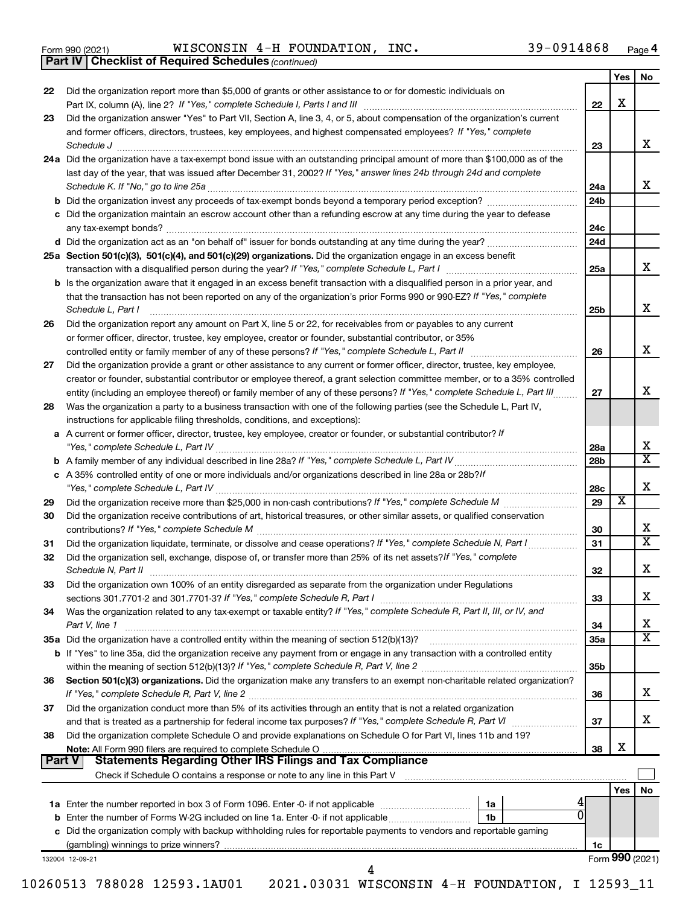Form 990 (2021) WISCONSIN 4-H FOUNDATION, INC. 39-0914868 Page 4

**Part IV Checklist of Required Schedules** *(continued)*

| | | | Yes | No |
|---|---|---|---|---|
| 22 | Did the organization report more than $5,000 of grants or other assistance to or for domestic individuals on Part IX, column (A), line 2? *If "Yes," complete Schedule I, Parts I and III* | 22 | X | |
| 23 | Did the organization answer "Yes" to Part VII, Section A, line 3, 4, or 5, about compensation of the organization's current and former officers, directors, trustees, key employees, and highest compensated employees? *If "Yes," complete Schedule J* | 23 | | X |
| 24a | Did the organization have a tax-exempt bond issue with an outstanding principal amount of more than $100,000 as of the last day of the year, that was issued after December 31, 2002? *If "Yes," answer lines 24b through 24d and complete Schedule K. If "No," go to line 25a* | 24a | | X |
| b | Did the organization invest any proceeds of tax-exempt bonds beyond a temporary period exception? | 24b | | |
| c | Did the organization maintain an escrow account other than a refunding escrow at any time during the year to defease any tax-exempt bonds? | 24c | | |
| d | Did the organization act as an "on behalf of" issuer for bonds outstanding at any time during the year? | 24d | | |
| 25a | **Section 501(c)(3), 501(c)(4), and 501(c)(29) organizations.** Did the organization engage in an excess benefit transaction with a disqualified person during the year? *If "Yes," complete Schedule L, Part I* | 25a | | X |
| b | Is the organization aware that it engaged in an excess benefit transaction with a disqualified person in a prior year, and that the transaction has not been reported on any of the organization's prior Forms 990 or 990-EZ? *If "Yes," complete Schedule L, Part I* | 25b | | X |
| 26 | Did the organization report any amount on Part X, line 5 or 22, for receivables from or payables to any current or former officer, director, trustee, key employee, creator or founder, substantial contributor, or 35% controlled entity or family member of any of these persons? *If "Yes," complete Schedule L, Part II* | 26 | | X |
| 27 | Did the organization provide a grant or other assistance to any current or former officer, director, trustee, key employee, creator or founder, substantial contributor or employee thereof, a grant selection committee member, or to a 35% controlled entity (including an employee thereof) or family member of any of these persons? *If "Yes," complete Schedule L, Part III* | 27 | | X |
| 28 | Was the organization a party to a business transaction with one of the following parties (see the Schedule L, Part IV, instructions for applicable filing thresholds, conditions, and exceptions): | | | |
| a | A current or former officer, director, trustee, key employee, creator or founder, or substantial contributor? *If "Yes," complete Schedule L, Part IV* | 28a | | X |
| b | A family member of any individual described in line 28a? *If "Yes," complete Schedule L, Part IV* | 28b | | X |
| c | A 35% controlled entity of one or more individuals and/or organizations described in line 28a or 28b? *If "Yes," complete Schedule L, Part IV* | 28c | | X |
| 29 | Did the organization receive more than $25,000 in non-cash contributions? *If "Yes," complete Schedule M* | 29 | X | |
| 30 | Did the organization receive contributions of art, historical treasures, or other similar assets, or qualified conservation contributions? *If "Yes," complete Schedule M* | 30 | | X |
| 31 | Did the organization liquidate, terminate, or dissolve and cease operations? *If "Yes," complete Schedule N, Part I* | 31 | | X |
| 32 | Did the organization sell, exchange, dispose of, or transfer more than 25% of its net assets? *If "Yes," complete Schedule N, Part II* | 32 | | X |
| 33 | Did the organization own 100% of an entity disregarded as separate from the organization under Regulations sections 301.7701-2 and 301.7701-3? *If "Yes," complete Schedule R, Part I* | 33 | | X |
| 34 | Was the organization related to any tax-exempt or taxable entity? *If "Yes," complete Schedule R, Part II, III, or IV, and Part V, line 1* | 34 | | X |
| 35a | Did the organization have a controlled entity within the meaning of section 512(b)(13)? | 35a | | X |
| b | If "Yes" to line 35a, did the organization receive any payment from or engage in any transaction with a controlled entity within the meaning of section 512(b)(13)? *If "Yes," complete Schedule R, Part V, line 2* | 35b | | |
| 36 | **Section 501(c)(3) organizations.** Did the organization make any transfers to an exempt non-charitable related organization? *If "Yes," complete Schedule R, Part V, line 2* | 36 | | X |
| 37 | Did the organization conduct more than 5% of its activities through an entity that is not a related organization and that is treated as a partnership for federal income tax purposes? *If "Yes," complete Schedule R, Part VI* | 37 | | X |
| 38 | Did the organization complete Schedule O and provide explanations on Schedule O for Part VI, lines 11b and 19? **Note:** All Form 990 filers are required to complete Schedule O | 38 | X | |

**Part V Statements Regarding Other IRS Filings and Tax Compliance**

Check if Schedule O contains a response or note to any line in this Part V ☐

| | | | | | Yes | No |
|---|---|---|---|---|---|---|
| 1a | Enter the number reported in box 3 of Form 1096. Enter -0- if not applicable | 1a | 4 | | | |
| b | Enter the number of Forms W-2G included on line 1a. Enter -0- if not applicable | 1b | 0 | | | |
| c | Did the organization comply with backup withholding rules for reportable payments to vendors and reportable gaming (gambling) winnings to prize winners? | | | 1c | | |

132004 12-09-21

Form **990** (2021)

10260513 788028 12593.1AU01 2021.03031 WISCONSIN 4-H FOUNDATION, I 12593_11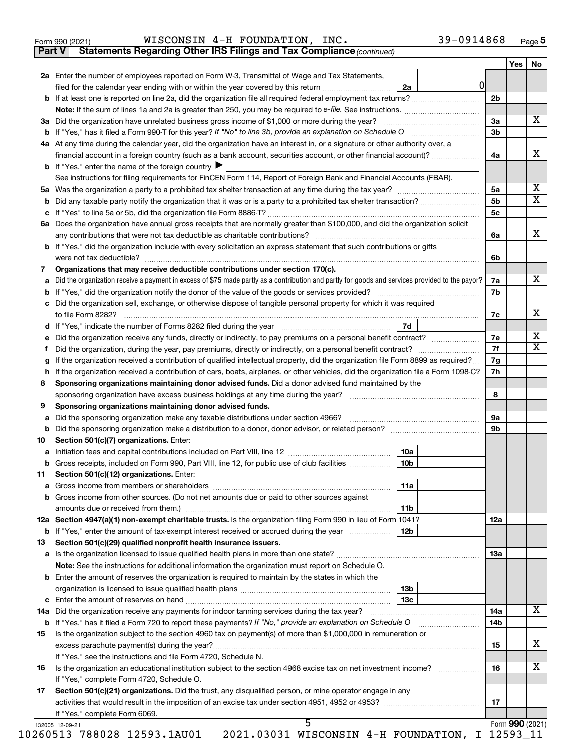Form 990 (2021) WISCONSIN 4-H FOUNDATION, INC. 39-0914868 Page 5

**Part V Statements Regarding Other IRS Filings and Tax Compliance** *(continued)*

| | | | | Yes | No |
|---|---|---|---|---|---|
| **2a** | Enter the number of employees reported on Form W-3, Transmittal of Wage and Tax Statements, filed for the calendar year ending with or within the year covered by this return | 2a | 0 | | |
| **b** | If at least one is reported on line 2a, did the organization file all required federal employment tax returns? | | 2b | | |
| | **Note:** If the sum of lines 1a and 2a is greater than 250, you may be required to *e-file.* See instructions. | | | | |
| **3a** | Did the organization have unrelated business gross income of $1,000 or more during the year? | | 3a | | X |
| **b** | If "Yes," has it filed a Form 990-T for this year? *If "No" to line 3b, provide an explanation on Schedule O* | | 3b | | |
| **4a** | At any time during the calendar year, did the organization have an interest in, or a signature or other authority over, a financial account in a foreign country (such as a bank account, securities account, or other financial account)? | | 4a | | X |
| **b** | If "Yes," enter the name of the foreign country ▶ | | | | |
| | See instructions for filing requirements for FinCEN Form 114, Report of Foreign Bank and Financial Accounts (FBAR). | | | | |
| **5a** | Was the organization a party to a prohibited tax shelter transaction at any time during the tax year? | | 5a | | X |
| **b** | Did any taxable party notify the organization that it was or is a party to a prohibited tax shelter transaction? | | 5b | | X |
| **c** | If "Yes" to line 5a or 5b, did the organization file Form 8886-T? | | 5c | | |
| **6a** | Does the organization have annual gross receipts that are normally greater than $100,000, and did the organization solicit any contributions that were not tax deductible as charitable contributions? | | 6a | | X |
| **b** | If "Yes," did the organization include with every solicitation an express statement that such contributions or gifts were not tax deductible? | | 6b | | |
| **7** | **Organizations that may receive deductible contributions under section 170(c).** | | | | |
| **a** | Did the organization receive a payment in excess of $75 made partly as a contribution and partly for goods and services provided to the payor? | | 7a | | X |
| **b** | If "Yes," did the organization notify the donor of the value of the goods or services provided? | | 7b | | |
| **c** | Did the organization sell, exchange, or otherwise dispose of tangible personal property for which it was required to file Form 8282? | | 7c | | X |
| **d** | If "Yes," indicate the number of Forms 8282 filed during the year | 7d | | | |
| **e** | Did the organization receive any funds, directly or indirectly, to pay premiums on a personal benefit contract? | | 7e | | X |
| **f** | Did the organization, during the year, pay premiums, directly or indirectly, on a personal benefit contract? | | 7f | | X |
| **g** | If the organization received a contribution of qualified intellectual property, did the organization file Form 8899 as required? | | 7g | | |
| **h** | If the organization received a contribution of cars, boats, airplanes, or other vehicles, did the organization file a Form 1098-C? | | 7h | | |
| **8** | **Sponsoring organizations maintaining donor advised funds.** Did a donor advised fund maintained by the sponsoring organization have excess business holdings at any time during the year? | | 8 | | |
| **9** | **Sponsoring organizations maintaining donor advised funds.** | | | | |
| **a** | Did the sponsoring organization make any taxable distributions under section 4966? | | 9a | | |
| **b** | Did the sponsoring organization make a distribution to a donor, donor advisor, or related person? | | 9b | | |
| **10** | **Section 501(c)(7) organizations.** Enter: | | | | |
| **a** | Initiation fees and capital contributions included on Part VIII, line 12 | 10a | | | |
| **b** | Gross receipts, included on Form 990, Part VIII, line 12, for public use of club facilities | 10b | | | |
| **11** | **Section 501(c)(12) organizations.** Enter: | | | | |
| **a** | Gross income from members or shareholders | 11a | | | |
| **b** | Gross income from other sources. (Do not net amounts due or paid to other sources against amounts due or received from them.) | 11b | | | |
| **12a** | **Section 4947(a)(1) non-exempt charitable trusts.** Is the organization filing Form 990 in lieu of Form 1041? | | 12a | | |
| **b** | If "Yes," enter the amount of tax-exempt interest received or accrued during the year | 12b | | | |
| **13** | **Section 501(c)(29) qualified nonprofit health insurance issuers.** | | | | |
| **a** | Is the organization licensed to issue qualified health plans in more than one state? | | 13a | | |
| | **Note:** See the instructions for additional information the organization must report on Schedule O. | | | | |
| **b** | Enter the amount of reserves the organization is required to maintain by the states in which the organization is licensed to issue qualified health plans | 13b | | | |
| **c** | Enter the amount of reserves on hand | 13c | | | |
| **14a** | Did the organization receive any payments for indoor tanning services during the tax year? | | 14a | | X |
| **b** | If "Yes," has it filed a Form 720 to report these payments? *If "No," provide an explanation on Schedule O* | | 14b | | |
| **15** | Is the organization subject to the section 4960 tax on payment(s) of more than $1,000,000 in remuneration or excess parachute payment(s) during the year? | | 15 | | X |
| | If "Yes," see the instructions and file Form 4720, Schedule N. | | | | |
| **16** | Is the organization an educational institution subject to the section 4968 excise tax on net investment income? | | 16 | | X |
| | If "Yes," complete Form 4720, Schedule O. | | | | |
| **17** | **Section 501(c)(21) organizations.** Did the trust, any disqualified person, or mine operator engage in any activities that would result in the imposition of an excise tax under section 4951, 4952 or 4953? | | 17 | | |
| | If "Yes," complete Form 6069. | | | | |

Form **990** (2021)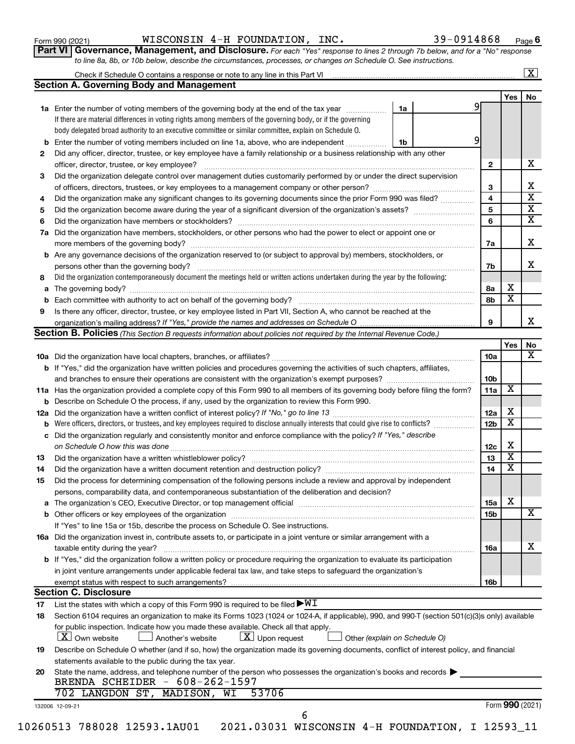Form 990 (2021) WISCONSIN 4-H FOUNDATION, INC. 39-0914868 Page 6

**Part VI Governance, Management, and Disclosure.** *For each "Yes" response to lines 2 through 7b below, and for a "No" response to line 8a, 8b, or 10b below, describe the circumstances, processes, or changes on Schedule O. See instructions.*

Check if Schedule O contains a response or note to any line in this Part VI ... [X]

## Section A. Governing Body and Management

| | | | Yes | No |
|---|---|---|---|---|
| **1a** | Enter the number of voting members of the governing body at the end of the tax year ... **1a** 9. If there are material differences in voting rights among members of the governing body, or if the governing body delegated broad authority to an executive committee or similar committee, explain on Schedule O. | | | |
| **b** | Enter the number of voting members included on line 1a, above, who are independent ... **1b** 9 | | | |
| **2** | Did any officer, director, trustee, or key employee have a family relationship or a business relationship with any other officer, director, trustee, or key employee? | 2 | | X |
| **3** | Did the organization delegate control over management duties customarily performed by or under the direct supervision of officers, directors, trustees, or key employees to a management company or other person? | 3 | | X |
| **4** | Did the organization make any significant changes to its governing documents since the prior Form 990 was filed? | 4 | | X |
| **5** | Did the organization become aware during the year of a significant diversion of the organization's assets? | 5 | | X |
| **6** | Did the organization have members or stockholders? | 6 | | X |
| **7a** | Did the organization have members, stockholders, or other persons who had the power to elect or appoint one or more members of the governing body? | 7a | | X |
| **b** | Are any governance decisions of the organization reserved to (or subject to approval by) members, stockholders, or persons other than the governing body? | 7b | | X |
| **8** | Did the organization contemporaneously document the meetings held or written actions undertaken during the year by the following: | | | |
| **a** | The governing body? | 8a | X | |
| **b** | Each committee with authority to act on behalf of the governing body? | 8b | X | |
| **9** | Is there any officer, director, trustee, or key employee listed in Part VII, Section A, who cannot be reached at the organization's mailing address? *If "Yes," provide the names and addresses on Schedule O* | 9 | | X |

## Section B. Policies *(This Section B requests information about policies not required by the Internal Revenue Code.)*

| | | | Yes | No |
|---|---|---|---|---|
| **10a** | Did the organization have local chapters, branches, or affiliates? | 10a | | X |
| **b** | If "Yes," did the organization have written policies and procedures governing the activities of such chapters, affiliates, and branches to ensure their operations are consistent with the organization's exempt purposes? | 10b | | |
| **11a** | Has the organization provided a complete copy of this Form 990 to all members of its governing body before filing the form? | 11a | X | |
| **b** | Describe on Schedule O the process, if any, used by the organization to review this Form 990. | | | |
| **12a** | Did the organization have a written conflict of interest policy? *If "No," go to line 13* | 12a | X | |
| **b** | Were officers, directors, or trustees, and key employees required to disclose annually interests that could give rise to conflicts? | 12b | X | |
| **c** | Did the organization regularly and consistently monitor and enforce compliance with the policy? *If "Yes," describe on Schedule O how this was done* | 12c | X | |
| **13** | Did the organization have a written whistleblower policy? | 13 | X | |
| **14** | Did the organization have a written document retention and destruction policy? | 14 | X | |
| **15** | Did the process for determining compensation of the following persons include a review and approval by independent persons, comparability data, and contemporaneous substantiation of the deliberation and decision? | | | |
| **a** | The organization's CEO, Executive Director, or top management official | 15a | X | |
| **b** | Other officers or key employees of the organization | 15b | | X |
| | If "Yes" to line 15a or 15b, describe the process on Schedule O. See instructions. | | | |
| **16a** | Did the organization invest in, contribute assets to, or participate in a joint venture or similar arrangement with a taxable entity during the year? | 16a | | X |
| **b** | If "Yes," did the organization follow a written policy or procedure requiring the organization to evaluate its participation in joint venture arrangements under applicable federal tax law, and take steps to safeguard the organization's exempt status with respect to such arrangements? | 16b | | |

## Section C. Disclosure

**17** List the states with which a copy of this Form 990 is required to be filed ▶ WI

**18** Section 6104 requires an organization to make its Forms 1023 (1024 or 1024-A, if applicable), 990, and 990-T (section 501(c)(3)s only) available for public inspection. Indicate how you made these available. Check all that apply.

[X] Own website [ ] Another's website [X] Upon request [ ] Other *(explain on Schedule O)*

**19** Describe on Schedule O whether (and if so, how) the organization made its governing documents, conflict of interest policy, and financial statements available to the public during the tax year.

**20** State the name, address, and telephone number of the person who possesses the organization's books and records ▶

BRENDA SCHEIDER - 608-262-1597
702 LANGDON ST, MADISON, WI 53706

132006 12-09-21 Form **990** (2021)

10260513 788028 12593.1AU01 2021.03031 WISCONSIN 4-H FOUNDATION, I 12593_11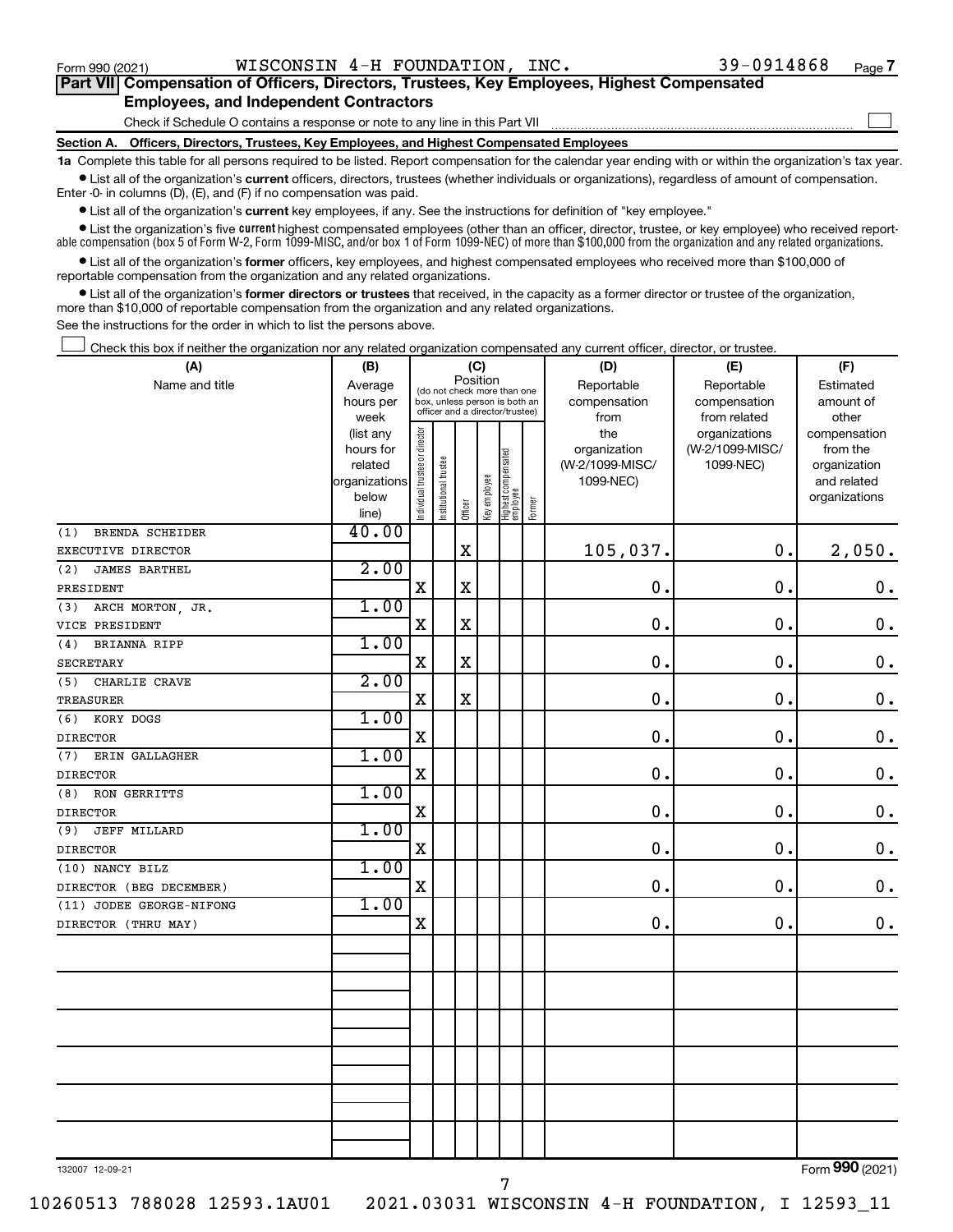Form 990 (2021) WISCONSIN 4-H FOUNDATION, INC. 39-0914868 Page 7

**Part VII Compensation of Officers, Directors, Trustees, Key Employees, Highest Compensated Employees, and Independent Contractors**

Check if Schedule O contains a response or note to any line in this Part VII ☐

**Section A. Officers, Directors, Trustees, Key Employees, and Highest Compensated Employees**

**1a** Complete this table for all persons required to be listed. Report compensation for the calendar year ending with or within the organization's tax year.

- List all of the organization's **current** officers, directors, trustees (whether individuals or organizations), regardless of amount of compensation. Enter -0- in columns (D), (E), and (F) if no compensation was paid.
- List all of the organization's **current** key employees, if any. See the instructions for definition of "key employee."
- List the organization's five **current** highest compensated employees (other than an officer, director, trustee, or key employee) who received reportable compensation (box 5 of Form W-2, Form 1099-MISC, and/or box 1 of Form 1099-NEC) of more than $100,000 from the organization and any related organizations.
- List all of the organization's **former** officers, key employees, and highest compensated employees who received more than $100,000 of reportable compensation from the organization and any related organizations.
- List all of the organization's **former directors or trustees** that received, in the capacity as a former director or trustee of the organization, more than $10,000 of reportable compensation from the organization and any related organizations.

See the instructions for the order in which to list the persons above.

☐ Check this box if neither the organization nor any related organization compensated any current officer, director, or trustee.

| (A) Name and title | (B) Average hours per week (list any hours for related organizations below line) | (C) Position: Individual trustee or director | Institutional trustee | Officer | Key employee | Highest compensated employee | Former | (D) Reportable compensation from the organization (W-2/1099-MISC/1099-NEC) | (E) Reportable compensation from related organizations (W-2/1099-MISC/1099-NEC) | (F) Estimated amount of other compensation from the organization and related organizations |
|---|---|---|---|---|---|---|---|---|---|---|
| (1) BRENDA SCHEIDER<br>EXECUTIVE DIRECTOR | 40.00 | | | X | | | | 105,037. | 0. | 2,050. |
| (2) JAMES BARTHEL<br>PRESIDENT | 2.00 | X | | X | | | | 0. | 0. | 0. |
| (3) ARCH MORTON, JR.<br>VICE PRESIDENT | 1.00 | X | | X | | | | 0. | 0. | 0. |
| (4) BRIANNA RIPP<br>SECRETARY | 1.00 | X | | X | | | | 0. | 0. | 0. |
| (5) CHARLIE CRAVE<br>TREASURER | 2.00 | X | | X | | | | 0. | 0. | 0. |
| (6) KORY DOGS<br>DIRECTOR | 1.00 | X | | | | | | 0. | 0. | 0. |
| (7) ERIN GALLAGHER<br>DIRECTOR | 1.00 | X | | | | | | 0. | 0. | 0. |
| (8) RON GERRITTS<br>DIRECTOR | 1.00 | X | | | | | | 0. | 0. | 0. |
| (9) JEFF MILLARD<br>DIRECTOR | 1.00 | X | | | | | | 0. | 0. | 0. |
| (10) NANCY BILZ<br>DIRECTOR (BEG DECEMBER) | 1.00 | X | | | | | | 0. | 0. | 0. |
| (11) JODEE GEORGE-NIFONG<br>DIRECTOR (THRU MAY) | 1.00 | X | | | | | | 0. | 0. | 0. |

132007 12-09-21 Form 990 (2021)

10260513 788028 12593.1AU01 2021.03031 WISCONSIN 4-H FOUNDATION, I 12593_11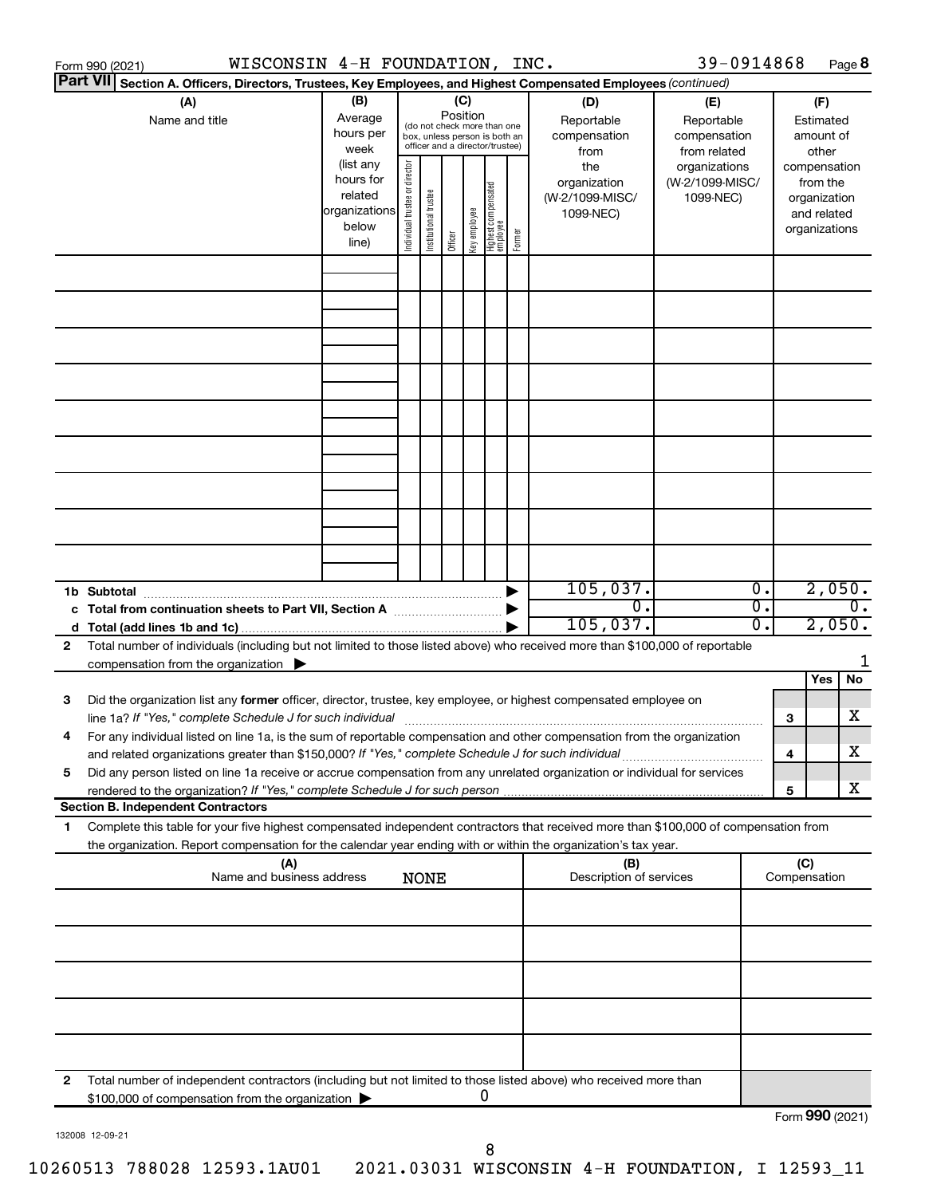Form 990 (2021) WISCONSIN 4-H FOUNDATION, INC. 39-0914868 Page 8

**Part VII Section A. Officers, Directors, Trustees, Key Employees, and Highest Compensated Employees** *(continued)*

| (A) Name and title | (B) Average hours per week (list any hours for related organizations below line) | (C) Position (do not check more than one box, unless person is both an officer and a director/trustee): Individual trustee or director | Institutional trustee | Officer | Key employee | Highest compensated employee | Former | (D) Reportable compensation from the organization (W-2/1099-MISC/1099-NEC) | (E) Reportable compensation from related organizations (W-2/1099-MISC/1099-NEC) | (F) Estimated amount of other compensation from the organization and related organizations |
|---|---|---|---|---|---|---|---|---|---|---|
| | | | | | | | | | | |
| | | | | | | | | | | |
| | | | | | | | | | | |
| | | | | | | | | | | |
| | | | | | | | | | | |
| | | | | | | | | | | |
| | | | | | | | | | | |
| | | | | | | | | | | |
| | | | | | | | | | | |
| **1b Subtotal** | | | | | | | | 105,037. | 0. | 2,050. |
| **c Total from continuation sheets to Part VII, Section A** | | | | | | | | 0. | 0. | 0. |
| **d Total (add lines 1b and 1c)** | | | | | | | | 105,037. | 0. | 2,050. |

**2** Total number of individuals (including but not limited to those listed above) who received more than $100,000 of reportable compensation from the organization ▶ 1

| | | Yes | No |
|---|---|---|---|
| **3** Did the organization list any **former** officer, director, trustee, key employee, or highest compensated employee on line 1a? *If "Yes," complete Schedule J for such individual* | 3 | | X |
| **4** For any individual listed on line 1a, is the sum of reportable compensation and other compensation from the organization and related organizations greater than $150,000? *If "Yes," complete Schedule J for such individual* | 4 | | X |
| **5** Did any person listed on line 1a receive or accrue compensation from any unrelated organization or individual for services rendered to the organization? *If "Yes," complete Schedule J for such person* | 5 | | X |

**Section B. Independent Contractors**

**1** Complete this table for your five highest compensated independent contractors that received more than $100,000 of compensation from the organization. Report compensation for the calendar year ending with or within the organization's tax year.

| (A) Name and business address | (B) Description of services | (C) Compensation |
|---|---|---|
| NONE | | |
| | | |
| | | |
| | | |
| | | |

**2** Total number of independent contractors (including but not limited to those listed above) who received more than $100,000 of compensation from the organization ▶ 0

Form **990** (2021)

132008 12-09-21

10260513 788028 12593.1AU01 2021.03031 WISCONSIN 4-H FOUNDATION, I 12593_11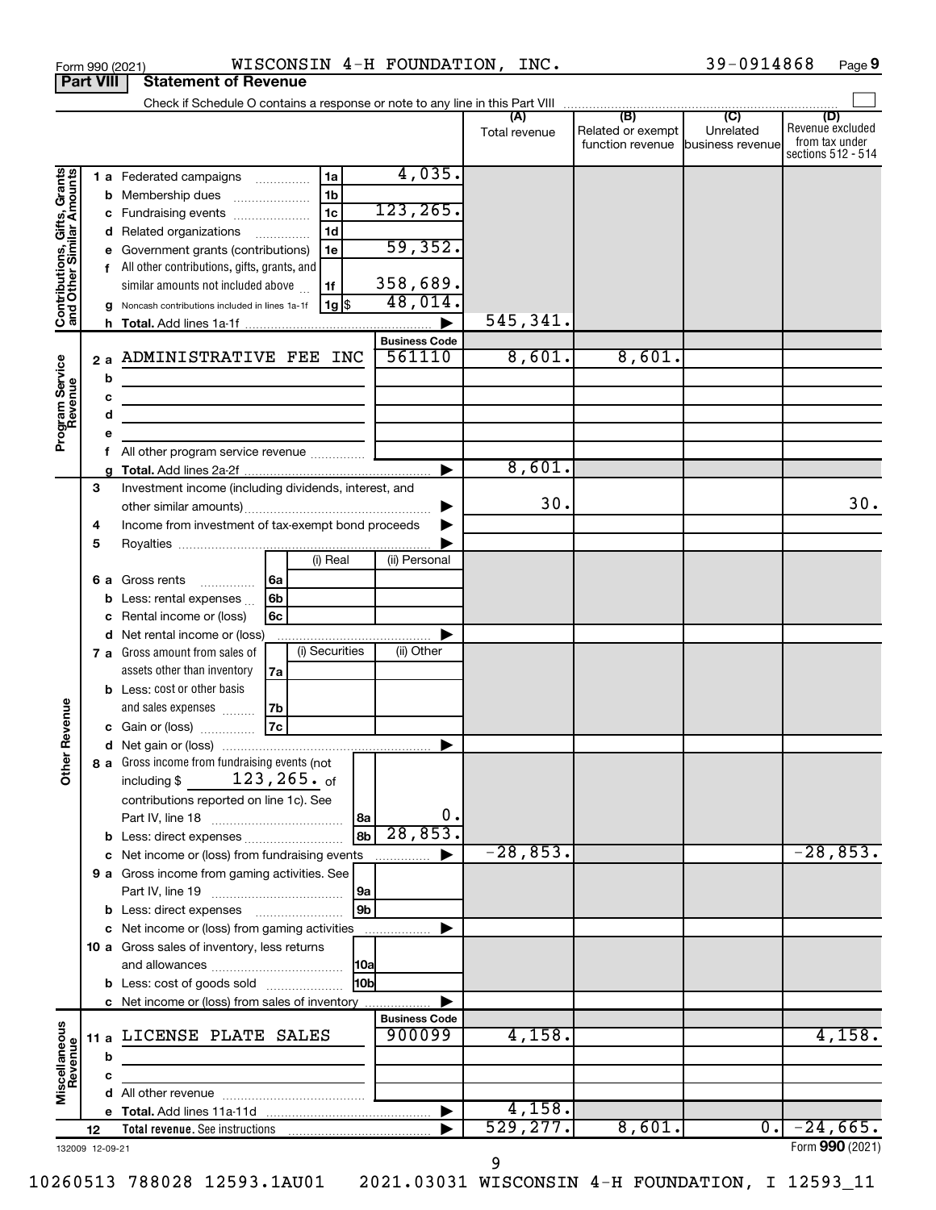Form 990 (2021) WISCONSIN 4-H FOUNDATION, INC. 39-0914868 Page 9

**Part VIII Statement of Revenue**

Check if Schedule O contains a response or note to any line in this Part VIII

| | | | | (A) Total revenue | (B) Related or exempt function revenue | (C) Unrelated business revenue | (D) Revenue excluded from tax under sections 512 - 514 |
|---|---|---|---|---|---|---|---|
| Contributions, Gifts, Grants and Other Similar Amounts | 1 a | Federated campaigns 1a | 4,035. | | | | |
| | b | Membership dues 1b | | | | | |
| | c | Fundraising events 1c | 123,265. | | | | |
| | d | Related organizations 1d | | | | | |
| | e | Government grants (contributions) 1e | 59,352. | | | | |
| | f | All other contributions, gifts, grants, and similar amounts not included above 1f | 358,689. | | | | |
| | g | Noncash contributions included in lines 1a-1f 1g $ | 48,014. | | | | |
| | h | Total. Add lines 1a-1f | ▶ | 545,341. | | | |
| | | | Business Code | | | | |
| Program Service Revenue | 2 a | ADMINISTRATIVE FEE INC | 561110 | 8,601. | 8,601. | | |
| | b | | | | | | |
| | c | | | | | | |
| | d | | | | | | |
| | e | | | | | | |
| | f | All other program service revenue | | | | | |
| | g | Total. Add lines 2a-2f | ▶ | 8,601. | | | |
| Other Revenue | 3 | Investment income (including dividends, interest, and other similar amounts) | ▶ | 30. | | | 30. |
| | 4 | Income from investment of tax-exempt bond proceeds | ▶ | | | | |
| | 5 | Royalties | ▶ | | | | |
| | | | (i) Real / (ii) Personal | | | | |
| | 6 a | Gross rents 6a | | | | | |
| | b | Less: rental expenses 6b | | | | | |
| | c | Rental income or (loss) 6c | | | | | |
| | d | Net rental income or (loss) | ▶ | | | | |
| | | | (i) Securities / (ii) Other | | | | |
| | 7 a | Gross amount from sales of assets other than inventory 7a | | | | | |
| | b | Less: cost or other basis and sales expenses 7b | | | | | |
| | c | Gain or (loss) 7c | | | | | |
| | d | Net gain or (loss) | ▶ | | | | |
| | 8 a | Gross income from fundraising events (not including $ 123,265. of contributions reported on line 1c). See Part IV, line 18 8a | 0. | | | | |
| | b | Less: direct expenses 8b | 28,853. | | | | |
| | c | Net income or (loss) from fundraising events | ▶ | -28,853. | | | -28,853. |
| | 9 a | Gross income from gaming activities. See Part IV, line 19 9a | | | | | |
| | b | Less: direct expenses 9b | | | | | |
| | c | Net income or (loss) from gaming activities | ▶ | | | | |
| | 10 a | Gross sales of inventory, less returns and allowances 10a | | | | | |
| | b | Less: cost of goods sold 10b | | | | | |
| | c | Net income or (loss) from sales of inventory | ▶ | | | | |
| | | | Business Code | | | | |
| Miscellaneous Revenue | 11 a | LICENSE PLATE SALES | 900099 | 4,158. | | | 4,158. |
| | b | | | | | | |
| | c | | | | | | |
| | d | All other revenue | | | | | |
| | e | Total. Add lines 11a-11d | ▶ | 4,158. | | | |
| | 12 | Total revenue. See instructions | ▶ | 529,277. | 8,601. | 0. | -24,665. |

132009 12-09-21 Form 990 (2021)

10260513 788028 12593.1AU01 2021.03031 WISCONSIN 4-H FOUNDATION, I 12593_11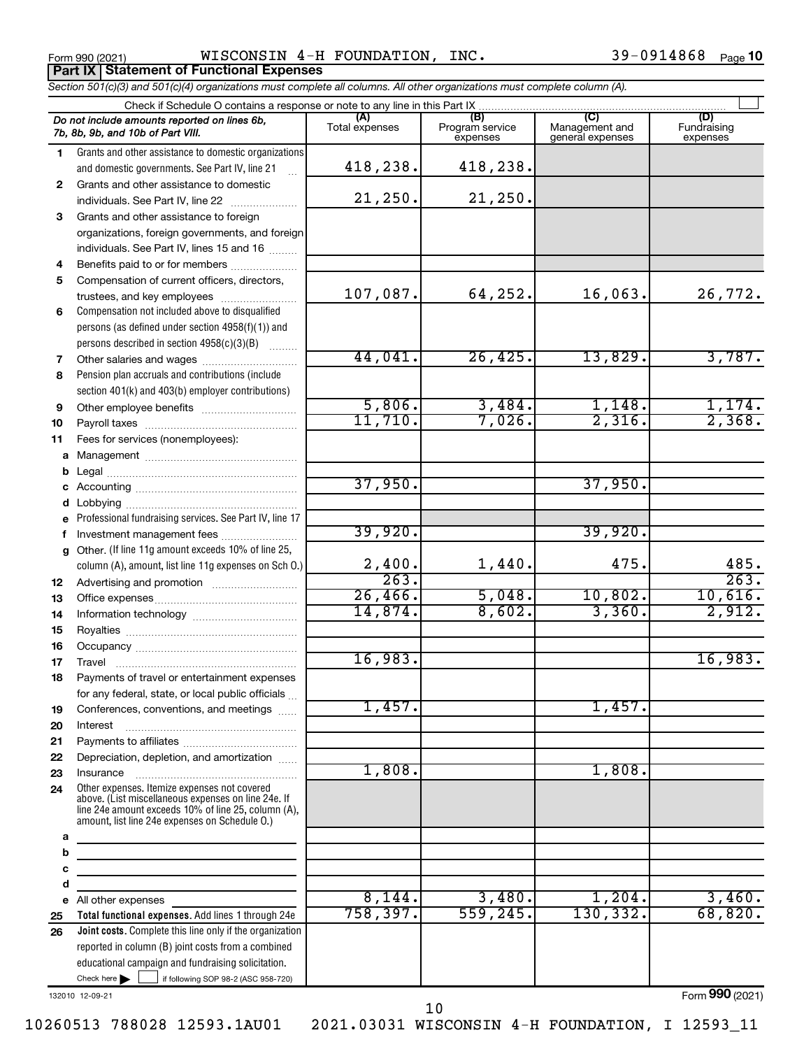Form 990 (2021) WISCONSIN 4-H FOUNDATION, INC. 39-0914868 Page **10**

## Part IX Statement of Functional Expenses

*Section 501(c)(3) and 501(c)(4) organizations must complete all columns. All other organizations must complete column (A).*

Check if Schedule O contains a response or note to any line in this Part IX

| *Do not include amounts reported on lines 6b, 7b, 8b, 9b, and 10b of Part VIII.* | (A) Total expenses | (B) Program service expenses | (C) Management and general expenses | (D) Fundraising expenses |
|---|---|---|---|---|
| 1 Grants and other assistance to domestic organizations and domestic governments. See Part IV, line 21 | 418,238. | 418,238. | | |
| 2 Grants and other assistance to domestic individuals. See Part IV, line 22 | 21,250. | 21,250. | | |
| 3 Grants and other assistance to foreign organizations, foreign governments, and foreign individuals. See Part IV, lines 15 and 16 | | | | |
| 4 Benefits paid to or for members | | | | |
| 5 Compensation of current officers, directors, trustees, and key employees | 107,087. | 64,252. | 16,063. | 26,772. |
| 6 Compensation not included above to disqualified persons (as defined under section 4958(f)(1)) and persons described in section 4958(c)(3)(B) | | | | |
| 7 Other salaries and wages | 44,041. | 26,425. | 13,829. | 3,787. |
| 8 Pension plan accruals and contributions (include section 401(k) and 403(b) employer contributions) | | | | |
| 9 Other employee benefits | 5,806. | 3,484. | 1,148. | 1,174. |
| 10 Payroll taxes | 11,710. | 7,026. | 2,316. | 2,368. |
| 11 Fees for services (nonemployees): | | | | |
| a Management | | | | |
| b Legal | | | | |
| c Accounting | 37,950. | | 37,950. | |
| d Lobbying | | | | |
| e Professional fundraising services. See Part IV, line 17 | | | | |
| f Investment management fees | 39,920. | | 39,920. | |
| g Other. (If line 11g amount exceeds 10% of line 25, column (A), amount, list line 11g expenses on Sch O.) | 2,400. | 1,440. | 475. | 485. |
| 12 Advertising and promotion | 263. | | | 263. |
| 13 Office expenses | 26,466. | 5,048. | 10,802. | 10,616. |
| 14 Information technology | 14,874. | 8,602. | 3,360. | 2,912. |
| 15 Royalties | | | | |
| 16 Occupancy | | | | |
| 17 Travel | 16,983. | | | 16,983. |
| 18 Payments of travel or entertainment expenses for any federal, state, or local public officials | | | | |
| 19 Conferences, conventions, and meetings | 1,457. | | 1,457. | |
| 20 Interest | | | | |
| 21 Payments to affiliates | | | | |
| 22 Depreciation, depletion, and amortization | | | | |
| 23 Insurance | 1,808. | | 1,808. | |
| 24 Other expenses. Itemize expenses not covered above. (List miscellaneous expenses on line 24e. If line 24e amount exceeds 10% of line 25, column (A), amount, list line 24e expenses on Schedule O.) | | | | |
| a | | | | |
| b | | | | |
| c | | | | |
| d | | | | |
| e All other expenses | 8,144. | 3,480. | 1,204. | 3,460. |
| 25 **Total functional expenses.** Add lines 1 through 24e | 758,397. | 559,245. | 130,332. | 68,820. |
| 26 **Joint costs.** Complete this line only if the organization reported in column (B) joint costs from a combined educational campaign and fundraising solicitation. Check here ☐ if following SOP 98-2 (ASC 958-720) | | | | |

132010 12-09-21

Form **990** (2021)

10260513 788028 12593.1AU01 2021.03031 WISCONSIN 4-H FOUNDATION, I 12593_11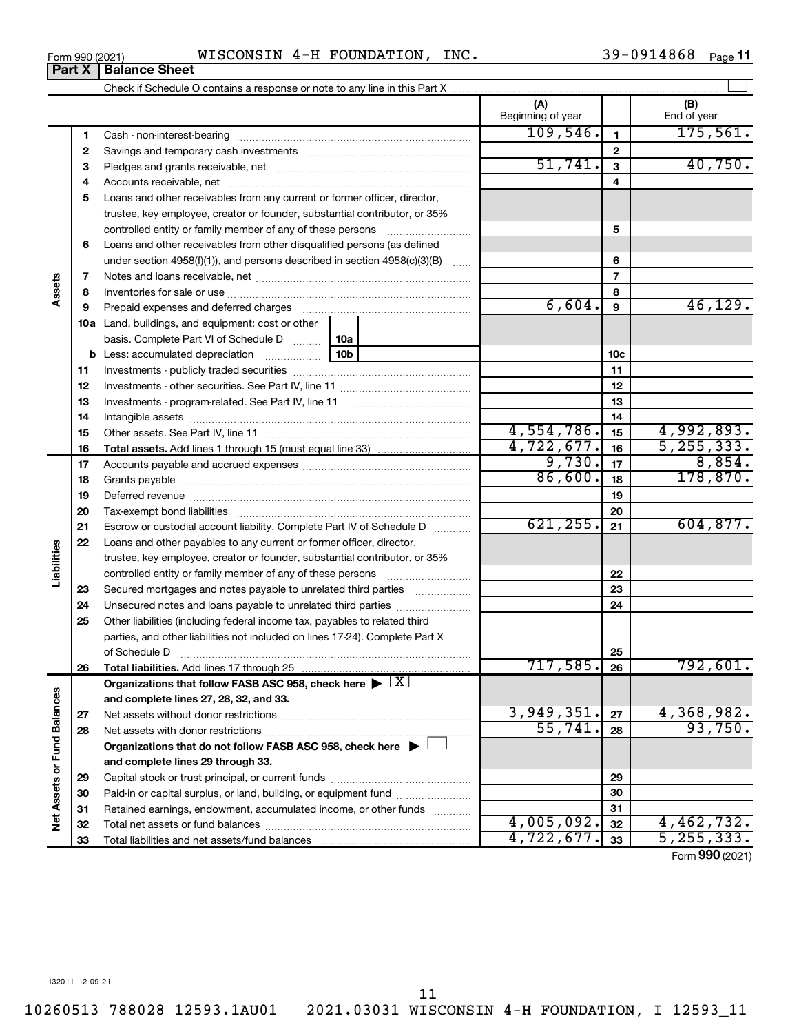Form 990 (2021) WISCONSIN 4-H FOUNDATION, INC. 39-0914868 Page 11

**Part X | Balance Sheet**

Check if Schedule O contains a response or note to any line in this Part X

| | | | (A) Beginning of year | | (B) End of year |
|---|---|---|---|---|---|
| Assets | 1 | Cash - non-interest-bearing | 109,546. | 1 | 175,561. |
| | 2 | Savings and temporary cash investments | | 2 | |
| | 3 | Pledges and grants receivable, net | 51,741. | 3 | 40,750. |
| | 4 | Accounts receivable, net | | 4 | |
| | 5 | Loans and other receivables from any current or former officer, director, trustee, key employee, creator or founder, substantial contributor, or 35% controlled entity or family member of any of these persons | | 5 | |
| | 6 | Loans and other receivables from other disqualified persons (as defined under section 4958(f)(1)), and persons described in section 4958(c)(3)(B) | | 6 | |
| | 7 | Notes and loans receivable, net | | 7 | |
| | 8 | Inventories for sale or use | | 8 | |
| | 9 | Prepaid expenses and deferred charges | 6,604. | 9 | 46,129. |
| | 10a | Land, buildings, and equipment: cost or other basis. Complete Part VI of Schedule D (10a) | | | |
| | b | Less: accumulated depreciation (10b) | | 10c | |
| | 11 | Investments - publicly traded securities | | 11 | |
| | 12 | Investments - other securities. See Part IV, line 11 | | 12 | |
| | 13 | Investments - program-related. See Part IV, line 11 | | 13 | |
| | 14 | Intangible assets | | 14 | |
| | 15 | Other assets. See Part IV, line 11 | 4,554,786. | 15 | 4,992,893. |
| | 16 | **Total assets.** Add lines 1 through 15 (must equal line 33) | 4,722,677. | 16 | 5,255,333. |
| Liabilities | 17 | Accounts payable and accrued expenses | 9,730. | 17 | 8,854. |
| | 18 | Grants payable | 86,600. | 18 | 178,870. |
| | 19 | Deferred revenue | | 19 | |
| | 20 | Tax-exempt bond liabilities | | 20 | |
| | 21 | Escrow or custodial account liability. Complete Part IV of Schedule D | 621,255. | 21 | 604,877. |
| | 22 | Loans and other payables to any current or former officer, director, trustee, key employee, creator or founder, substantial contributor, or 35% controlled entity or family member of any of these persons | | 22 | |
| | 23 | Secured mortgages and notes payable to unrelated third parties | | 23 | |
| | 24 | Unsecured notes and loans payable to unrelated third parties | | 24 | |
| | 25 | Other liabilities (including federal income tax, payables to related third parties, and other liabilities not included on lines 17-24). Complete Part X of Schedule D | | 25 | |
| | 26 | **Total liabilities.** Add lines 17 through 25 | 717,585. | 26 | 792,601. |
| Net Assets or Fund Balances | | **Organizations that follow FASB ASC 958, check here** ▶ [X] **and complete lines 27, 28, 32, and 33.** | | | |
| | 27 | Net assets without donor restrictions | 3,949,351. | 27 | 4,368,982. |
| | 28 | Net assets with donor restrictions | 55,741. | 28 | 93,750. |
| | | **Organizations that do not follow FASB ASC 958, check here** ▶ [ ] **and complete lines 29 through 33.** | | | |
| | 29 | Capital stock or trust principal, or current funds | | 29 | |
| | 30 | Paid-in or capital surplus, or land, building, or equipment fund | | 30 | |
| | 31 | Retained earnings, endowment, accumulated income, or other funds | | 31 | |
| | 32 | Total net assets or fund balances | 4,005,092. | 32 | 4,462,732. |
| | 33 | Total liabilities and net assets/fund balances | 4,722,677. | 33 | 5,255,333. |

Form **990** (2021)

132011 12-09-21

10260513 788028 12593.1AU01 2021.03031 WISCONSIN 4-H FOUNDATION, I 12593_11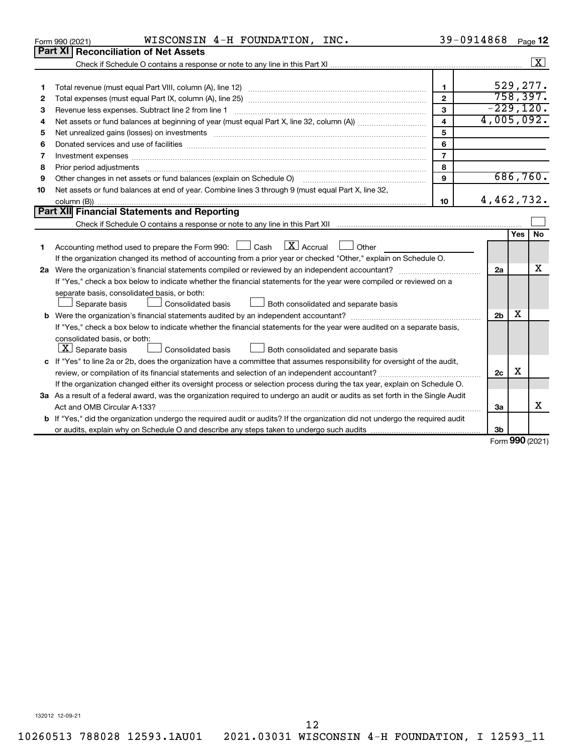Form 990 (2021) WISCONSIN 4-H FOUNDATION, INC. 39-0914868 Page 12

## Part XI Reconciliation of Net Assets

Check if Schedule O contains a response or note to any line in this Part XI .......... [X]

| | | | |
|---|---|---|---|
| 1 | Total revenue (must equal Part VIII, column (A), line 12) | 1 | 529,277. |
| 2 | Total expenses (must equal Part IX, column (A), line 25) | 2 | 758,397. |
| 3 | Revenue less expenses. Subtract line 2 from line 1 | 3 | -229,120. |
| 4 | Net assets or fund balances at beginning of year (must equal Part X, line 32, column (A)) | 4 | 4,005,092. |
| 5 | Net unrealized gains (losses) on investments | 5 | |
| 6 | Donated services and use of facilities | 6 | |
| 7 | Investment expenses | 7 | |
| 8 | Prior period adjustments | 8 | |
| 9 | Other changes in net assets or fund balances (explain on Schedule O) | 9 | 686,760. |
| 10 | Net assets or fund balances at end of year. Combine lines 3 through 9 (must equal Part X, line 32, column (B)) | 10 | 4,462,732. |

## Part XII Financial Statements and Reporting

Check if Schedule O contains a response or note to any line in this Part XII .......... [ ]

| | | | Yes | No |
|---|---|---|---|---|
| 1 | Accounting method used to prepare the Form 990: [ ] Cash [X] Accrual [ ] Other<br>If the organization changed its method of accounting from a prior year or checked "Other," explain on Schedule O. | | | |
| 2a | Were the organization's financial statements compiled or reviewed by an independent accountant?<br>If "Yes," check a box below to indicate whether the financial statements for the year were compiled or reviewed on a separate basis, consolidated basis, or both:<br>[ ] Separate basis [ ] Consolidated basis [ ] Both consolidated and separate basis | 2a | | X |
| b | Were the organization's financial statements audited by an independent accountant?<br>If "Yes," check a box below to indicate whether the financial statements for the year were audited on a separate basis, consolidated basis, or both:<br>[X] Separate basis [ ] Consolidated basis [ ] Both consolidated and separate basis | 2b | X | |
| c | If "Yes" to line 2a or 2b, does the organization have a committee that assumes responsibility for oversight of the audit, review, or compilation of its financial statements and selection of an independent accountant?<br>If the organization changed either its oversight process or selection process during the tax year, explain on Schedule O. | 2c | X | |
| 3a | As a result of a federal award, was the organization required to undergo an audit or audits as set forth in the Single Audit Act and OMB Circular A-133? | 3a | | X |
| b | If "Yes," did the organization undergo the required audit or audits? If the organization did not undergo the required audit or audits, explain why on Schedule O and describe any steps taken to undergo such audits | 3b | | |

Form 990 (2021)

132012 12-09-21

10260513 788028 12593.1AU01 2021.03031 WISCONSIN 4-H FOUNDATION, I 12593_11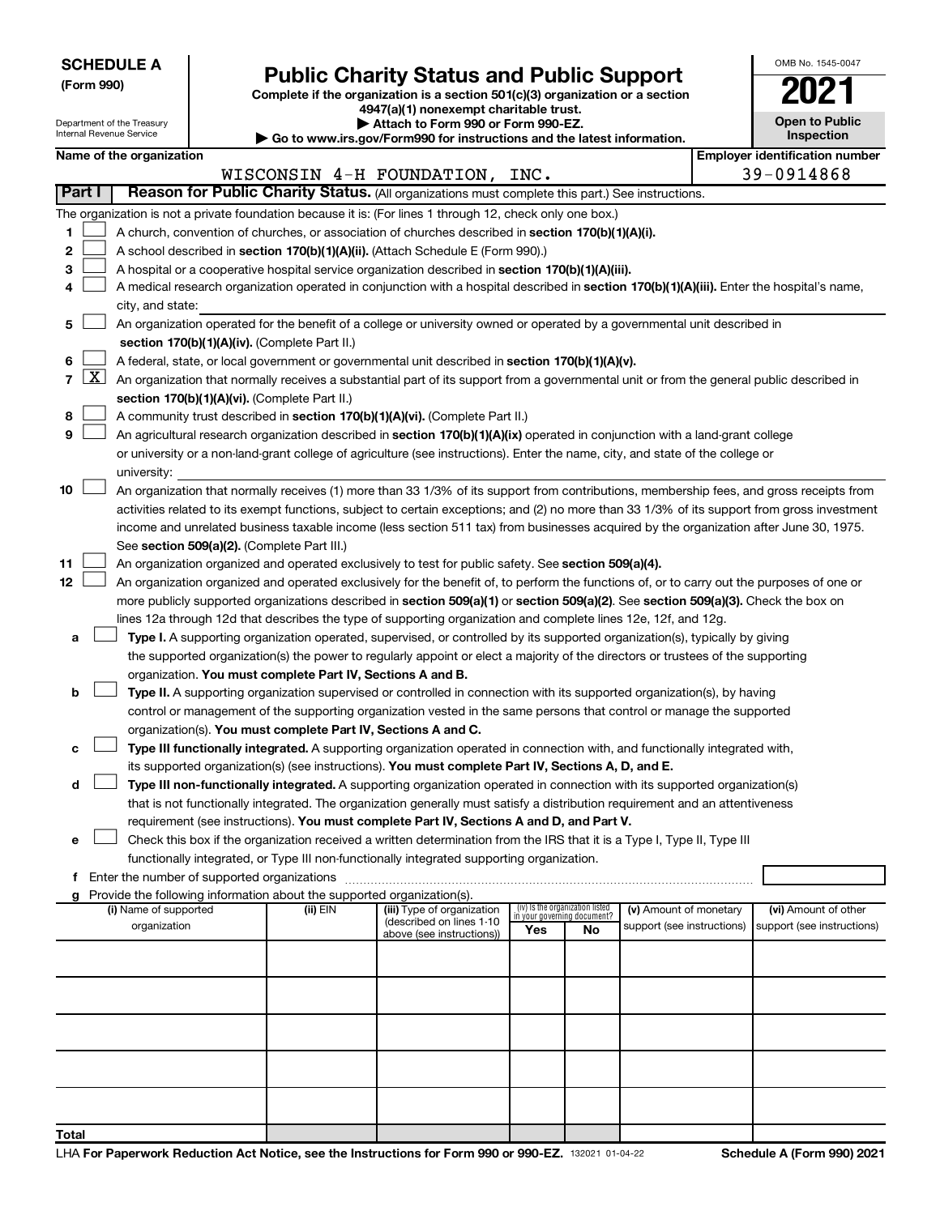**SCHEDULE A**
**(Form 990)**

Department of the Treasury
Internal Revenue Service

# Public Charity Status and Public Support

**Complete if the organization is a section 501(c)(3) organization or a section 4947(a)(1) nonexempt charitable trust.**
**▶ Attach to Form 990 or Form 990-EZ.**
**▶ Go to www.irs.gov/Form990 for instructions and the latest information.**

OMB No. 1545-0047

**2021**

**Open to Public Inspection**

**Name of the organization**
WISCONSIN 4-H FOUNDATION, INC.

**Employer identification number**
39-0914868

**Part I** **Reason for Public Charity Status.** (All organizations must complete this part.) See instructions.

The organization is not a private foundation because it is: (For lines 1 through 12, check only one box.)

1 ☐ A church, convention of churches, or association of churches described in **section 170(b)(1)(A)(i).**

2 ☐ A school described in **section 170(b)(1)(A)(ii).** (Attach Schedule E (Form 990).)

3 ☐ A hospital or a cooperative hospital service organization described in **section 170(b)(1)(A)(iii).**

4 ☐ A medical research organization operated in conjunction with a hospital described in **section 170(b)(1)(A)(iii).** Enter the hospital's name, city, and state:

5 ☐ An organization operated for the benefit of a college or university owned or operated by a governmental unit described in **section 170(b)(1)(A)(iv).** (Complete Part II.)

6 ☐ A federal, state, or local government or governmental unit described in **section 170(b)(1)(A)(v).**

7 ☒ An organization that normally receives a substantial part of its support from a governmental unit or from the general public described in **section 170(b)(1)(A)(vi).** (Complete Part II.)

8 ☐ A community trust described in **section 170(b)(1)(A)(vi).** (Complete Part II.)

9 ☐ An agricultural research organization described in **section 170(b)(1)(A)(ix)** operated in conjunction with a land-grant college or university or a non-land-grant college of agriculture (see instructions). Enter the name, city, and state of the college or university:

10 ☐ An organization that normally receives (1) more than 33 1/3% of its support from contributions, membership fees, and gross receipts from activities related to its exempt functions, subject to certain exceptions; and (2) no more than 33 1/3% of its support from gross investment income and unrelated business taxable income (less section 511 tax) from businesses acquired by the organization after June 30, 1975. See **section 509(a)(2).** (Complete Part III.)

11 ☐ An organization organized and operated exclusively to test for public safety. See **section 509(a)(4).**

12 ☐ An organization organized and operated exclusively for the benefit of, to perform the functions of, or to carry out the purposes of one or more publicly supported organizations described in **section 509(a)(1)** or **section 509(a)(2)**. See **section 509(a)(3).** Check the box on lines 12a through 12d that describes the type of supporting organization and complete lines 12e, 12f, and 12g.

a ☐ **Type I.** A supporting organization operated, supervised, or controlled by its supported organization(s), typically by giving the supported organization(s) the power to regularly appoint or elect a majority of the directors or trustees of the supporting organization. **You must complete Part IV, Sections A and B.**

b ☐ **Type II.** A supporting organization supervised or controlled in connection with its supported organization(s), by having control or management of the supporting organization vested in the same persons that control or manage the supported organization(s). **You must complete Part IV, Sections A and C.**

c ☐ **Type III functionally integrated.** A supporting organization operated in connection with, and functionally integrated with, its supported organization(s) (see instructions). **You must complete Part IV, Sections A, D, and E.**

d ☐ **Type III non-functionally integrated.** A supporting organization operated in connection with its supported organization(s) that is not functionally integrated. The organization generally must satisfy a distribution requirement and an attentiveness requirement (see instructions). **You must complete Part IV, Sections A and D, and Part V.**

e ☐ Check this box if the organization received a written determination from the IRS that it is a Type I, Type II, Type III functionally integrated, or Type III non-functionally integrated supporting organization.

f Enter the number of supported organizations

g Provide the following information about the supported organization(s).

| (i) Name of supported organization | (ii) EIN | (iii) Type of organization (described on lines 1-10 above (see instructions)) | (iv) Is the organization listed in your governing document? Yes | No | (v) Amount of monetary support (see instructions) | (vi) Amount of other support (see instructions) |
|---|---|---|---|---|---|---|
| | | | | | | |
| | | | | | | |
| | | | | | | |
| | | | | | | |
| | | | | | | |
| **Total** | | | | | | |

LHA **For Paperwork Reduction Act Notice, see the Instructions for Form 990 or 990-EZ.** 132021 01-04-22 **Schedule A (Form 990) 2021**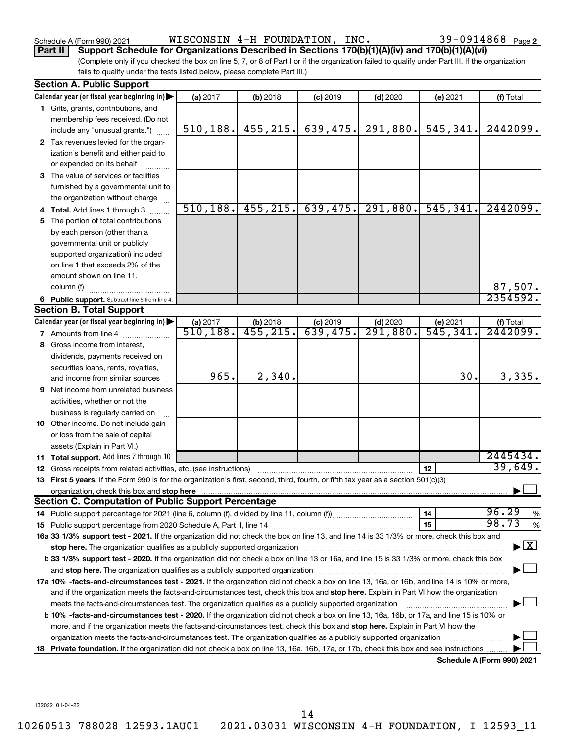Schedule A (Form 990) 2021 WISCONSIN 4-H FOUNDATION, INC. 39-0914868 Page 2

**Part II** **Support Schedule for Organizations Described in Sections 170(b)(1)(A)(iv) and 170(b)(1)(A)(vi)**

(Complete only if you checked the box on line 5, 7, or 8 of Part I or if the organization failed to qualify under Part III. If the organization fails to qualify under the tests listed below, please complete Part III.)

**Section A. Public Support**

| Calendar year (or fiscal year beginning in) ▶ | (a) 2017 | (b) 2018 | (c) 2019 | (d) 2020 | (e) 2021 | (f) Total |
|---|---|---|---|---|---|---|
| 1 Gifts, grants, contributions, and membership fees received. (Do not include any "unusual grants.") | 510,188. | 455,215. | 639,475. | 291,880. | 545,341. | 2442099. |
| 2 Tax revenues levied for the organization's benefit and either paid to or expended on its behalf | | | | | | |
| 3 The value of services or facilities furnished by a governmental unit to the organization without charge | | | | | | |
| 4 **Total.** Add lines 1 through 3 | 510,188. | 455,215. | 639,475. | 291,880. | 545,341. | 2442099. |
| 5 The portion of total contributions by each person (other than a governmental unit or publicly supported organization) included on line 1 that exceeds 2% of the amount shown on line 11, column (f) | | | | | | 87,507. |
| 6 **Public support.** Subtract line 5 from line 4. | | | | | | 2354592. |

**Section B. Total Support**

| Calendar year (or fiscal year beginning in) ▶ | (a) 2017 | (b) 2018 | (c) 2019 | (d) 2020 | (e) 2021 | (f) Total |
|---|---|---|---|---|---|---|
| 7 Amounts from line 4 | 510,188. | 455,215. | 639,475. | 291,880. | 545,341. | 2442099. |
| 8 Gross income from interest, dividends, payments received on securities loans, rents, royalties, and income from similar sources | 965. | 2,340. | | | 30. | 3,335. |
| 9 Net income from unrelated business activities, whether or not the business is regularly carried on | | | | | | |
| 10 Other income. Do not include gain or loss from the sale of capital assets (Explain in Part VI.) | | | | | | |
| 11 **Total support.** Add lines 7 through 10 | | | | | | 2445434. |
| 12 Gross receipts from related activities, etc. (see instructions) | | | | | 12 | 39,649. |

**13 First 5 years.** If the Form 990 is for the organization's first, second, third, fourth, or fifth tax year as a section 501(c)(3) organization, check this box and **stop here** ☐

**Section C. Computation of Public Support Percentage**

| | | |
|---|---|---|
| 14 Public support percentage for 2021 (line 6, column (f), divided by line 11, column (f)) | 14 | 96.29 % |
| 15 Public support percentage from 2020 Schedule A, Part II, line 14 | 15 | 98.73 % |

**16a 33 1/3% support test - 2021.** If the organization did not check the box on line 13, and line 14 is 33 1/3% or more, check this box and **stop here.** The organization qualifies as a publicly supported organization ☒

**b 33 1/3% support test - 2020.** If the organization did not check a box on line 13 or 16a, and line 15 is 33 1/3% or more, check this box and **stop here.** The organization qualifies as a publicly supported organization ☐

**17a 10% -facts-and-circumstances test - 2021.** If the organization did not check a box on line 13, 16a, or 16b, and line 14 is 10% or more, and if the organization meets the facts-and-circumstances test, check this box and **stop here.** Explain in Part VI how the organization meets the facts-and-circumstances test. The organization qualifies as a publicly supported organization ☐

**b 10% -facts-and-circumstances test - 2020.** If the organization did not check a box on line 13, 16a, 16b, or 17a, and line 15 is 10% or more, and if the organization meets the facts-and-circumstances test, check this box and **stop here.** Explain in Part VI how the organization meets the facts-and-circumstances test. The organization qualifies as a publicly supported organization ☐

**18 Private foundation.** If the organization did not check a box on line 13, 16a, 16b, 17a, or 17b, check this box and see instructions ☐

**Schedule A (Form 990) 2021**

132022 01-04-22

10260513 788028 12593.1AU01 2021.03031 WISCONSIN 4-H FOUNDATION, I 12593_11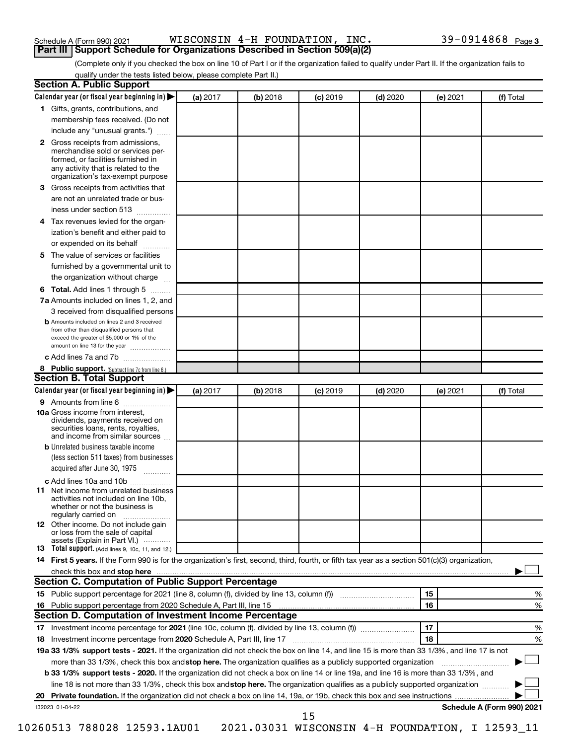Schedule A (Form 990) 2021 WISCONSIN 4-H FOUNDATION, INC. 39-0914868 Page 3

## Part III Support Schedule for Organizations Described in Section 509(a)(2)

(Complete only if you checked the box on line 10 of Part I or if the organization failed to qualify under Part II. If the organization fails to qualify under the tests listed below, please complete Part II.)

### Section A. Public Support

| Calendar year (or fiscal year beginning in) ▶ | (a) 2017 | (b) 2018 | (c) 2019 | (d) 2020 | (e) 2021 | (f) Total |
|---|---|---|---|---|---|---|
| 1 Gifts, grants, contributions, and membership fees received. (Do not include any "unusual grants.") | | | | | | |
| 2 Gross receipts from admissions, merchandise sold or services performed, or facilities furnished in any activity that is related to the organization's tax-exempt purpose | | | | | | |
| 3 Gross receipts from activities that are not an unrelated trade or business under section 513 | | | | | | |
| 4 Tax revenues levied for the organization's benefit and either paid to or expended on its behalf | | | | | | |
| 5 The value of services or facilities furnished by a governmental unit to the organization without charge | | | | | | |
| 6 **Total.** Add lines 1 through 5 | | | | | | |
| 7a Amounts included on lines 1, 2, and 3 received from disqualified persons | | | | | | |
| b Amounts included on lines 2 and 3 received from other than disqualified persons that exceed the greater of $5,000 or 1% of the amount on line 13 for the year | | | | | | |
| c Add lines 7a and 7b | | | | | | |
| 8 **Public support.** (Subtract line 7c from line 6.) | | | | | | |

### Section B. Total Support

| Calendar year (or fiscal year beginning in) ▶ | (a) 2017 | (b) 2018 | (c) 2019 | (d) 2020 | (e) 2021 | (f) Total |
|---|---|---|---|---|---|---|
| 9 Amounts from line 6 | | | | | | |
| 10a Gross income from interest, dividends, payments received on securities loans, rents, royalties, and income from similar sources | | | | | | |
| b Unrelated business taxable income (less section 511 taxes) from businesses acquired after June 30, 1975 | | | | | | |
| c Add lines 10a and 10b | | | | | | |
| 11 Net income from unrelated business activities not included on line 10b, whether or not the business is regularly carried on | | | | | | |
| 12 Other income. Do not include gain or loss from the sale of capital assets (Explain in Part VI.) | | | | | | |
| 13 **Total support.** (Add lines 9, 10c, 11, and 12.) | | | | | | |

14 **First 5 years.** If the Form 990 is for the organization's first, second, third, fourth, or fifth tax year as a section 501(c)(3) organization, check this box and **stop here** ▶ ☐

### Section C. Computation of Public Support Percentage

| | | |
|---|---|---|
| 15 Public support percentage for 2021 (line 8, column (f), divided by line 13, column (f)) | 15 | % |
| 16 Public support percentage from 2020 Schedule A, Part III, line 15 | 16 | % |

### Section D. Computation of Investment Income Percentage

| | | |
|---|---|---|
| 17 Investment income percentage for **2021** (line 10c, column (f), divided by line 13, column (f)) | 17 | % |
| 18 Investment income percentage from **2020** Schedule A, Part III, line 17 | 18 | % |

**19a 33 1/3% support tests - 2021.** If the organization did not check the box on line 14, and line 15 is more than 33 1/3%, and line 17 is not more than 33 1/3%, check this box and **stop here.** The organization qualifies as a publicly supported organization ▶ ☐

**b 33 1/3% support tests - 2020.** If the organization did not check a box on line 14 or line 19a, and line 16 is more than 33 1/3%, and line 18 is not more than 33 1/3%, check this box and **stop here.** The organization qualifies as a publicly supported organization ▶ ☐

**20 Private foundation.** If the organization did not check a box on line 14, 19a, or 19b, check this box and see instructions ▶ ☐

132023 01-04-22 **Schedule A (Form 990) 2021**

10260513 788028 12593.1AU01 2021.03031 WISCONSIN 4-H FOUNDATION, I 12593_11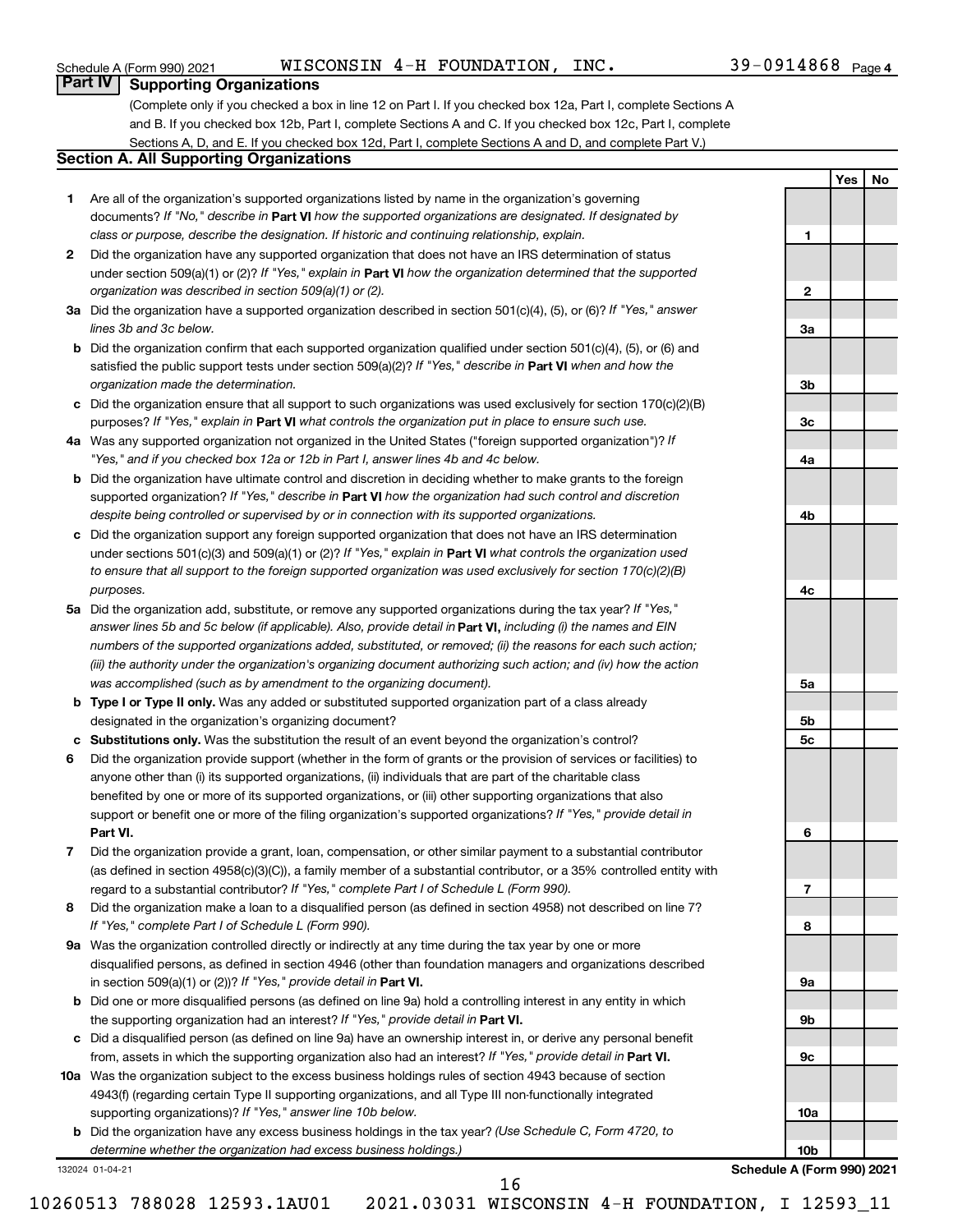Schedule A (Form 990) 2021 WISCONSIN 4-H FOUNDATION, INC. 39-0914868 Page 4

## Part IV Supporting Organizations

(Complete only if you checked a box in line 12 on Part I. If you checked box 12a, Part I, complete Sections A and B. If you checked box 12b, Part I, complete Sections A and C. If you checked box 12c, Part I, complete Sections A, D, and E. If you checked box 12d, Part I, complete Sections A and D, and complete Part V.)

### Section A. All Supporting Organizations

| | | | Yes | No |
|---|---|---|---|---|
| **1** | Are all of the organization's supported organizations listed by name in the organization's governing documents? *If "No," describe in* **Part VI** *how the supported organizations are designated. If designated by class or purpose, describe the designation. If historic and continuing relationship, explain.* | **1** | | |
| **2** | Did the organization have any supported organization that does not have an IRS determination of status under section 509(a)(1) or (2)? *If "Yes," explain in* **Part VI** *how the organization determined that the supported organization was described in section 509(a)(1) or (2).* | **2** | | |
| **3a** | Did the organization have a supported organization described in section 501(c)(4), (5), or (6)? *If "Yes," answer lines 3b and 3c below.* | **3a** | | |
| **b** | Did the organization confirm that each supported organization qualified under section 501(c)(4), (5), or (6) and satisfied the public support tests under section 509(a)(2)? *If "Yes," describe in* **Part VI** *when and how the organization made the determination.* | **3b** | | |
| **c** | Did the organization ensure that all support to such organizations was used exclusively for section 170(c)(2)(B) purposes? *If "Yes," explain in* **Part VI** *what controls the organization put in place to ensure such use.* | **3c** | | |
| **4a** | Was any supported organization not organized in the United States ("foreign supported organization")? *If "Yes," and if you checked box 12a or 12b in Part I, answer lines 4b and 4c below.* | **4a** | | |
| **b** | Did the organization have ultimate control and discretion in deciding whether to make grants to the foreign supported organization? *If "Yes," describe in* **Part VI** *how the organization had such control and discretion despite being controlled or supervised by or in connection with its supported organizations.* | **4b** | | |
| **c** | Did the organization support any foreign supported organization that does not have an IRS determination under sections 501(c)(3) and 509(a)(1) or (2)? *If "Yes," explain in* **Part VI** *what controls the organization used to ensure that all support to the foreign supported organization was used exclusively for section 170(c)(2)(B) purposes.* | **4c** | | |
| **5a** | Did the organization add, substitute, or remove any supported organizations during the tax year? *If "Yes," answer lines 5b and 5c below (if applicable). Also, provide detail in* **Part VI,** *including (i) the names and EIN numbers of the supported organizations added, substituted, or removed; (ii) the reasons for each such action; (iii) the authority under the organization's organizing document authorizing such action; and (iv) how the action was accomplished (such as by amendment to the organizing document).* | **5a** | | |
| **b** | **Type I or Type II only.** Was any added or substituted supported organization part of a class already designated in the organization's organizing document? | **5b** | | |
| **c** | **Substitutions only.** Was the substitution the result of an event beyond the organization's control? | **5c** | | |
| **6** | Did the organization provide support (whether in the form of grants or the provision of services or facilities) to anyone other than (i) its supported organizations, (ii) individuals that are part of the charitable class benefited by one or more of its supported organizations, or (iii) other supporting organizations that also support or benefit one or more of the filing organization's supported organizations? *If "Yes," provide detail in* **Part VI.** | **6** | | |
| **7** | Did the organization provide a grant, loan, compensation, or other similar payment to a substantial contributor (as defined in section 4958(c)(3)(C)), a family member of a substantial contributor, or a 35% controlled entity with regard to a substantial contributor? *If "Yes," complete Part I of Schedule L (Form 990).* | **7** | | |
| **8** | Did the organization make a loan to a disqualified person (as defined in section 4958) not described on line 7? *If "Yes," complete Part I of Schedule L (Form 990).* | **8** | | |
| **9a** | Was the organization controlled directly or indirectly at any time during the tax year by one or more disqualified persons, as defined in section 4946 (other than foundation managers and organizations described in section 509(a)(1) or (2))? *If "Yes," provide detail in* **Part VI.** | **9a** | | |
| **b** | Did one or more disqualified persons (as defined on line 9a) hold a controlling interest in any entity in which the supporting organization had an interest? *If "Yes," provide detail in* **Part VI.** | **9b** | | |
| **c** | Did a disqualified person (as defined on line 9a) have an ownership interest in, or derive any personal benefit from, assets in which the supporting organization also had an interest? *If "Yes," provide detail in* **Part VI.** | **9c** | | |
| **10a** | Was the organization subject to the excess business holdings rules of section 4943 because of section 4943(f) (regarding certain Type II supporting organizations, and all Type III non-functionally integrated supporting organizations)? *If "Yes," answer line 10b below.* | **10a** | | |
| **b** | Did the organization have any excess business holdings in the tax year? *(Use Schedule C, Form 4720, to determine whether the organization had excess business holdings.)* | **10b** | | |

132024 01-04-21 **Schedule A (Form 990) 2021**

10260513 788028 12593.1AU01 2021.03031 WISCONSIN 4-H FOUNDATION, I 12593_11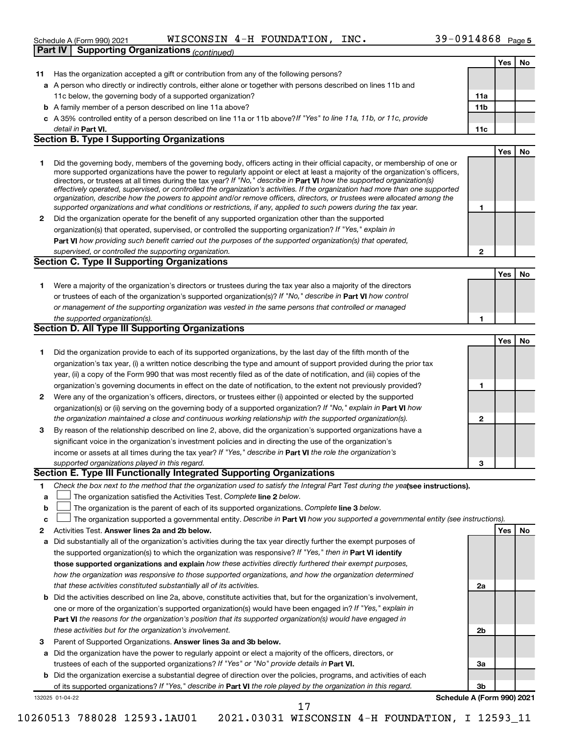Schedule A (Form 990) 2021 WISCONSIN 4-H FOUNDATION, INC. 39-0914868 Page 5

**Part IV | Supporting Organizations** *(continued)*

| | | | Yes | No |
|---|---|---|---|---|
| **11** | Has the organization accepted a gift or contribution from any of the following persons? | | | |
| **a** | A person who directly or indirectly controls, either alone or together with persons described on lines 11b and 11c below, the governing body of a supported organization? | **11a** | | |
| **b** | A family member of a person described on line 11a above? | **11b** | | |
| **c** | A 35% controlled entity of a person described on line 11a or 11b above? *If "Yes" to line 11a, 11b, or 11c, provide detail in* **Part VI.** | **11c** | | |

## Section B. Type I Supporting Organizations

| | | | Yes | No |
|---|---|---|---|---|
| **1** | Did the governing body, members of the governing body, officers acting in their official capacity, or membership of one or more supported organizations have the power to regularly appoint or elect at least a majority of the organization's officers, directors, or trustees at all times during the tax year? *If "No," describe in* **Part VI** *how the supported organization(s) effectively operated, supervised, or controlled the organization's activities. If the organization had more than one supported organization, describe how the powers to appoint and/or remove officers, directors, or trustees were allocated among the supported organizations and what conditions or restrictions, if any, applied to such powers during the tax year.* | **1** | | |
| **2** | Did the organization operate for the benefit of any supported organization other than the supported organization(s) that operated, supervised, or controlled the supporting organization? *If "Yes," explain in* **Part VI** *how providing such benefit carried out the purposes of the supported organization(s) that operated, supervised, or controlled the supporting organization.* | **2** | | |

## Section C. Type II Supporting Organizations

| | | | Yes | No |
|---|---|---|---|---|
| **1** | Were a majority of the organization's directors or trustees during the tax year also a majority of the directors or trustees of each of the organization's supported organization(s)? *If "No," describe in* **Part VI** *how control or management of the supporting organization was vested in the same persons that controlled or managed the supported organization(s).* | **1** | | |

## Section D. All Type III Supporting Organizations

| | | | Yes | No |
|---|---|---|---|---|
| **1** | Did the organization provide to each of its supported organizations, by the last day of the fifth month of the organization's tax year, (i) a written notice describing the type and amount of support provided during the prior tax year, (ii) a copy of the Form 990 that was most recently filed as of the date of notification, and (iii) copies of the organization's governing documents in effect on the date of notification, to the extent not previously provided? | **1** | | |
| **2** | Were any of the organization's officers, directors, or trustees either (i) appointed or elected by the supported organization(s) or (ii) serving on the governing body of a supported organization? *If "No," explain in* **Part VI** *how the organization maintained a close and continuous working relationship with the supported organization(s).* | **2** | | |
| **3** | By reason of the relationship described on line 2, above, did the organization's supported organizations have a significant voice in the organization's investment policies and in directing the use of the organization's income or assets at all times during the tax year? *If "Yes," describe in* **Part VI** *the role the organization's supported organizations played in this regard.* | **3** | | |

## Section E. Type III Functionally Integrated Supporting Organizations

**1** *Check the box next to the method that the organization used to satisfy the Integral Part Test during the year* **(see instructions).**

- **a** ☐ The organization satisfied the Activities Test. *Complete* **line 2** *below.*
- **b** ☐ The organization is the parent of each of its supported organizations. *Complete* **line 3** *below.*
- **c** ☐ The organization supported a governmental entity. *Describe in* **Part VI** *how you supported a governmental entity (see instructions).*

| | | | Yes | No |
|---|---|---|---|---|
| **2** | Activities Test. **Answer lines 2a and 2b below.** | | | |
| **a** | Did substantially all of the organization's activities during the tax year directly further the exempt purposes of the supported organization(s) to which the organization was responsive? *If "Yes," then in* **Part VI identify those supported organizations and explain** *how these activities directly furthered their exempt purposes, how the organization was responsive to those supported organizations, and how the organization determined that these activities constituted substantially all of its activities.* | **2a** | | |
| **b** | Did the activities described on line 2a, above, constitute activities that, but for the organization's involvement, one or more of the organization's supported organization(s) would have been engaged in? *If "Yes," explain in* **Part VI** *the reasons for the organization's position that its supported organization(s) would have engaged in these activities but for the organization's involvement.* | **2b** | | |
| **3** | Parent of Supported Organizations. **Answer lines 3a and 3b below.** | | | |
| **a** | Did the organization have the power to regularly appoint or elect a majority of the officers, directors, or trustees of each of the supported organizations? *If "Yes" or "No" provide details in* **Part VI.** | **3a** | | |
| **b** | Did the organization exercise a substantial degree of direction over the policies, programs, and activities of each of its supported organizations? *If "Yes," describe in* **Part VI** *the role played by the organization in this regard.* | **3b** | | |

132025 01-04-22 **Schedule A (Form 990) 2021**

10260513 788028 12593.1AU01 2021.03031 WISCONSIN 4-H FOUNDATION, I 12593_11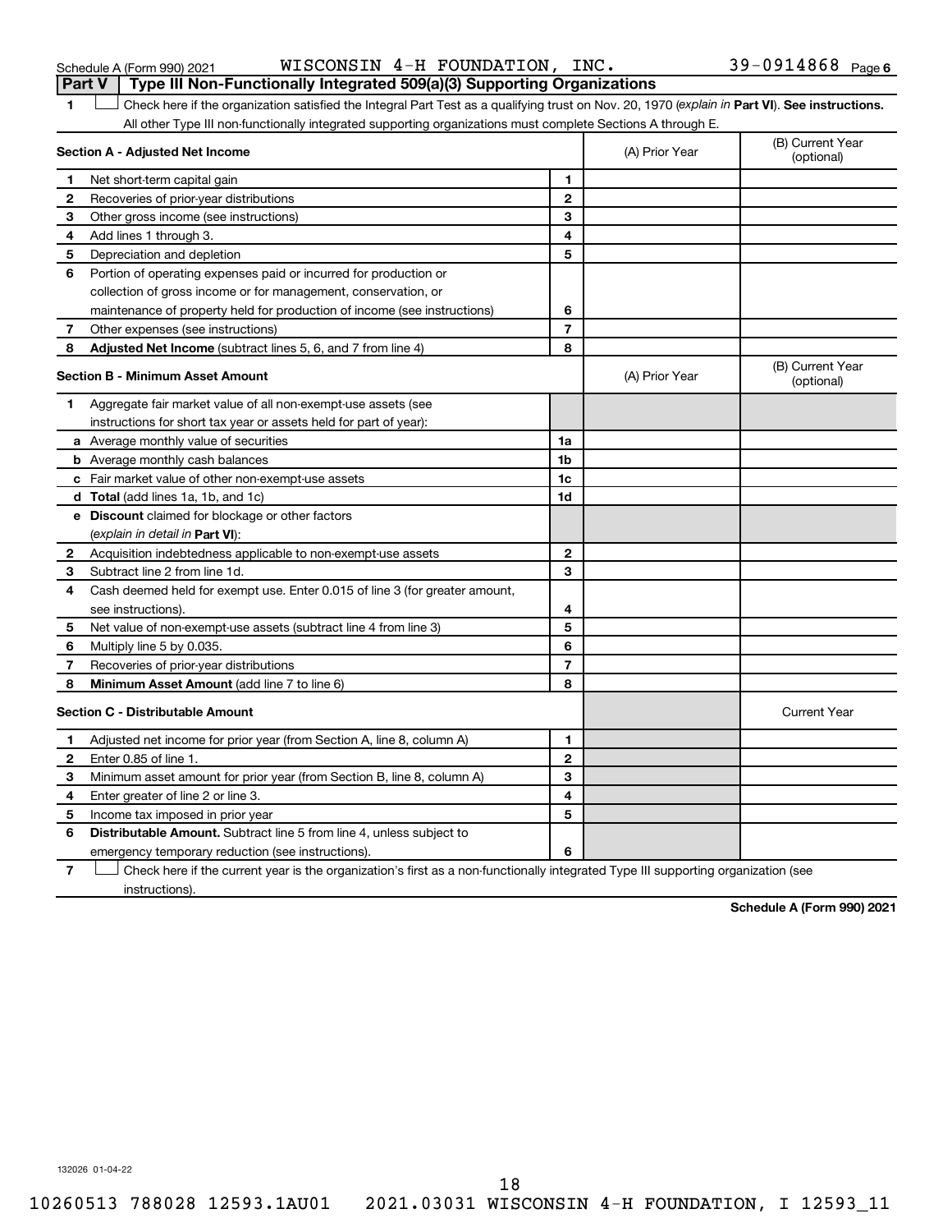## Part V | Type III Non-Functionally Integrated 509(a)(3) Supporting Organizations

**1** ☐ Check here if the organization satisfied the Integral Part Test as a qualifying trust on Nov. 20, 1970 (*explain in* **Part VI**). **See instructions.** All other Type III non-functionally integrated supporting organizations must complete Sections A through E.

| **Section A - Adjusted Net Income** | | | (A) Prior Year | (B) Current Year (optional) |
|---|---|---|---|---|
| **1** | Net short-term capital gain | **1** | | |
| **2** | Recoveries of prior-year distributions | **2** | | |
| **3** | Other gross income (see instructions) | **3** | | |
| **4** | Add lines 1 through 3. | **4** | | |
| **5** | Depreciation and depletion | **5** | | |
| **6** | Portion of operating expenses paid or incurred for production or collection of gross income or for management, conservation, or maintenance of property held for production of income (see instructions) | **6** | | |
| **7** | Other expenses (see instructions) | **7** | | |
| **8** | **Adjusted Net Income** (subtract lines 5, 6, and 7 from line 4) | **8** | | |

| **Section B - Minimum Asset Amount** | | | (A) Prior Year | (B) Current Year (optional) |
|---|---|---|---|---|
| **1** | Aggregate fair market value of all non-exempt-use assets (see instructions for short tax year or assets held for part of year): | | | |
| **a** | Average monthly value of securities | **1a** | | |
| **b** | Average monthly cash balances | **1b** | | |
| **c** | Fair market value of other non-exempt-use assets | **1c** | | |
| **d** | **Total** (add lines 1a, 1b, and 1c) | **1d** | | |
| **e** | **Discount** claimed for blockage or other factors (*explain in detail in* **Part VI**): | | | |
| **2** | Acquisition indebtedness applicable to non-exempt-use assets | **2** | | |
| **3** | Subtract line 2 from line 1d. | **3** | | |
| **4** | Cash deemed held for exempt use. Enter 0.015 of line 3 (for greater amount, see instructions). | **4** | | |
| **5** | Net value of non-exempt-use assets (subtract line 4 from line 3) | **5** | | |
| **6** | Multiply line 5 by 0.035. | **6** | | |
| **7** | Recoveries of prior-year distributions | **7** | | |
| **8** | **Minimum Asset Amount** (add line 7 to line 6) | **8** | | |

| **Section C - Distributable Amount** | | | | Current Year |
|---|---|---|---|---|
| **1** | Adjusted net income for prior year (from Section A, line 8, column A) | **1** | | |
| **2** | Enter 0.85 of line 1. | **2** | | |
| **3** | Minimum asset amount for prior year (from Section B, line 8, column A) | **3** | | |
| **4** | Enter greater of line 2 or line 3. | **4** | | |
| **5** | Income tax imposed in prior year | **5** | | |
| **6** | **Distributable Amount.** Subtract line 5 from line 4, unless subject to emergency temporary reduction (see instructions). | **6** | | |

**7** ☐ Check here if the current year is the organization's first as a non-functionally integrated Type III supporting organization (see instructions).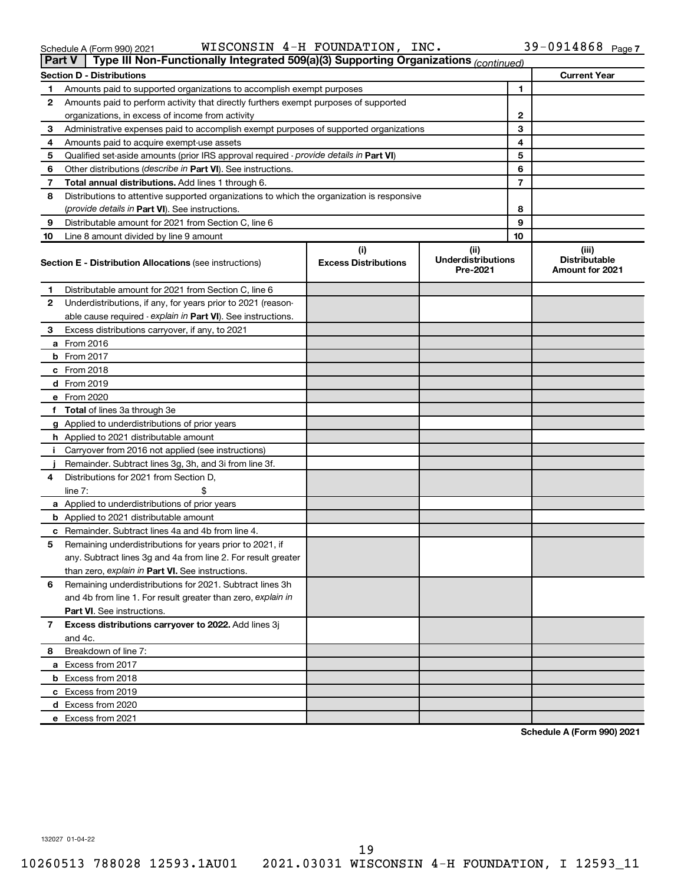Schedule A (Form 990) 2021 WISCONSIN 4-H FOUNDATION, INC. 39-0914868 Page 7

**Part V | Type III Non-Functionally Integrated 509(a)(3) Supporting Organizations** *(continued)*

| Section D - Distributions | | Current Year |
|---|---|---|
| 1 Amounts paid to supported organizations to accomplish exempt purposes | 1 | |
| 2 Amounts paid to perform activity that directly furthers exempt purposes of supported organizations, in excess of income from activity | 2 | |
| 3 Administrative expenses paid to accomplish exempt purposes of supported organizations | 3 | |
| 4 Amounts paid to acquire exempt-use assets | 4 | |
| 5 Qualified set-aside amounts (prior IRS approval required - *provide details in* **Part VI**) | 5 | |
| 6 Other distributions (*describe in* **Part VI**). See instructions. | 6 | |
| 7 **Total annual distributions.** Add lines 1 through 6. | 7 | |
| 8 Distributions to attentive supported organizations to which the organization is responsive (*provide details in* **Part VI**). See instructions. | 8 | |
| 9 Distributable amount for 2021 from Section C, line 6 | 9 | |
| 10 Line 8 amount divided by line 9 amount | 10 | |

| Section E - Distribution Allocations (see instructions) | (i) Excess Distributions | (ii) Underdistributions Pre-2021 | (iii) Distributable Amount for 2021 |
|---|---|---|---|
| 1 Distributable amount for 2021 from Section C, line 6 | | | |
| 2 Underdistributions, if any, for years prior to 2021 (reasonable cause required - *explain in* **Part VI**). See instructions. | | | |
| 3 Excess distributions carryover, if any, to 2021 | | | |
| a From 2016 | | | |
| b From 2017 | | | |
| c From 2018 | | | |
| d From 2019 | | | |
| e From 2020 | | | |
| f **Total** of lines 3a through 3e | | | |
| g Applied to underdistributions of prior years | | | |
| h Applied to 2021 distributable amount | | | |
| i Carryover from 2016 not applied (see instructions) | | | |
| j Remainder. Subtract lines 3g, 3h, and 3i from line 3f. | | | |
| 4 Distributions for 2021 from Section D, line 7: $ | | | |
| a Applied to underdistributions of prior years | | | |
| b Applied to 2021 distributable amount | | | |
| c Remainder. Subtract lines 4a and 4b from line 4. | | | |
| 5 Remaining underdistributions for years prior to 2021, if any. Subtract lines 3g and 4a from line 2. For result greater than zero, *explain in* **Part VI.** See instructions. | | | |
| 6 Remaining underdistributions for 2021. Subtract lines 3h and 4b from line 1. For result greater than zero, *explain in* **Part VI**. See instructions. | | | |
| 7 **Excess distributions carryover to 2022.** Add lines 3j and 4c. | | | |
| 8 Breakdown of line 7: | | | |
| a Excess from 2017 | | | |
| b Excess from 2018 | | | |
| c Excess from 2019 | | | |
| d Excess from 2020 | | | |
| e Excess from 2021 | | | |

**Schedule A (Form 990) 2021**

132027 01-04-22

10260513 788028 12593.1AU01 2021.03031 WISCONSIN 4-H FOUNDATION, I 12593_11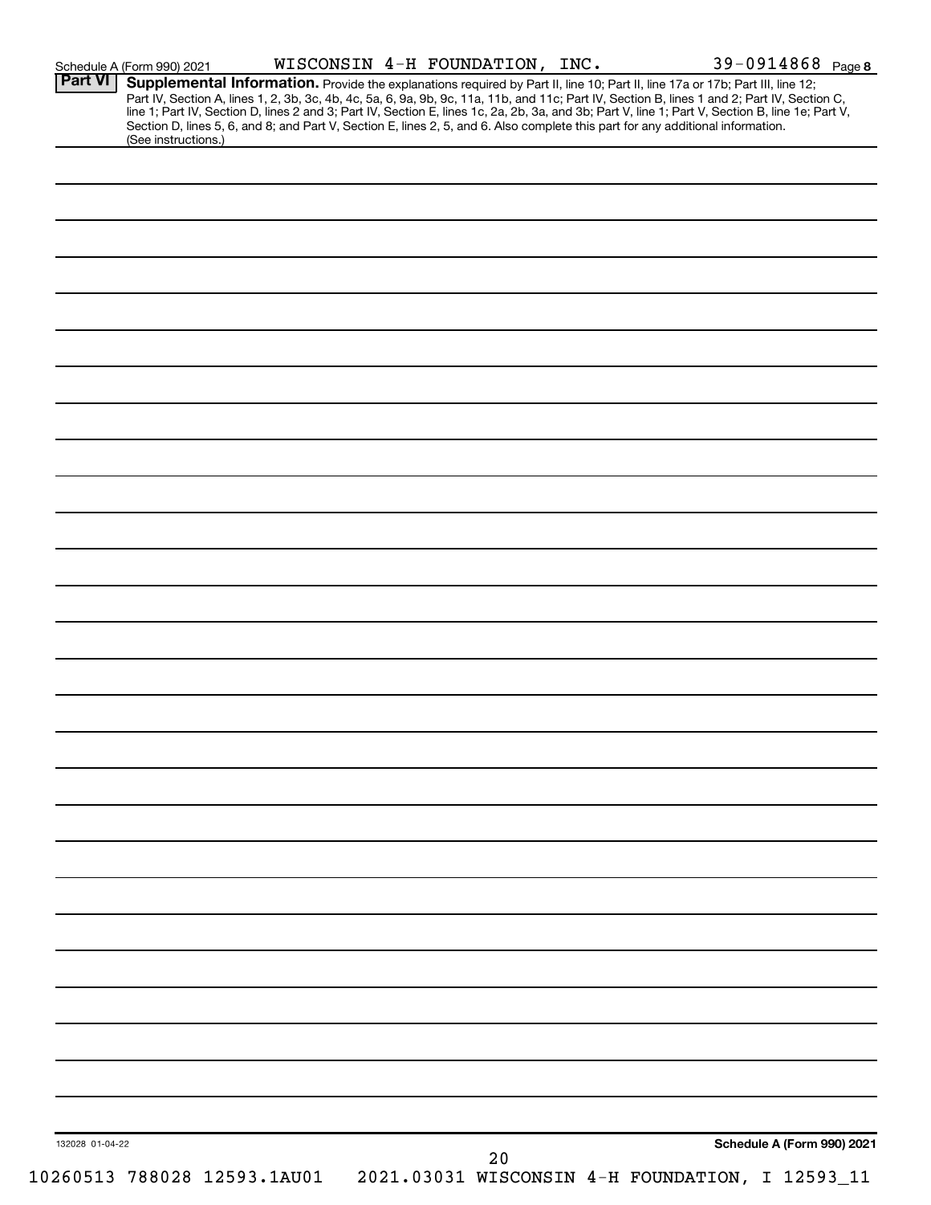Schedule A (Form 990) 2021 WISCONSIN 4-H FOUNDATION, INC. 39-0914868 Page 8

**Part VI** **Supplemental Information.** Provide the explanations required by Part II, line 10; Part II, line 17a or 17b; Part III, line 12; Part IV, Section A, lines 1, 2, 3b, 3c, 4b, 4c, 5a, 6, 9a, 9b, 9c, 11a, 11b, and 11c; Part IV, Section B, lines 1 and 2; Part IV, Section C, line 1; Part IV, Section D, lines 2 and 3; Part IV, Section E, lines 1c, 2a, 2b, 3a, and 3b; Part V, line 1; Part V, Section B, line 1e; Part V, Section D, lines 5, 6, and 8; and Part V, Section E, lines 2, 5, and 6. Also complete this part for any additional information. (See instructions.)

132028 01-04-22

**Schedule A (Form 990) 2021**

10260513 788028 12593.1AU01 2021.03031 WISCONSIN 4-H FOUNDATION, I 12593_11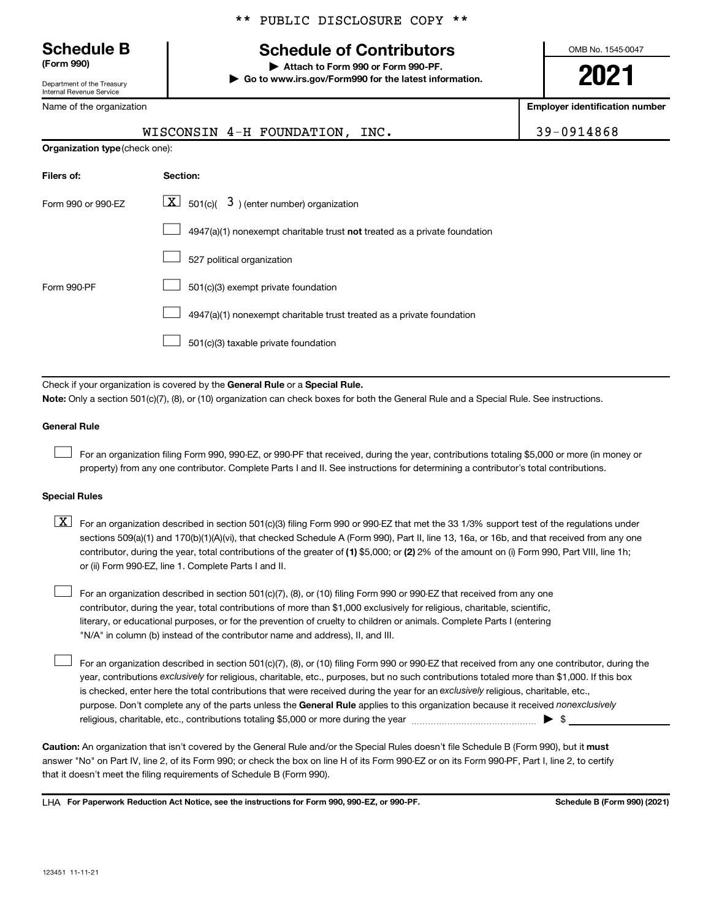\*\* PUBLIC DISCLOSURE COPY \*\*

# Schedule B
**(Form 990)**

Department of the Treasury
Internal Revenue Service

## Schedule of Contributors

▶ **Attach to Form 990 or Form 990-PF.**
▶ **Go to www.irs.gov/Form990 for the latest information.**

OMB No. 1545-0047

**2021**

| Name of the organization | Employer identification number |
|---|---|
| WISCONSIN 4-H FOUNDATION, INC. | 39-0914868 |

**Organization type** (check one):

| Filers of: | Section: |
|---|---|
| Form 990 or 990-EZ | [X] 501(c)( 3 ) (enter number) organization |
| | [ ] 4947(a)(1) nonexempt charitable trust **not** treated as a private foundation |
| | [ ] 527 political organization |
| Form 990-PF | [ ] 501(c)(3) exempt private foundation |
| | [ ] 4947(a)(1) nonexempt charitable trust treated as a private foundation |
| | [ ] 501(c)(3) taxable private foundation |

Check if your organization is covered by the **General Rule** or a **Special Rule.**

**Note:** Only a section 501(c)(7), (8), or (10) organization can check boxes for both the General Rule and a Special Rule. See instructions.

**General Rule**

[ ] For an organization filing Form 990, 990-EZ, or 990-PF that received, during the year, contributions totaling $5,000 or more (in money or property) from any one contributor. Complete Parts I and II. See instructions for determining a contributor's total contributions.

**Special Rules**

[X] For an organization described in section 501(c)(3) filing Form 990 or 990-EZ that met the 33 1/3% support test of the regulations under sections 509(a)(1) and 170(b)(1)(A)(vi), that checked Schedule A (Form 990), Part II, line 13, 16a, or 16b, and that received from any one contributor, during the year, total contributions of the greater of **(1)** $5,000; or **(2)** 2% of the amount on (i) Form 990, Part VIII, line 1h; or (ii) Form 990-EZ, line 1. Complete Parts I and II.

[ ] For an organization described in section 501(c)(7), (8), or (10) filing Form 990 or 990-EZ that received from any one contributor, during the year, total contributions of more than $1,000 exclusively for religious, charitable, scientific, literary, or educational purposes, or for the prevention of cruelty to children or animals. Complete Parts I (entering "N/A" in column (b) instead of the contributor name and address), II, and III.

[ ] For an organization described in section 501(c)(7), (8), or (10) filing Form 990 or 990-EZ that received from any one contributor, during the year, contributions *exclusively* for religious, charitable, etc., purposes, but no such contributions totaled more than $1,000. If this box is checked, enter here the total contributions that were received during the year for an *exclusively* religious, charitable, etc., purpose. Don't complete any of the parts unless the **General Rule** applies to this organization because it received *nonexclusively* religious, charitable, etc., contributions totaling $5,000 or more during the year ▶ $ \_\_\_\_\_\_\_\_

**Caution:** An organization that isn't covered by the General Rule and/or the Special Rules doesn't file Schedule B (Form 990), but it **must** answer "No" on Part IV, line 2, of its Form 990; or check the box on line H of its Form 990-EZ or on its Form 990-PF, Part I, line 2, to certify that it doesn't meet the filing requirements of Schedule B (Form 990).

LHA **For Paperwork Reduction Act Notice, see the instructions for Form 990, 990-EZ, or 990-PF.** **Schedule B (Form 990) (2021)**

123451 11-11-21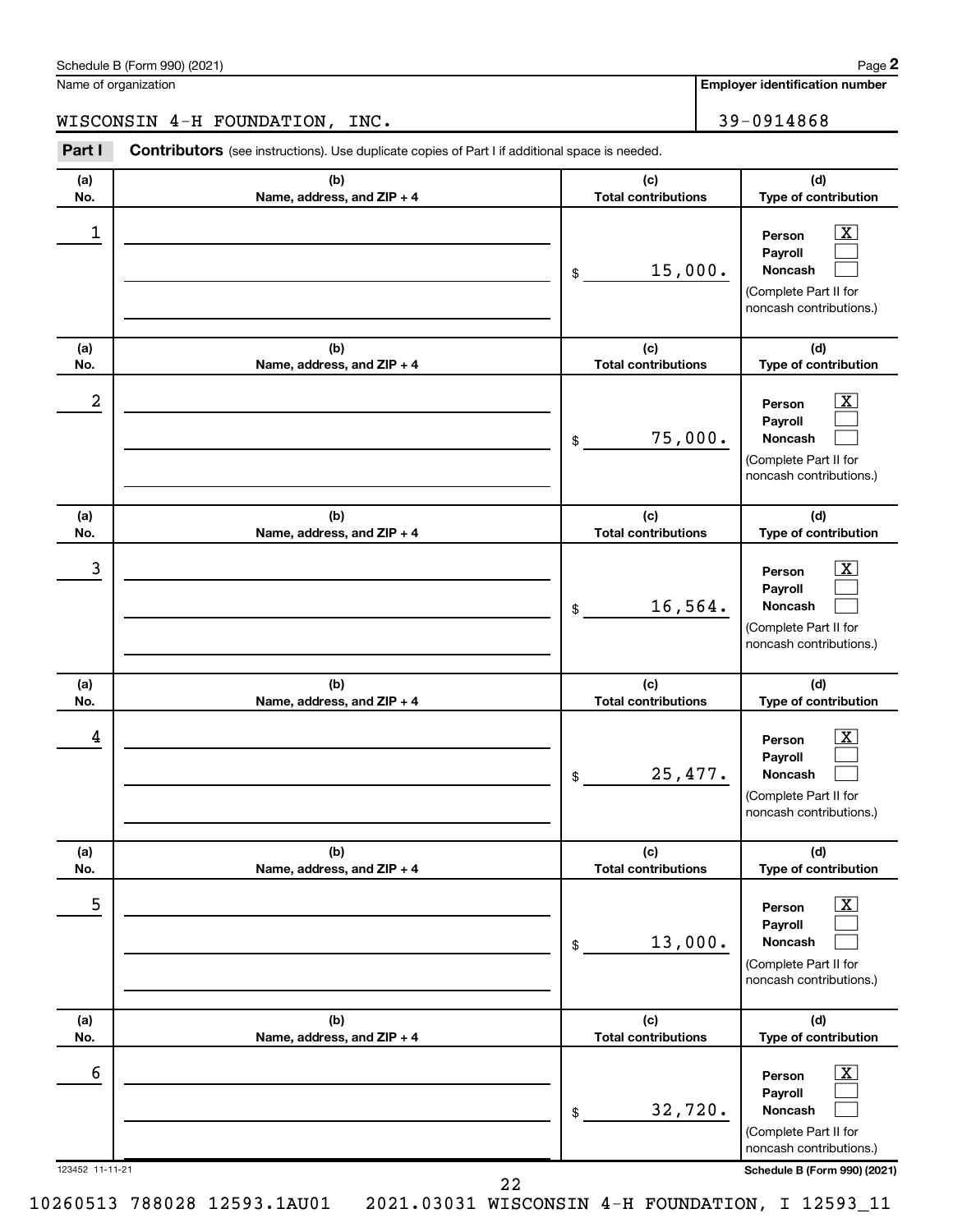Schedule B (Form 990) (2021)

Name of organization: WISCONSIN 4-H FOUNDATION, INC.

**Employer identification number:** 39-0914868

**Part I** **Contributors** (see instructions). Use duplicate copies of Part I if additional space is needed.

| (a) No. | (b) Name, address, and ZIP + 4 | (c) Total contributions | (d) Type of contribution |
|---|---|---|---|
| 1 | | $ 15,000. | Person [X] Payroll [ ] Noncash [ ] (Complete Part II for noncash contributions.) |
| 2 | | $ 75,000. | Person [X] Payroll [ ] Noncash [ ] (Complete Part II for noncash contributions.) |
| 3 | | $ 16,564. | Person [X] Payroll [ ] Noncash [ ] (Complete Part II for noncash contributions.) |
| 4 | | $ 25,477. | Person [X] Payroll [ ] Noncash [ ] (Complete Part II for noncash contributions.) |
| 5 | | $ 13,000. | Person [X] Payroll [ ] Noncash [ ] (Complete Part II for noncash contributions.) |
| 6 | | $ 32,720. | Person [X] Payroll [ ] Noncash [ ] (Complete Part II for noncash contributions.) |

123452 11-11-21

Schedule B (Form 990) (2021)

10260513 788028 12593.1AU01 2021.03031 WISCONSIN 4-H FOUNDATION, I 12593_11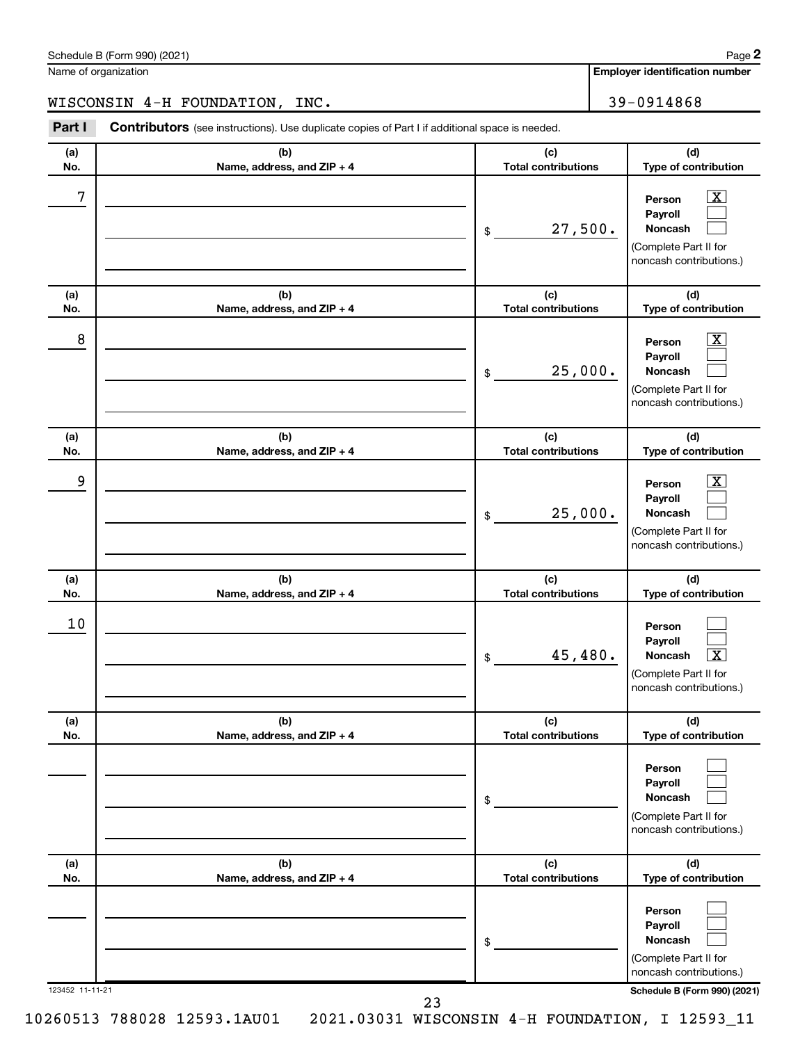Schedule B (Form 990) (2021) Page **2**

Name of organization: WISCONSIN 4-H FOUNDATION, INC.

**Employer identification number:** 39-0914868

**Part I** **Contributors** (see instructions). Use duplicate copies of Part I if additional space is needed.

| (a) No. | (b) Name, address, and ZIP + 4 | (c) Total contributions | (d) Type of contribution |
|---|---|---|---|
| 7 | | $ 27,500. | Person [X] Payroll [ ] Noncash [ ] (Complete Part II for noncash contributions.) |
| 8 | | $ 25,000. | Person [X] Payroll [ ] Noncash [ ] (Complete Part II for noncash contributions.) |
| 9 | | $ 25,000. | Person [X] Payroll [ ] Noncash [ ] (Complete Part II for noncash contributions.) |
| 10 | | $ 45,480. | Person [ ] Payroll [ ] Noncash [X] (Complete Part II for noncash contributions.) |
| | | $ | Person [ ] Payroll [ ] Noncash [ ] (Complete Part II for noncash contributions.) |
| | | $ | Person [ ] Payroll [ ] Noncash [ ] (Complete Part II for noncash contributions.) |

123452 11-11-21 **Schedule B (Form 990) (2021)**

10260513 788028 12593.1AU01 2021.03031 WISCONSIN 4-H FOUNDATION, I 12593_11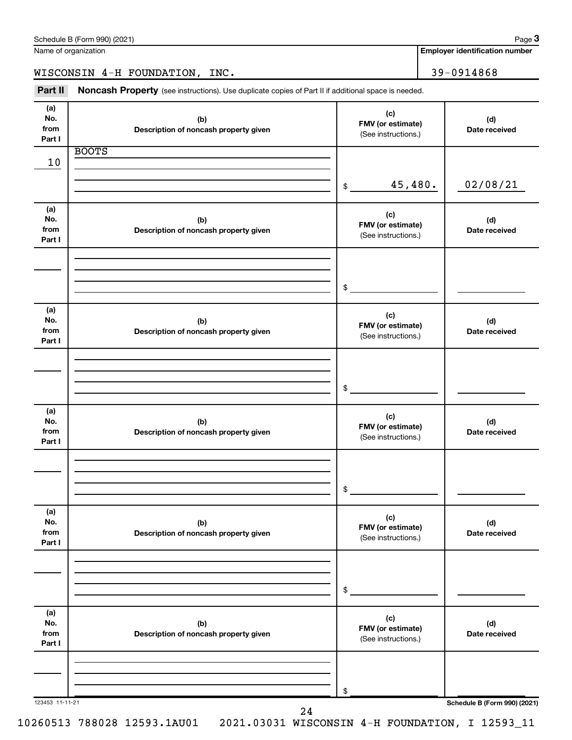Schedule B (Form 990) (2021)

Name of organization: WISCONSIN 4-H FOUNDATION, INC.

Employer identification number: 39-0914868

**Part II** **Noncash Property** (see instructions). Use duplicate copies of Part II if additional space is needed.

| (a) No. from Part I | (b) Description of noncash property given | (c) FMV (or estimate) (See instructions.) | (d) Date received |
|---|---|---|---|
| 10 | BOOTS | $ 45,480. | 02/08/21 |
| | | $ | |
| | | $ | |
| | | $ | |
| | | $ | |
| | | $ | |

Schedule B (Form 990) (2021)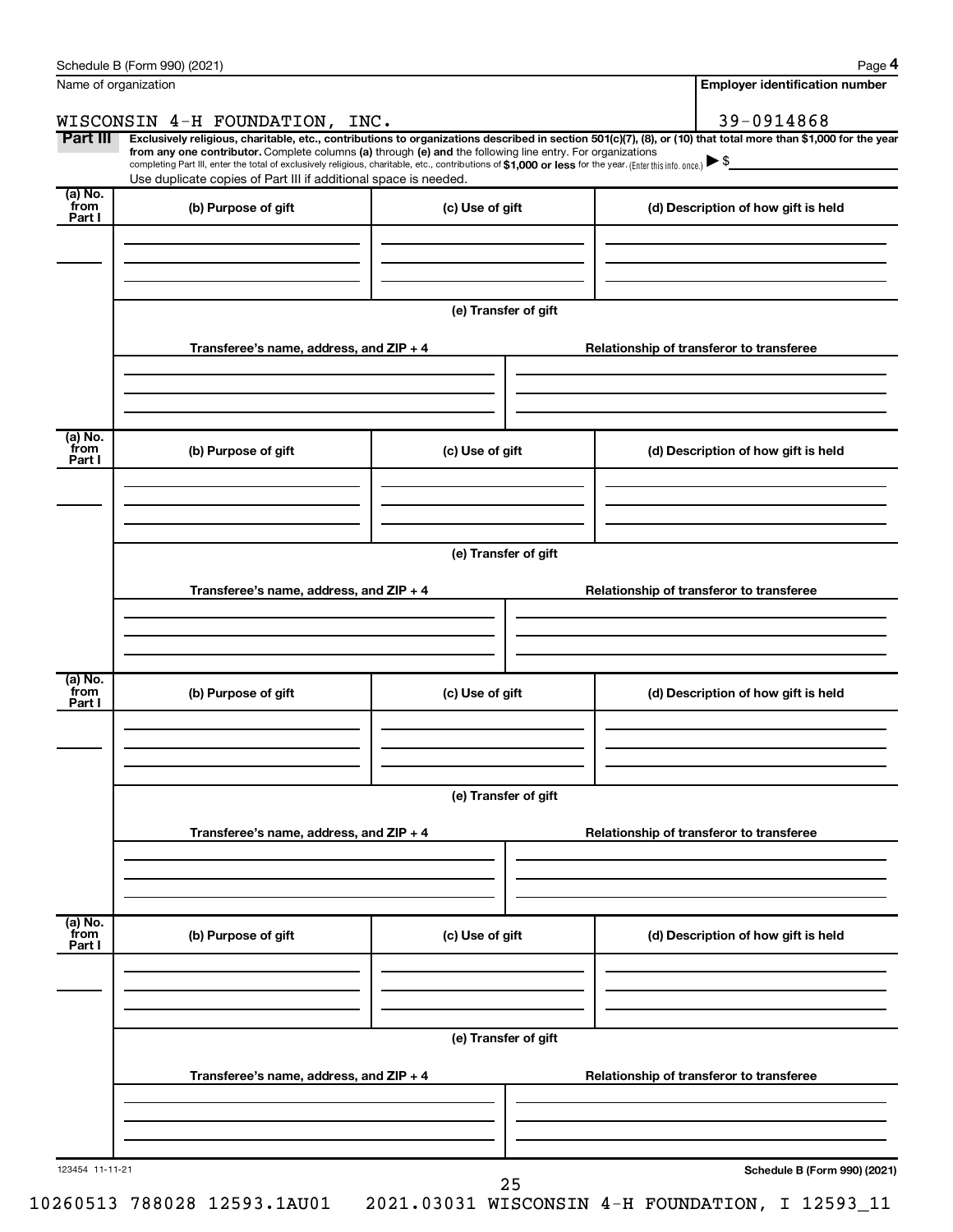Schedule B (Form 990) (2021)

Name of organization: WISCONSIN 4-H FOUNDATION, INC.

Employer identification number: 39-0914868

**Part III** **Exclusively religious, charitable, etc., contributions to organizations described in section 501(c)(7), (8), or (10) that total more than $1,000 for the year from any one contributor.** Complete columns **(a)** through **(e)** and the following line entry. For organizations completing Part III, enter the total of exclusively religious, charitable, etc., contributions of **$1,000 or less** for the year. (Enter this info. once.) ▶ $

Use duplicate copies of Part III if additional space is needed.

| (a) No. from Part I | (b) Purpose of gift | (c) Use of gift | (d) Description of how gift is held |
|---|---|---|---|
| | | | |

(e) Transfer of gift

| Transferee's name, address, and ZIP + 4 | Relationship of transferor to transferee |
|---|---|
| | |

| (a) No. from Part I | (b) Purpose of gift | (c) Use of gift | (d) Description of how gift is held |
|---|---|---|---|
| | | | |

(e) Transfer of gift

| Transferee's name, address, and ZIP + 4 | Relationship of transferor to transferee |
|---|---|
| | |

| (a) No. from Part I | (b) Purpose of gift | (c) Use of gift | (d) Description of how gift is held |
|---|---|---|---|
| | | | |

(e) Transfer of gift

| Transferee's name, address, and ZIP + 4 | Relationship of transferor to transferee |
|---|---|
| | |

| (a) No. from Part I | (b) Purpose of gift | (c) Use of gift | (d) Description of how gift is held |
|---|---|---|---|
| | | | |

(e) Transfer of gift

| Transferee's name, address, and ZIP + 4 | Relationship of transferor to transferee |
|---|---|
| | |

123454 11-11-21

Schedule B (Form 990) (2021)

10260513 788028 12593.1AU01 2021.03031 WISCONSIN 4-H FOUNDATION, I 12593_11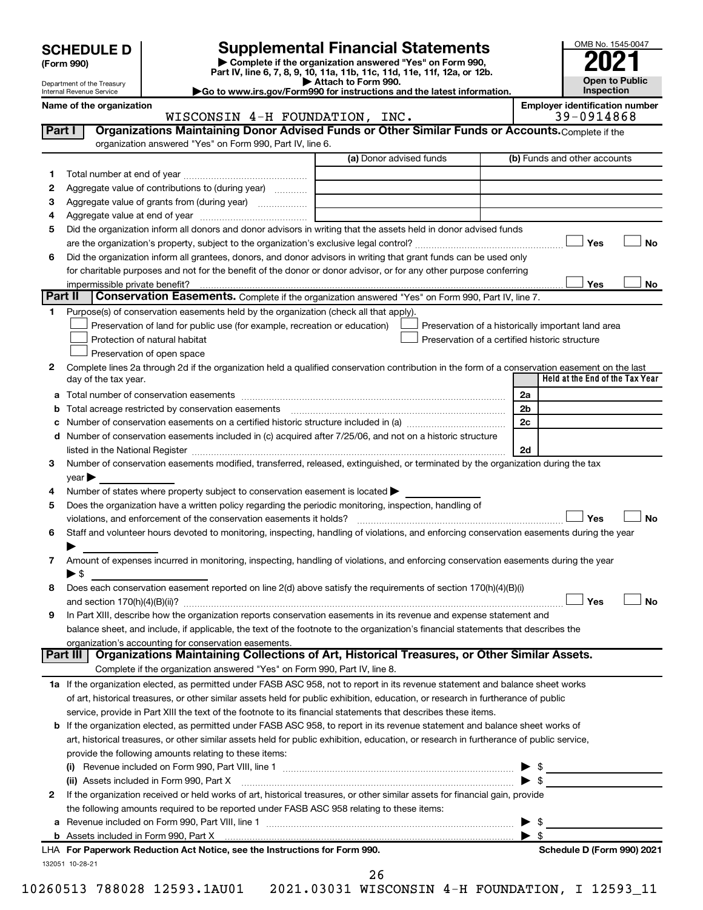# SCHEDULE D (Form 990)

Department of the Treasury
Internal Revenue Service

## Supplemental Financial Statements

▶ Complete if the organization answered "Yes" on Form 990, Part IV, line 6, 7, 8, 9, 10, 11a, 11b, 11c, 11d, 11e, 11f, 12a, or 12b.
▶ Attach to Form 990.
▶Go to www.irs.gov/Form990 for instructions and the latest information.

OMB No. 1545-0047
2021
Open to Public Inspection

**Name of the organization:** WISCONSIN 4-H FOUNDATION, INC.
**Employer identification number:** 39-0914868

### Part I — Organizations Maintaining Donor Advised Funds or Other Similar Funds or Accounts.
Complete if the organization answered "Yes" on Form 990, Part IV, line 6.

| | | (a) Donor advised funds | (b) Funds and other accounts |
|---|---|---|---|
| 1 | Total number at end of year | | |
| 2 | Aggregate value of contributions to (during year) | | |
| 3 | Aggregate value of grants from (during year) | | |
| 4 | Aggregate value at end of year | | |

5 Did the organization inform all donors and donor advisors in writing that the assets held in donor advised funds are the organization's property, subject to the organization's exclusive legal control? ☐ Yes ☐ No

6 Did the organization inform all grantees, donors, and donor advisors in writing that grant funds can be used only for charitable purposes and not for the benefit of the donor or donor advisor, or for any other purpose conferring impermissible private benefit? ☐ Yes ☐ No

### Part II — Conservation Easements.
Complete if the organization answered "Yes" on Form 990, Part IV, line 7.

1 Purpose(s) of conservation easements held by the organization (check all that apply).
- ☐ Preservation of land for public use (for example, recreation or education)
- ☐ Protection of natural habitat
- ☐ Preservation of open space
- ☐ Preservation of a historically important land area
- ☐ Preservation of a certified historic structure

2 Complete lines 2a through 2d if the organization held a qualified conservation contribution in the form of a conservation easement on the last day of the tax year.

| | | | Held at the End of the Tax Year |
|---|---|---|---|
| a | Total number of conservation easements | 2a | |
| b | Total acreage restricted by conservation easements | 2b | |
| c | Number of conservation easements on a certified historic structure included in (a) | 2c | |
| d | Number of conservation easements included in (c) acquired after 7/25/06, and not on a historic structure listed in the National Register | 2d | |

3 Number of conservation easements modified, transferred, released, extinguished, or terminated by the organization during the tax year ▶

4 Number of states where property subject to conservation easement is located ▶

5 Does the organization have a written policy regarding the periodic monitoring, inspection, handling of violations, and enforcement of the conservation easements it holds? ☐ Yes ☐ No

6 Staff and volunteer hours devoted to monitoring, inspecting, handling of violations, and enforcing conservation easements during the year ▶

7 Amount of expenses incurred in monitoring, inspecting, handling of violations, and enforcing conservation easements during the year ▶ $

8 Does each conservation easement reported on line 2(d) above satisfy the requirements of section 170(h)(4)(B)(i) and section 170(h)(4)(B)(ii)? ☐ Yes ☐ No

9 In Part XIII, describe how the organization reports conservation easements in its revenue and expense statement and balance sheet, and include, if applicable, the text of the footnote to the organization's financial statements that describes the organization's accounting for conservation easements.

### Part III — Organizations Maintaining Collections of Art, Historical Treasures, or Other Similar Assets.
Complete if the organization answered "Yes" on Form 990, Part IV, line 8.

1a If the organization elected, as permitted under FASB ASC 958, not to report in its revenue statement and balance sheet works of art, historical treasures, or other similar assets held for public exhibition, education, or research in furtherance of public service, provide in Part XIII the text of the footnote to its financial statements that describes these items.

b If the organization elected, as permitted under FASB ASC 958, to report in its revenue statement and balance sheet works of art, historical treasures, or other similar assets held for public exhibition, education, or research in furtherance of public service, provide the following amounts relating to these items:

(i) Revenue included on Form 990, Part VIII, line 1 ▶ $

(ii) Assets included in Form 990, Part X ▶ $

2 If the organization received or held works of art, historical treasures, or other similar assets for financial gain, provide the following amounts required to be reported under FASB ASC 958 relating to these items:

a Revenue included on Form 990, Part VIII, line 1 ▶ $

b Assets included in Form 990, Part X ▶ $

LHA For Paperwork Reduction Act Notice, see the Instructions for Form 990. Schedule D (Form 990) 2021

132051 10-28-21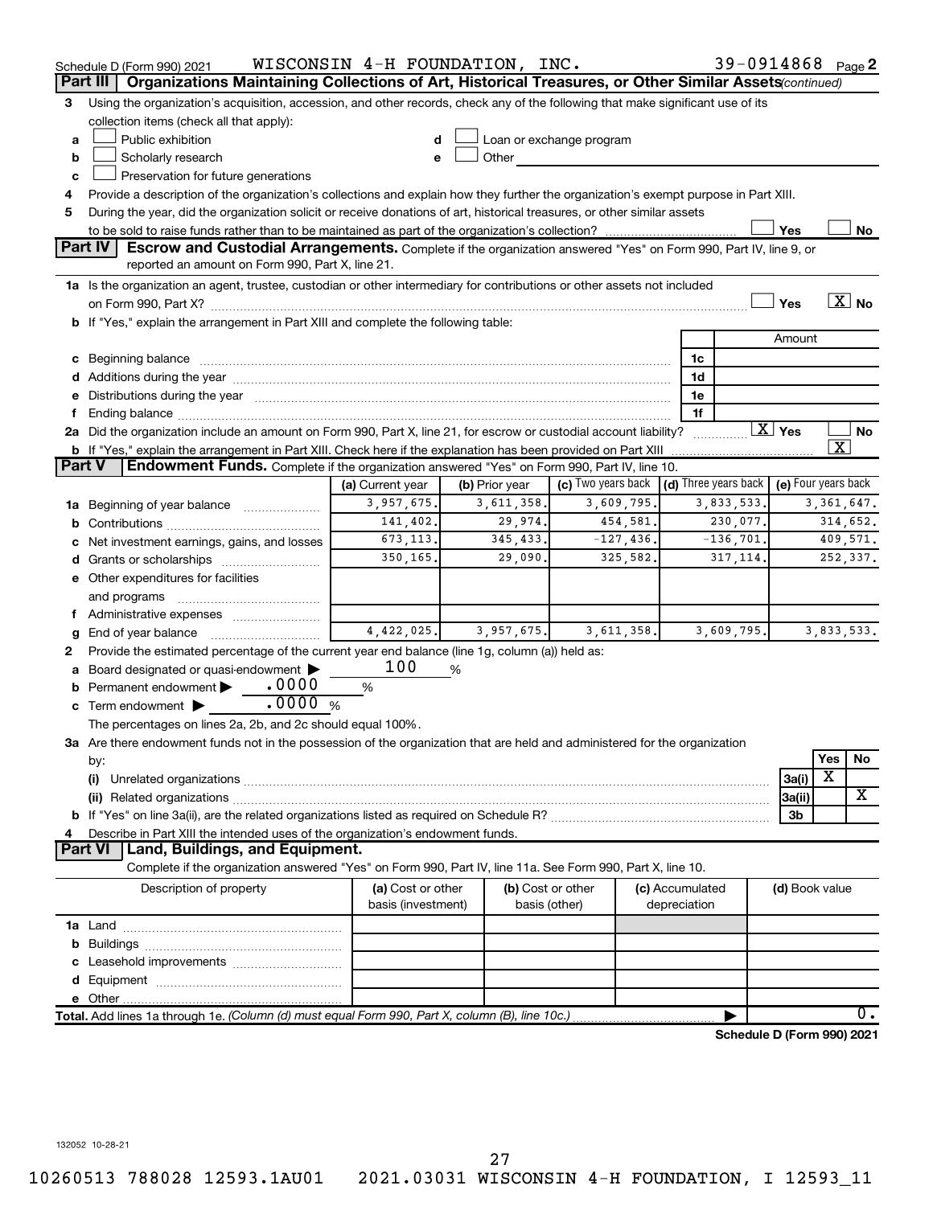Schedule D (Form 990) 2021 WISCONSIN 4-H FOUNDATION, INC. 39-0914868 Page 2

## Part III Organizations Maintaining Collections of Art, Historical Treasures, or Other Similar Assets *(continued)*

3 Using the organization's acquisition, accession, and other records, check any of the following that make significant use of its collection items (check all that apply):

- a ☐ Public exhibition
- b ☐ Scholarly research
- c ☐ Preservation for future generations
- d ☐ Loan or exchange program
- e ☐ Other

4 Provide a description of the organization's collections and explain how they further the organization's exempt purpose in Part XIII.

5 During the year, did the organization solicit or receive donations of art, historical treasures, or other similar assets to be sold to raise funds rather than to be maintained as part of the organization's collection? ☐ Yes ☐ No

## Part IV Escrow and Custodial Arrangements.

Complete if the organization answered "Yes" on Form 990, Part IV, line 9, or reported an amount on Form 990, Part X, line 21.

1a Is the organization an agent, trustee, custodian or other intermediary for contributions or other assets not included on Form 990, Part X? ☐ Yes ☒ No

b If "Yes," explain the arrangement in Part XIII and complete the following table:

| | | Amount |
|---|---|---|
| c Beginning balance | 1c | |
| d Additions during the year | 1d | |
| e Distributions during the year | 1e | |
| f Ending balance | 1f | |

2a Did the organization include an amount on Form 990, Part X, line 21, for escrow or custodial account liability? ☒ Yes ☐ No

b If "Yes," explain the arrangement in Part XIII. Check here if the explanation has been provided on Part XIII ☒

## Part V Endowment Funds.

Complete if the organization answered "Yes" on Form 990, Part IV, line 10.

| | (a) Current year | (b) Prior year | (c) Two years back | (d) Three years back | (e) Four years back |
|---|---|---|---|---|---|
| 1a Beginning of year balance | 3,957,675. | 3,611,358. | 3,609,795. | 3,833,533. | 3,361,647. |
| b Contributions | 141,402. | 29,974. | 454,581. | 230,077. | 314,652. |
| c Net investment earnings, gains, and losses | 673,113. | 345,433. | -127,436. | -136,701. | 409,571. |
| d Grants or scholarships | 350,165. | 29,090. | 325,582. | 317,114. | 252,337. |
| e Other expenditures for facilities and programs | | | | | |
| f Administrative expenses | | | | | |
| g End of year balance | 4,422,025. | 3,957,675. | 3,611,358. | 3,609,795. | 3,833,533. |

2 Provide the estimated percentage of the current year end balance (line 1g, column (a)) held as:

- a Board designated or quasi-endowment ▶ 100 %
- b Permanent endowment ▶ .0000 %
- c Term endowment ▶ .0000 %

The percentages on lines 2a, 2b, and 2c should equal 100%.

3a Are there endowment funds not in the possession of the organization that are held and administered for the organization by:

| | | Yes | No |
|---|---|---|---|
| (i) Unrelated organizations | 3a(i) | X | |
| (ii) Related organizations | 3a(ii) | | X |
| b If "Yes" on line 3a(ii), are the related organizations listed as required on Schedule R? | 3b | | |

4 Describe in Part XIII the intended uses of the organization's endowment funds.

## Part VI Land, Buildings, and Equipment.

Complete if the organization answered "Yes" on Form 990, Part IV, line 11a. See Form 990, Part X, line 10.

| Description of property | (a) Cost or other basis (investment) | (b) Cost or other basis (other) | (c) Accumulated depreciation | (d) Book value |
|---|---|---|---|---|
| 1a Land | | | | |
| b Buildings | | | | |
| c Leasehold improvements | | | | |
| d Equipment | | | | |
| e Other | | | | |
| Total. Add lines 1a through 1e. *(Column (d) must equal Form 990, Part X, column (B), line 10c.)* | | | ▶ | 0. |

Schedule D (Form 990) 2021

132052 10-28-21

10260513 788028 12593.1AU01 2021.03031 WISCONSIN 4-H FOUNDATION, I 12593_11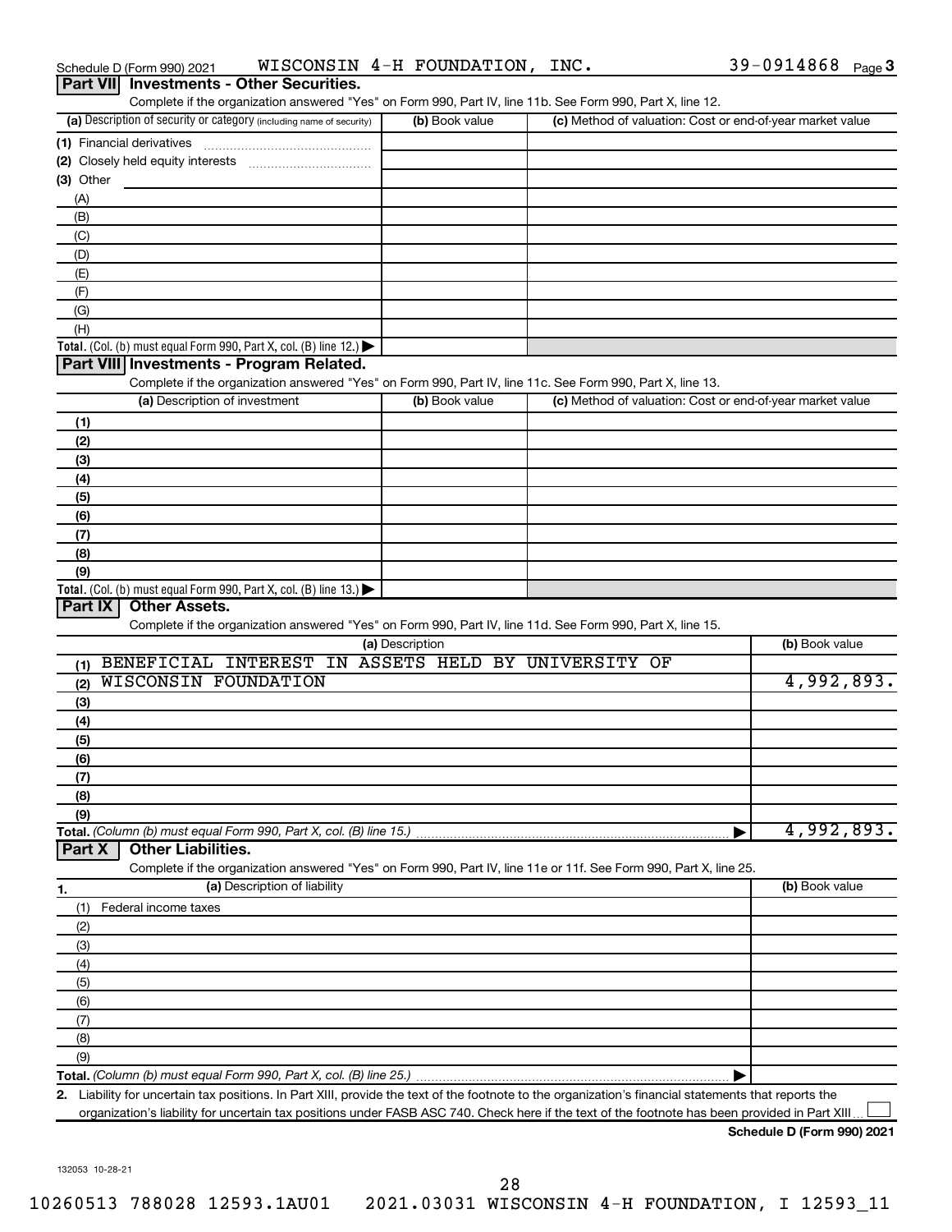Schedule D (Form 990) 2021 WISCONSIN 4-H FOUNDATION, INC. 39-0914868 Page 3

## Part VII Investments - Other Securities.

Complete if the organization answered "Yes" on Form 990, Part IV, line 11b. See Form 990, Part X, line 12.

| (a) Description of security or category (including name of security) | (b) Book value | (c) Method of valuation: Cost or end-of-year market value |
|---|---|---|
| (1) Financial derivatives | | |
| (2) Closely held equity interests | | |
| (3) Other | | |
| (A) | | |
| (B) | | |
| (C) | | |
| (D) | | |
| (E) | | |
| (F) | | |
| (G) | | |
| (H) | | |
| **Total.** (Col. (b) must equal Form 990, Part X, col. (B) line 12.) ▶ | | |

## Part VIII Investments - Program Related.

Complete if the organization answered "Yes" on Form 990, Part IV, line 11c. See Form 990, Part X, line 13.

| (a) Description of investment | (b) Book value | (c) Method of valuation: Cost or end-of-year market value |
|---|---|---|
| (1) | | |
| (2) | | |
| (3) | | |
| (4) | | |
| (5) | | |
| (6) | | |
| (7) | | |
| (8) | | |
| (9) | | |
| **Total.** (Col. (b) must equal Form 990, Part X, col. (B) line 13.) ▶ | | |

## Part IX Other Assets.

Complete if the organization answered "Yes" on Form 990, Part IV, line 11d. See Form 990, Part X, line 15.

| (a) Description | (b) Book value |
|---|---|
| (1) BENEFICIAL INTEREST IN ASSETS HELD BY UNIVERSITY OF | |
| (2) WISCONSIN FOUNDATION | 4,992,893. |
| (3) | |
| (4) | |
| (5) | |
| (6) | |
| (7) | |
| (8) | |
| (9) | |
| **Total.** *(Column (b) must equal Form 990, Part X, col. (B) line 15.)* ▶ | 4,992,893. |

## Part X Other Liabilities.

Complete if the organization answered "Yes" on Form 990, Part IV, line 11e or 11f. See Form 990, Part X, line 25.

| 1. (a) Description of liability | (b) Book value |
|---|---|
| (1) Federal income taxes | |
| (2) | |
| (3) | |
| (4) | |
| (5) | |
| (6) | |
| (7) | |
| (8) | |
| (9) | |
| **Total.** *(Column (b) must equal Form 990, Part X, col. (B) line 25.)* ▶ | |

**2.** Liability for uncertain tax positions. In Part XIII, provide the text of the footnote to the organization's financial statements that reports the organization's liability for uncertain tax positions under FASB ASC 740. Check here if the text of the footnote has been provided in Part XIII ☐

**Schedule D (Form 990) 2021**

132053 10-28-21

10260513 788028 12593.1AU01 2021.03031 WISCONSIN 4-H FOUNDATION, I 12593_11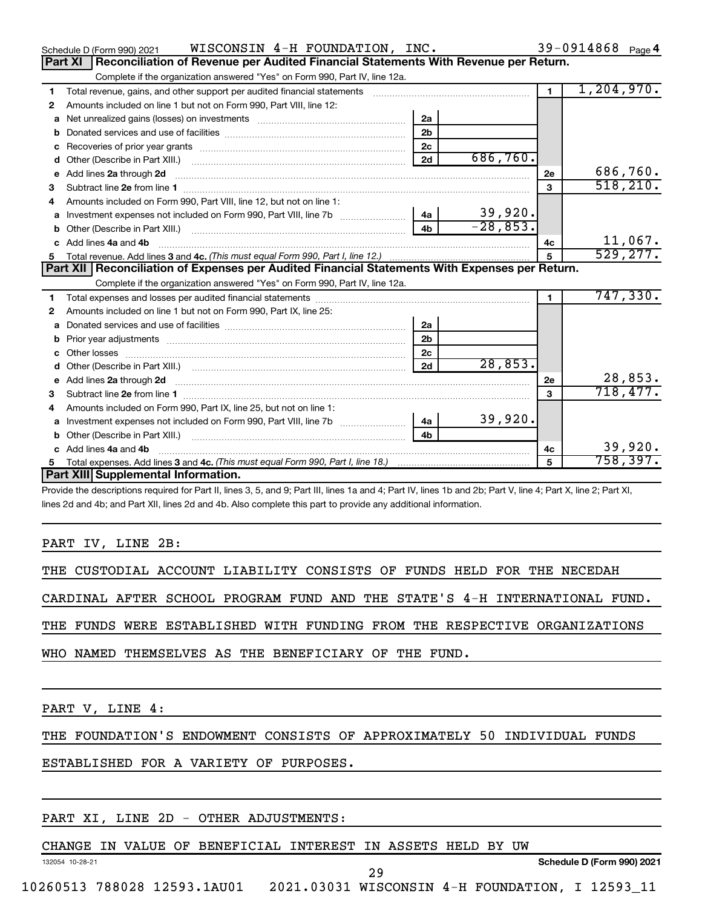Schedule D (Form 990) 2021 WISCONSIN 4-H FOUNDATION, INC. 39-0914868 Page 4

## Part XI Reconciliation of Revenue per Audited Financial Statements With Revenue per Return.

Complete if the organization answered "Yes" on Form 990, Part IV, line 12a.

| | | | | | |
|---|---|---|---|---|---|
| 1 | Total revenue, gains, and other support per audited financial statements | | | 1 | 1,204,970. |
| 2 | Amounts included on line 1 but not on Form 990, Part VIII, line 12: | | | | |
| a | Net unrealized gains (losses) on investments | 2a | | | |
| b | Donated services and use of facilities | 2b | | | |
| c | Recoveries of prior year grants | 2c | | | |
| d | Other (Describe in Part XIII.) | 2d | 686,760. | | |
| e | Add lines 2a through 2d | | | 2e | 686,760. |
| 3 | Subtract line 2e from line 1 | | | 3 | 518,210. |
| 4 | Amounts included on Form 990, Part VIII, line 12, but not on line 1: | | | | |
| a | Investment expenses not included on Form 990, Part VIII, line 7b | 4a | 39,920. | | |
| b | Other (Describe in Part XIII.) | 4b | -28,853. | | |
| c | Add lines 4a and 4b | | | 4c | 11,067. |
| 5 | Total revenue. Add lines 3 and 4c. *(This must equal Form 990, Part I, line 12.)* | | | 5 | 529,277. |

## Part XII Reconciliation of Expenses per Audited Financial Statements With Expenses per Return.

Complete if the organization answered "Yes" on Form 990, Part IV, line 12a.

| | | | | | |
|---|---|---|---|---|---|
| 1 | Total expenses and losses per audited financial statements | | | 1 | 747,330. |
| 2 | Amounts included on line 1 but not on Form 990, Part IX, line 25: | | | | |
| a | Donated services and use of facilities | 2a | | | |
| b | Prior year adjustments | 2b | | | |
| c | Other losses | 2c | | | |
| d | Other (Describe in Part XIII.) | 2d | 28,853. | | |
| e | Add lines 2a through 2d | | | 2e | 28,853. |
| 3 | Subtract line 2e from line 1 | | | 3 | 718,477. |
| 4 | Amounts included on Form 990, Part IX, line 25, but not on line 1: | | | | |
| a | Investment expenses not included on Form 990, Part VIII, line 7b | 4a | 39,920. | | |
| b | Other (Describe in Part XIII.) | 4b | | | |
| c | Add lines 4a and 4b | | | 4c | 39,920. |
| 5 | Total expenses. Add lines 3 and 4c. *(This must equal Form 990, Part I, line 18.)* | | | 5 | 758,397. |

## Part XIII Supplemental Information.

Provide the descriptions required for Part II, lines 3, 5, and 9; Part III, lines 1a and 4; Part IV, lines 1b and 2b; Part V, line 4; Part X, line 2; Part XI, lines 2d and 4b; and Part XII, lines 2d and 4b. Also complete this part to provide any additional information.

PART IV, LINE 2B:

THE CUSTODIAL ACCOUNT LIABILITY CONSISTS OF FUNDS HELD FOR THE NECEDAH CARDINAL AFTER SCHOOL PROGRAM FUND AND THE STATE'S 4-H INTERNATIONAL FUND. THE FUNDS WERE ESTABLISHED WITH FUNDING FROM THE RESPECTIVE ORGANIZATIONS WHO NAMED THEMSELVES AS THE BENEFICIARY OF THE FUND.

PART V, LINE 4:

THE FOUNDATION'S ENDOWMENT CONSISTS OF APPROXIMATELY 50 INDIVIDUAL FUNDS ESTABLISHED FOR A VARIETY OF PURPOSES.

PART XI, LINE 2D - OTHER ADJUSTMENTS:

CHANGE IN VALUE OF BENEFICIAL INTEREST IN ASSETS HELD BY UW

132054 10-28-21 Schedule D (Form 990) 2021

10260513 788028 12593.1AU01 2021.03031 WISCONSIN 4-H FOUNDATION, I 12593_11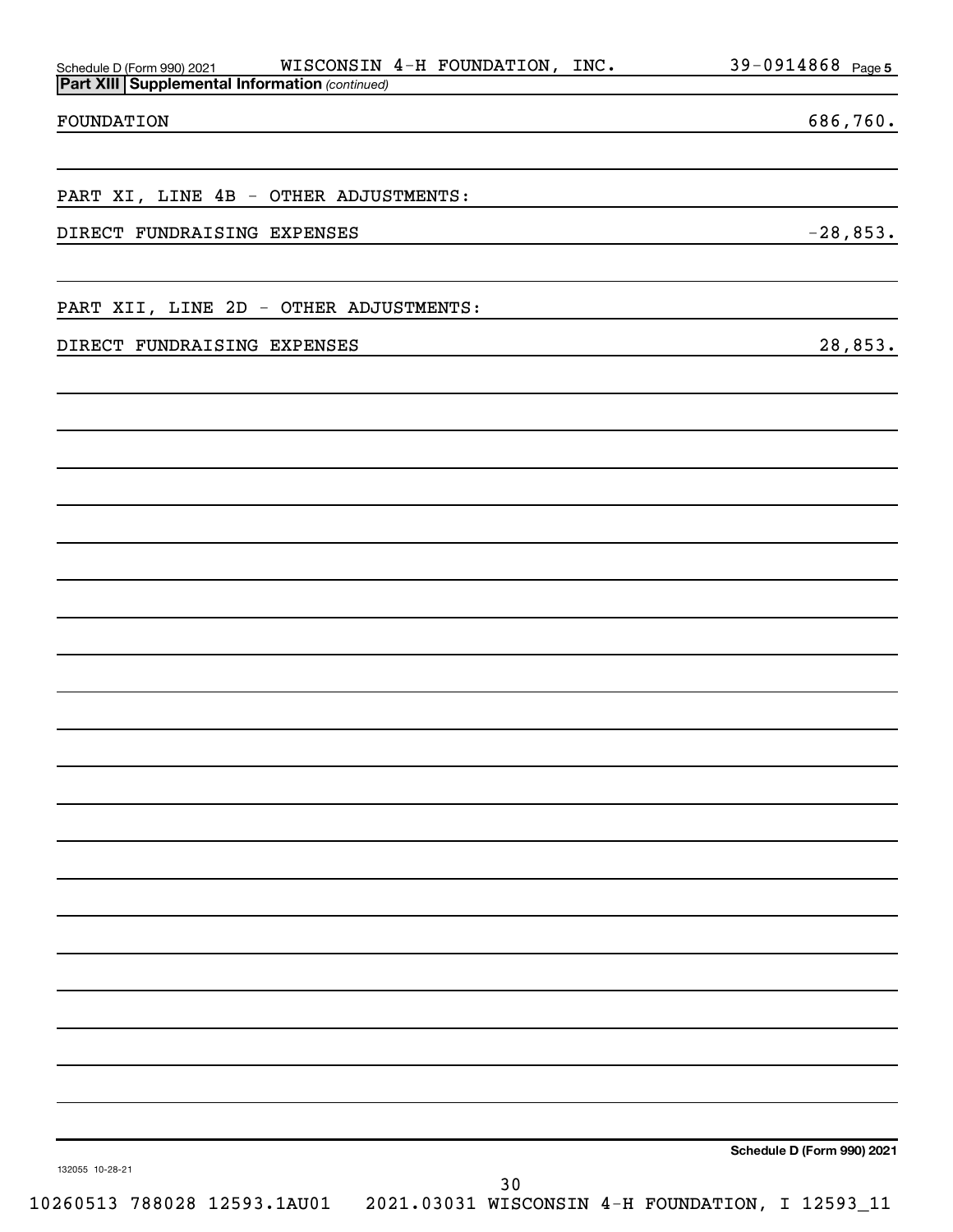Schedule D (Form 990) 2021 WISCONSIN 4-H FOUNDATION, INC. 39-0914868 Page 5

**Part XIII Supplemental Information** *(continued)*

| | |
|---|---|
| FOUNDATION | 686,760. |
| | |
| PART XI, LINE 4B - OTHER ADJUSTMENTS: | |
| DIRECT FUNDRAISING EXPENSES | -28,853. |
| | |
| PART XII, LINE 2D - OTHER ADJUSTMENTS: | |
| DIRECT FUNDRAISING EXPENSES | 28,853. |

Schedule D (Form 990) 2021

132055 10-28-21

10260513 788028 12593.1AU01 2021.03031 WISCONSIN 4-H FOUNDATION, I 12593_11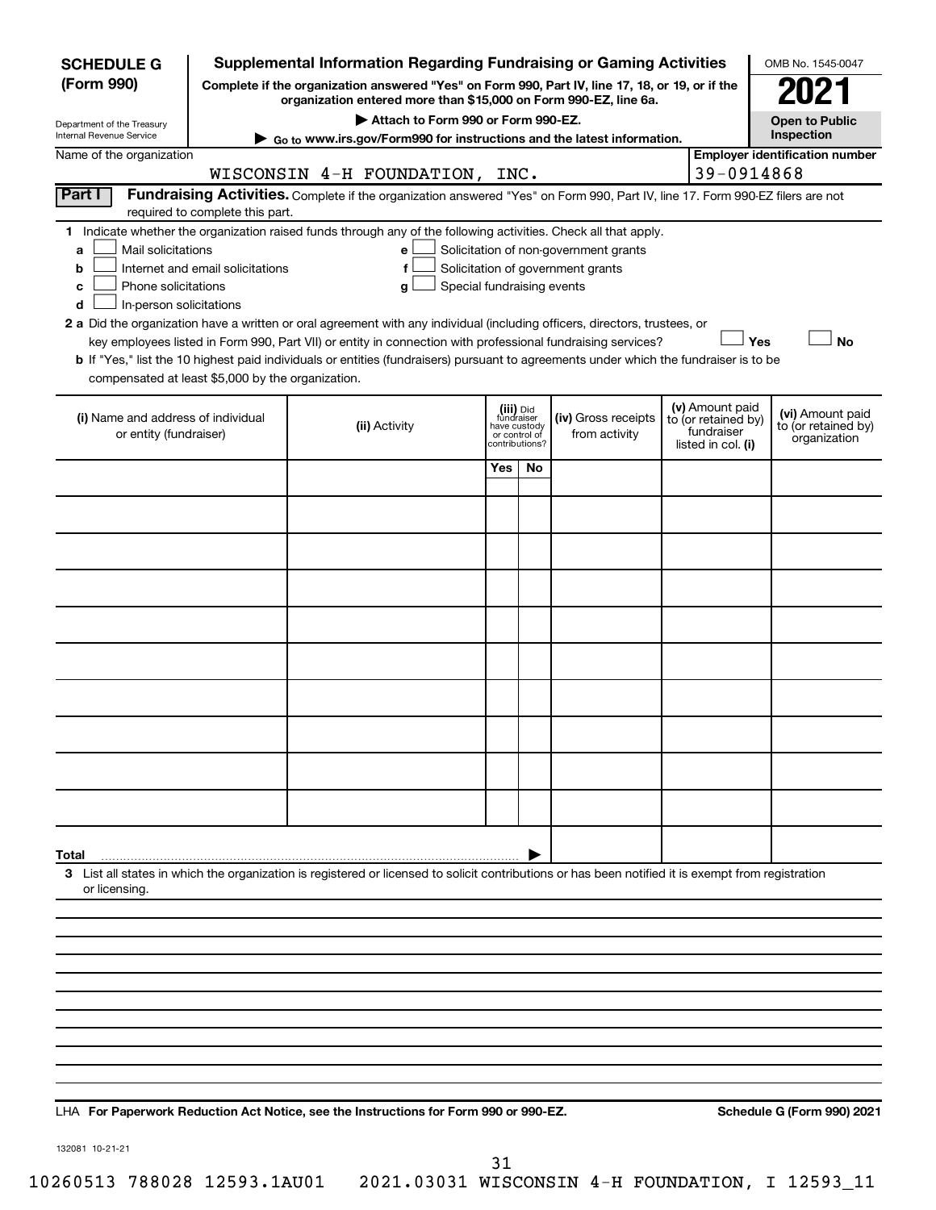**SCHEDULE G (Form 990)**

Department of the Treasury
Internal Revenue Service

# Supplemental Information Regarding Fundraising or Gaming Activities

**Complete if the organization answered "Yes" on Form 990, Part IV, line 17, 18, or 19, or if the organization entered more than $15,000 on Form 990-EZ, line 6a.**

▶ **Attach to Form 990 or Form 990-EZ.**

▶ Go to www.irs.gov/Form990 for instructions and the latest information.

OMB No. 1545-0047

**2021**

**Open to Public Inspection**

Name of the organization: WISCONSIN 4-H FOUNDATION, INC.

Employer identification number: 39-0914868

**Part I** **Fundraising Activities.** Complete if the organization answered "Yes" on Form 990, Part IV, line 17. Form 990-EZ filers are not required to complete this part.

1 Indicate whether the organization raised funds through any of the following activities. Check all that apply.

- a ☐ Mail solicitations
- b ☐ Internet and email solicitations
- c ☐ Phone solicitations
- d ☐ In-person solicitations
- e ☐ Solicitation of non-government grants
- f ☐ Solicitation of government grants
- g ☐ Special fundraising events

2 a Did the organization have a written or oral agreement with any individual (including officers, directors, trustees, or key employees listed in Form 990, Part VII) or entity in connection with professional fundraising services? ☐ Yes ☐ No

b If "Yes," list the 10 highest paid individuals or entities (fundraisers) pursuant to agreements under which the fundraiser is to be compensated at least $5,000 by the organization.

| (i) Name and address of individual or entity (fundraiser) | (ii) Activity | (iii) Did fundraiser have custody or control of contributions? Yes | No | (iv) Gross receipts from activity | (v) Amount paid to (or retained by) fundraiser listed in col. (i) | (vi) Amount paid to (or retained by) organization |
|---|---|---|---|---|---|---|
| | | | | | | |
| | | | | | | |
| | | | | | | |
| | | | | | | |
| | | | | | | |
| | | | | | | |
| | | | | | | |
| | | | | | | |
| | | | | | | |
| | | | | | | |
| **Total** ▶ | | | | | | |

3 List all states in which the organization is registered or licensed to solicit contributions or has been notified it is exempt from registration or licensing.

LHA **For Paperwork Reduction Act Notice, see the Instructions for Form 990 or 990-EZ.** **Schedule G (Form 990) 2021**

132081 10-21-21

10260513 788028 12593.1AU01 2021.03031 WISCONSIN 4-H FOUNDATION, I 12593_11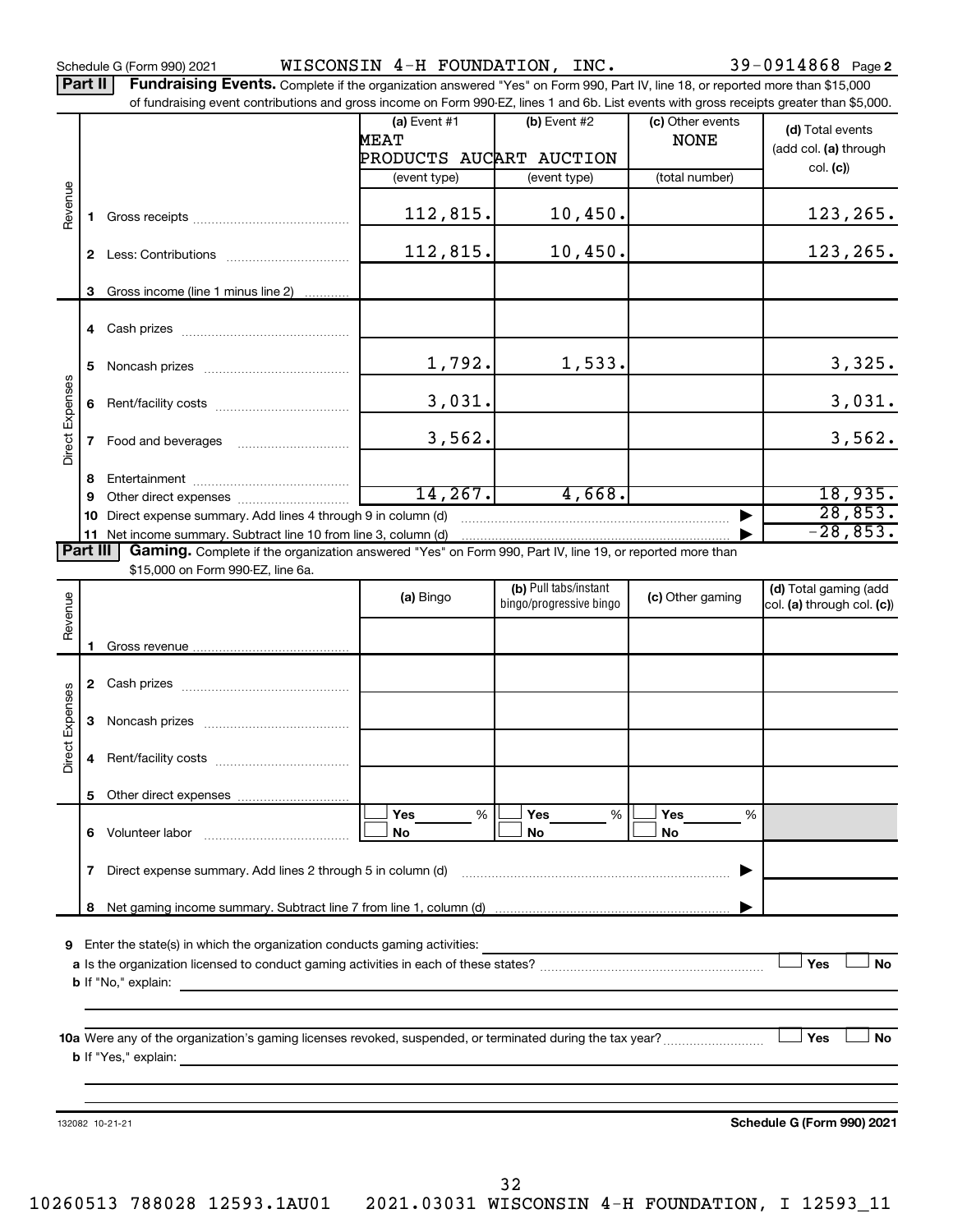Schedule G (Form 990) 2021 WISCONSIN 4-H FOUNDATION, INC. 39-0914868 Page 2

**Part II** **Fundraising Events.** Complete if the organization answered "Yes" on Form 990, Part IV, line 18, or reported more than $15,000 of fundraising event contributions and gross income on Form 990-EZ, lines 1 and 6b. List events with gross receipts greater than $5,000.

| | | (a) Event #1 MEAT PRODUCTS AUCTION (event type) | (b) Event #2 ART AUCTION (event type) | (c) Other events NONE (total number) | (d) Total events (add col. (a) through col. (c)) |
|---|---|---|---|---|---|
| Revenue | 1 Gross receipts | 112,815. | 10,450. | | 123,265. |
| | 2 Less: Contributions | 112,815. | 10,450. | | 123,265. |
| | 3 Gross income (line 1 minus line 2) | | | | |
| Direct Expenses | 4 Cash prizes | | | | |
| | 5 Noncash prizes | 1,792. | 1,533. | | 3,325. |
| | 6 Rent/facility costs | 3,031. | | | 3,031. |
| | 7 Food and beverages | 3,562. | | | 3,562. |
| | 8 Entertainment | | | | |
| | 9 Other direct expenses | 14,267. | 4,668. | | 18,935. |
| | 10 Direct expense summary. Add lines 4 through 9 in column (d) | | | | 28,853. |
| | 11 Net income summary. Subtract line 10 from line 3, column (d) | | | | -28,853. |

**Part III** **Gaming.** Complete if the organization answered "Yes" on Form 990, Part IV, line 19, or reported more than $15,000 on Form 990-EZ, line 6a.

| | | (a) Bingo | (b) Pull tabs/instant bingo/progressive bingo | (c) Other gaming | (d) Total gaming (add col. (a) through col. (c)) |
|---|---|---|---|---|---|
| Revenue | 1 Gross revenue | | | | |
| Direct Expenses | 2 Cash prizes | | | | |
| | 3 Noncash prizes | | | | |
| | 4 Rent/facility costs | | | | |
| | 5 Other direct expenses | | | | |
| | 6 Volunteer labor | Yes ___ % / No | Yes ___ % / No | Yes ___ % / No | |
| | 7 Direct expense summary. Add lines 2 through 5 in column (d) | | | | |
| | 8 Net gaming income summary. Subtract line 7 from line 1, column (d) | | | | |

9 Enter the state(s) in which the organization conducts gaming activities:

a Is the organization licensed to conduct gaming activities in each of these states? Yes No

b If "No," explain:

10a Were any of the organization's gaming licenses revoked, suspended, or terminated during the tax year? Yes No

b If "Yes," explain:

132082 10-21-21 **Schedule G (Form 990) 2021**

10260513 788028 12593.1AU01 2021.03031 WISCONSIN 4-H FOUNDATION, I 12593_11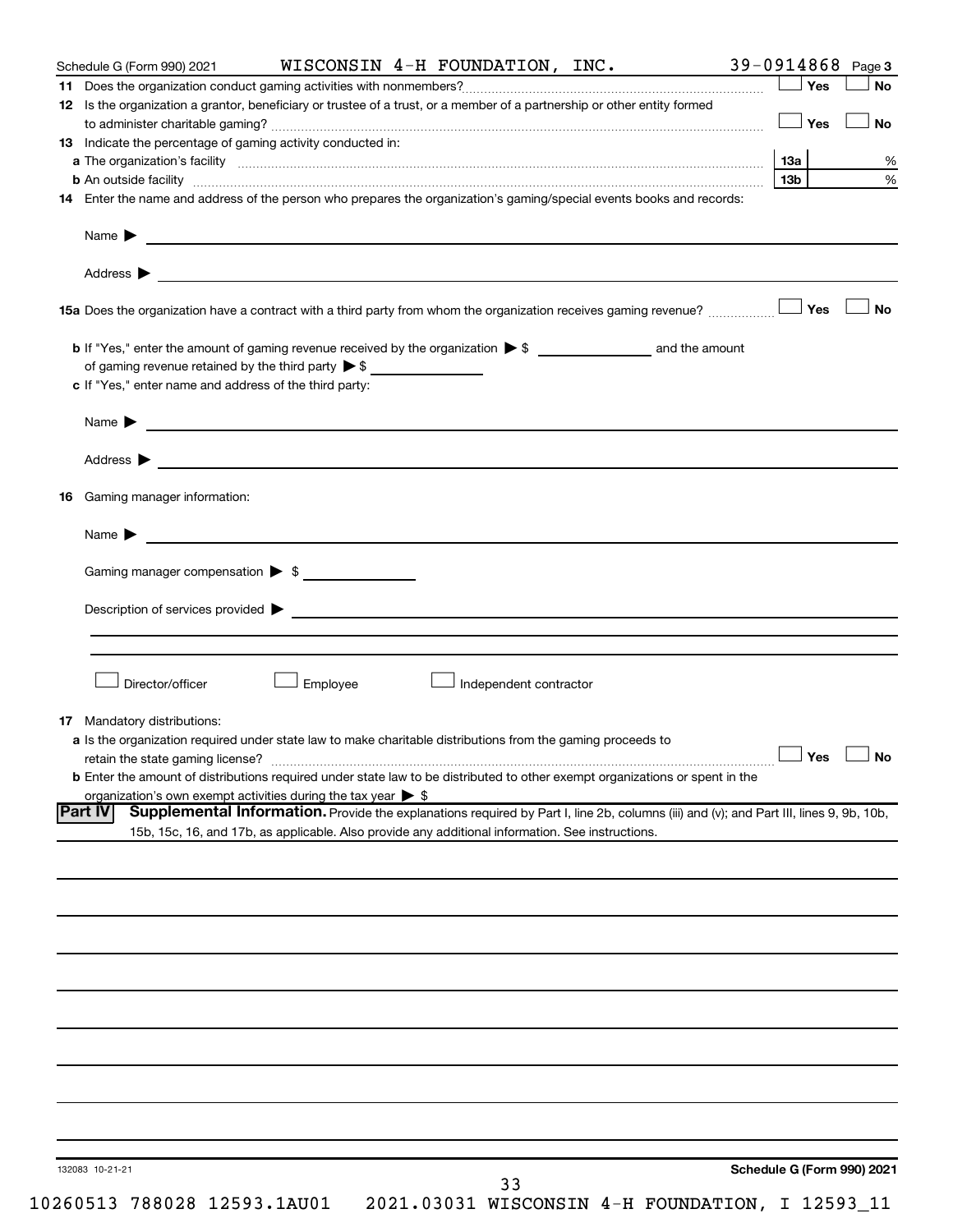Schedule G (Form 990) 2021 WISCONSIN 4-H FOUNDATION, INC. 39-0914868 Page 3

**11** Does the organization conduct gaming activities with nonmembers? ☐ Yes ☐ No

**12** Is the organization a grantor, beneficiary or trustee of a trust, or a member of a partnership or other entity formed to administer charitable gaming? ☐ Yes ☐ No

**13** Indicate the percentage of gaming activity conducted in:

**a** The organization's facility **13a** %

**b** An outside facility **13b** %

**14** Enter the name and address of the person who prepares the organization's gaming/special events books and records:

Name ▶

Address ▶

**15a** Does the organization have a contract with a third party from whom the organization receives gaming revenue? ☐ Yes ☐ No

**b** If "Yes," enter the amount of gaming revenue received by the organization ▶ $ ______ and the amount of gaming revenue retained by the third party ▶ $ ______

**c** If "Yes," enter name and address of the third party:

Name ▶

Address ▶

**16** Gaming manager information:

Name ▶

Gaming manager compensation ▶ $

Description of services provided ▶

☐ Director/officer ☐ Employee ☐ Independent contractor

**17** Mandatory distributions:

**a** Is the organization required under state law to make charitable distributions from the gaming proceeds to retain the state gaming license? ☐ Yes ☐ No

**b** Enter the amount of distributions required under state law to be distributed to other exempt organizations or spent in the organization's own exempt activities during the tax year ▶ $

**Part IV** **Supplemental Information.** Provide the explanations required by Part I, line 2b, columns (iii) and (v); and Part III, lines 9, 9b, 10b, 15b, 15c, 16, and 17b, as applicable. Also provide any additional information. See instructions.

132083 10-21-21 **Schedule G (Form 990) 2021**

10260513 788028 12593.1AU01 2021.03031 WISCONSIN 4-H FOUNDATION, I 12593_11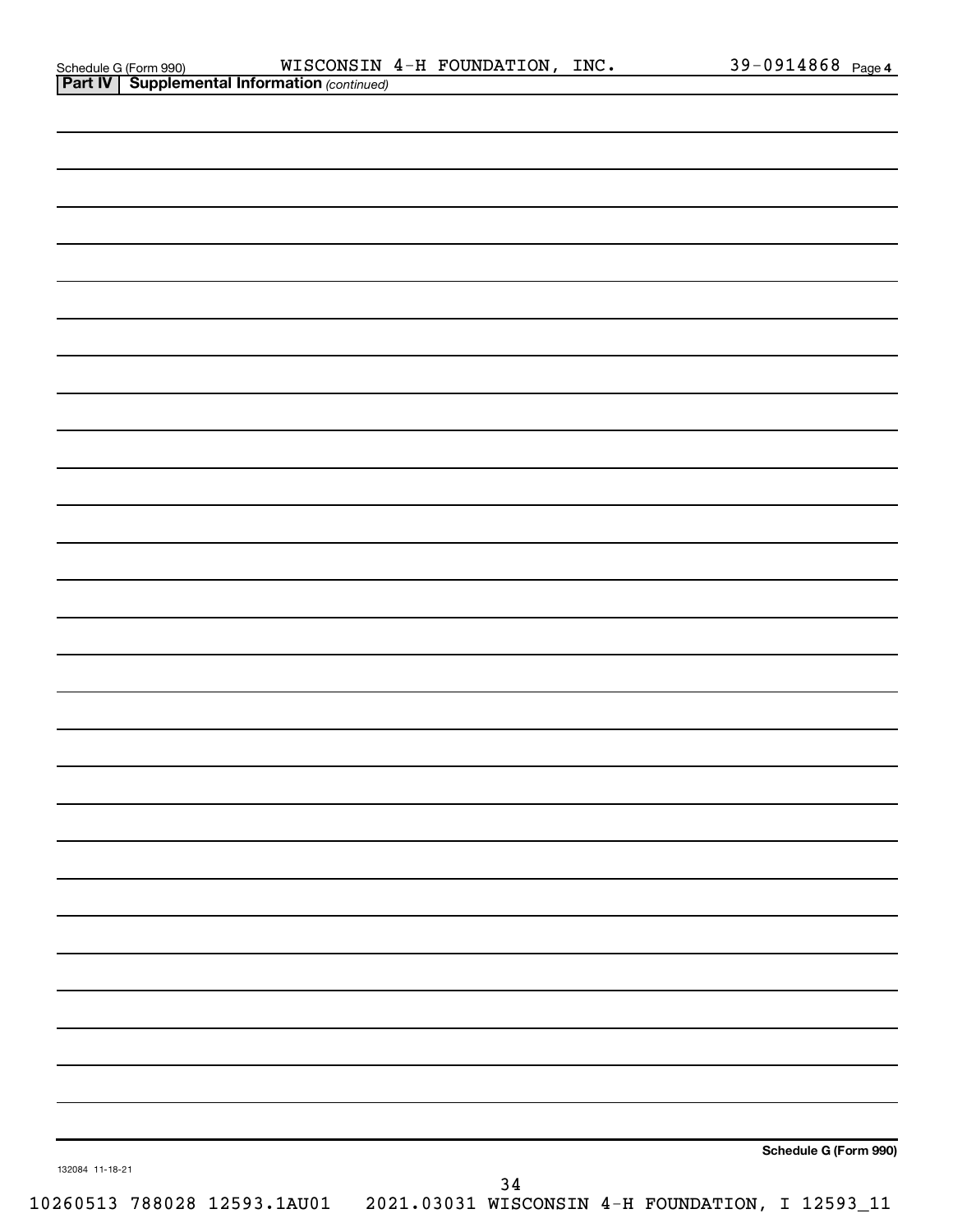Schedule G (Form 990) WISCONSIN 4-H FOUNDATION, INC. 39-0914868 Page 4

**Part IV | Supplemental Information** *(continued)*

**Schedule G (Form 990)**

132084 11-18-21

10260513 788028 12593.1AU01 2021.03031 WISCONSIN 4-H FOUNDATION, I 12593_11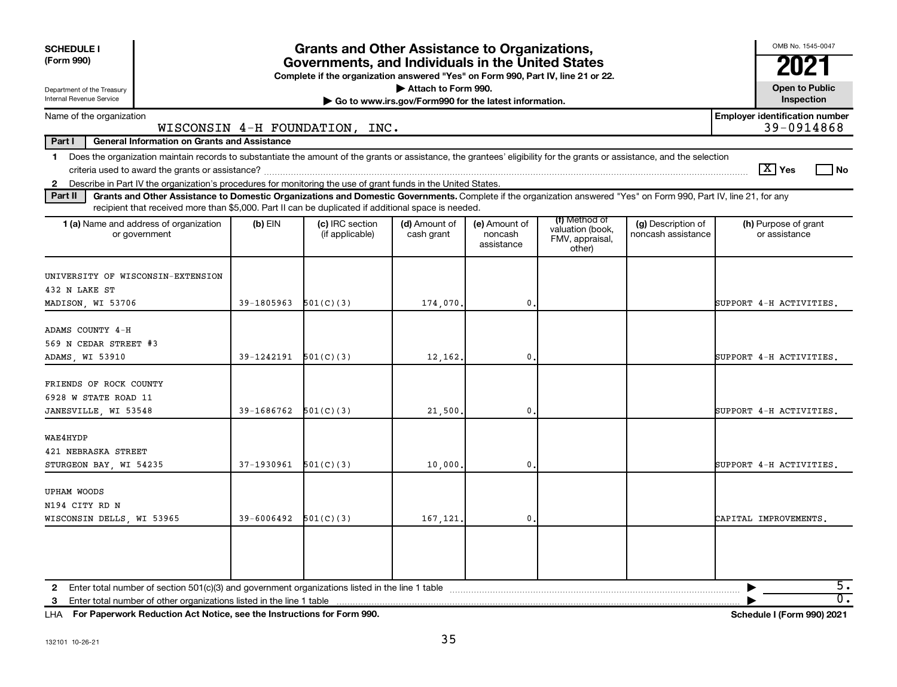**SCHEDULE I**
**(Form 990)**

Department of the Treasury
Internal Revenue Service

# Grants and Other Assistance to Organizations, Governments, and Individuals in the United States

**Complete if the organization answered "Yes" on Form 990, Part IV, line 21 or 22.**
**▶ Attach to Form 990.**
**▶ Go to www.irs.gov/Form990 for the latest information.**

OMB No. 1545-0047
**2021**
**Open to Public Inspection**

Name of the organization: WISCONSIN 4-H FOUNDATION, INC.
**Employer identification number:** 39-0914868

**Part I — General Information on Grants and Assistance**

1 Does the organization maintain records to substantiate the amount of the grants or assistance, the grantees' eligibility for the grants or assistance, and the selection criteria used to award the grants or assistance? [X] Yes [ ] No

2 Describe in Part IV the organization's procedures for monitoring the use of grant funds in the United States.

**Part II — Grants and Other Assistance to Domestic Organizations and Domestic Governments.** Complete if the organization answered "Yes" on Form 990, Part IV, line 21, for any recipient that received more than $5,000. Part II can be duplicated if additional space is needed.

| 1 (a) Name and address of organization or government | (b) EIN | (c) IRC section (if applicable) | (d) Amount of cash grant | (e) Amount of noncash assistance | (f) Method of valuation (book, FMV, appraisal, other) | (g) Description of noncash assistance | (h) Purpose of grant or assistance |
|---|---|---|---|---|---|---|---|
| UNIVERSITY OF WISCONSIN-EXTENSION<br>432 N LAKE ST<br>MADISON, WI 53706 | 39-1805963 | 501(C)(3) | 174,070. | 0. | | | SUPPORT 4-H ACTIVITIES. |
| ADAMS COUNTY 4-H<br>569 N CEDAR STREET #3<br>ADAMS, WI 53910 | 39-1242191 | 501(C)(3) | 12,162. | 0. | | | SUPPORT 4-H ACTIVITIES. |
| FRIENDS OF ROCK COUNTY<br>6928 W STATE ROAD 11<br>JANESVILLE, WI 53548 | 39-1686762 | 501(C)(3) | 21,500. | 0. | | | SUPPORT 4-H ACTIVITIES. |
| WAE4HYDP<br>421 NEBRASKA STREET<br>STURGEON BAY, WI 54235 | 37-1930961 | 501(C)(3) | 10,000. | 0. | | | SUPPORT 4-H ACTIVITIES. |
| UPHAM WOODS<br>N194 CITY RD N<br>WISCONSIN DELLS, WI 53965 | 39-6006492 | 501(C)(3) | 167,121. | 0. | | | CAPITAL IMPROVEMENTS. |
| | | | | | | | |

2 Enter total number of section 501(c)(3) and government organizations listed in the line 1 table ▶ 5.

3 Enter total number of other organizations listed in the line 1 table ▶ 0.

LHA **For Paperwork Reduction Act Notice, see the Instructions for Form 990.** **Schedule I (Form 990) 2021**

132101 10-26-21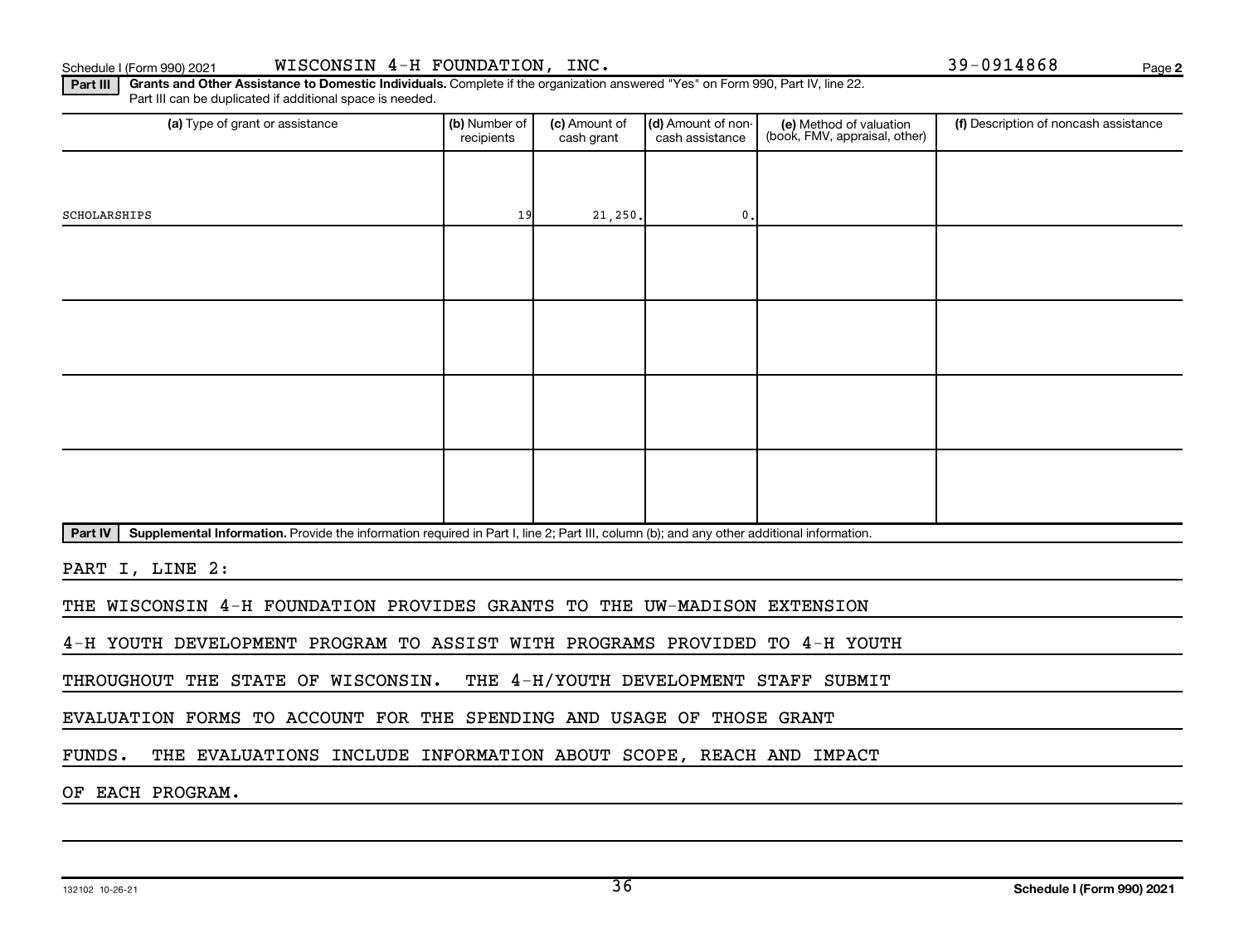Schedule I (Form 990) 2021 WISCONSIN 4-H FOUNDATION, INC. 39-0914868

**Part III** **Grants and Other Assistance to Domestic Individuals.** Complete if the organization answered "Yes" on Form 990, Part IV, line 22. Part III can be duplicated if additional space is needed.

| (a) Type of grant or assistance | (b) Number of recipients | (c) Amount of cash grant | (d) Amount of non-cash assistance | (e) Method of valuation (book, FMV, appraisal, other) | (f) Description of noncash assistance |
|---|---|---|---|---|---|
| SCHOLARSHIPS | 19 | 21,250. | 0. | | |
| | | | | | |
| | | | | | |
| | | | | | |
| | | | | | |

**Part IV** **Supplemental Information.** Provide the information required in Part I, line 2; Part III, column (b); and any other additional information.

PART I, LINE 2:

THE WISCONSIN 4-H FOUNDATION PROVIDES GRANTS TO THE UW-MADISON EXTENSION 4-H YOUTH DEVELOPMENT PROGRAM TO ASSIST WITH PROGRAMS PROVIDED TO 4-H YOUTH THROUGHOUT THE STATE OF WISCONSIN. THE 4-H/YOUTH DEVELOPMENT STAFF SUBMIT EVALUATION FORMS TO ACCOUNT FOR THE SPENDING AND USAGE OF THOSE GRANT FUNDS. THE EVALUATIONS INCLUDE INFORMATION ABOUT SCOPE, REACH AND IMPACT OF EACH PROGRAM.

132102 10-26-21

**Schedule I (Form 990) 2021**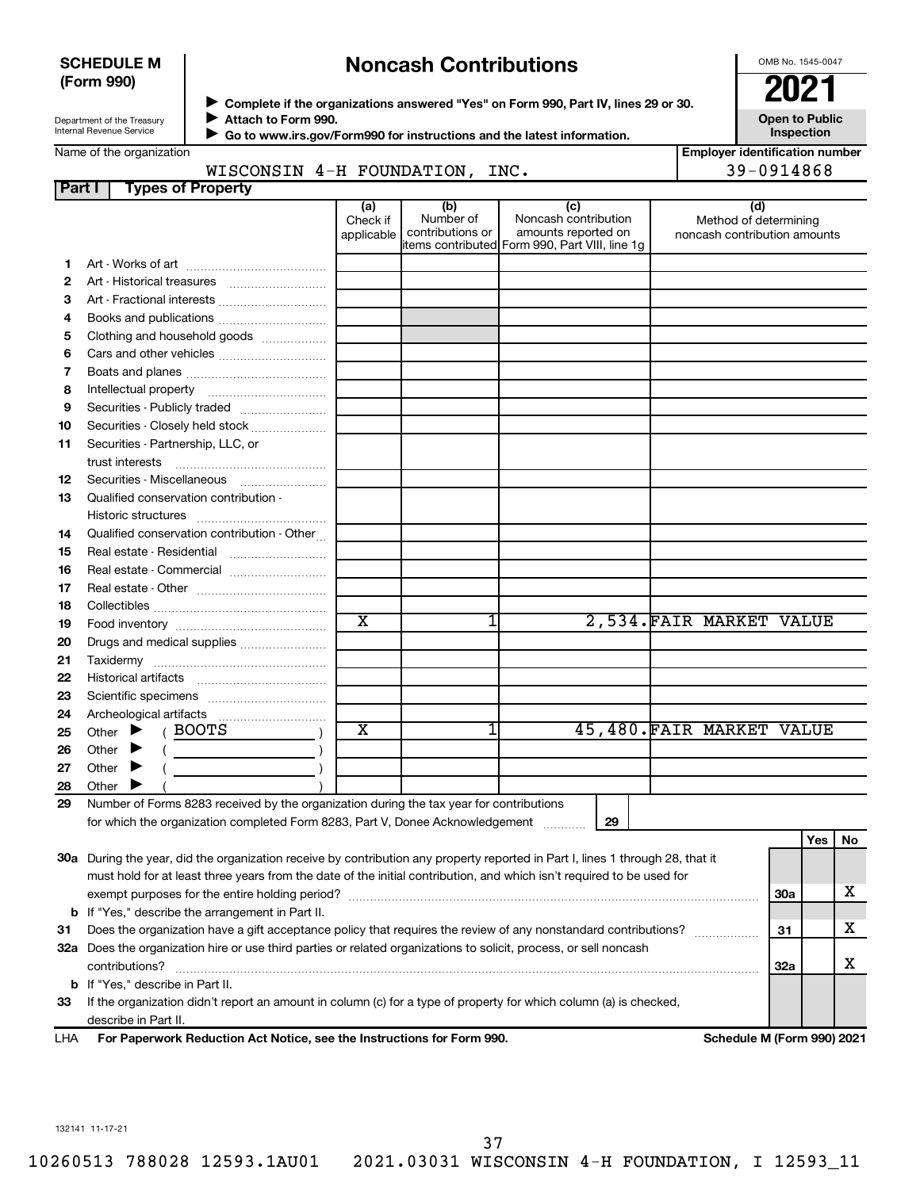**SCHEDULE M (Form 990)**

Department of the Treasury
Internal Revenue Service

# Noncash Contributions

▶ Complete if the organizations answered "Yes" on Form 990, Part IV, lines 29 or 30.
▶ Attach to Form 990.
▶ Go to www.irs.gov/Form990 for instructions and the latest information.

OMB No. 1545-0047

**2021**

**Open to Public Inspection**

Name of the organization: WISCONSIN 4-H FOUNDATION, INC.

Employer identification number: 39-0914868

## Part I Types of Property

| | | (a) Check if applicable | (b) Number of contributions or items contributed | (c) Noncash contribution amounts reported on Form 990, Part VIII, line 1g | (d) Method of determining noncash contribution amounts |
|---|---|---|---|---|---|
| 1 | Art - Works of art | | | | |
| 2 | Art - Historical treasures | | | | |
| 3 | Art - Fractional interests | | | | |
| 4 | Books and publications | | | | |
| 5 | Clothing and household goods | | | | |
| 6 | Cars and other vehicles | | | | |
| 7 | Boats and planes | | | | |
| 8 | Intellectual property | | | | |
| 9 | Securities - Publicly traded | | | | |
| 10 | Securities - Closely held stock | | | | |
| 11 | Securities - Partnership, LLC, or trust interests | | | | |
| 12 | Securities - Miscellaneous | | | | |
| 13 | Qualified conservation contribution - Historic structures | | | | |
| 14 | Qualified conservation contribution - Other | | | | |
| 15 | Real estate - Residential | | | | |
| 16 | Real estate - Commercial | | | | |
| 17 | Real estate - Other | | | | |
| 18 | Collectibles | | | | |
| 19 | Food inventory | X | 1 | 2,534. | FAIR MARKET VALUE |
| 20 | Drugs and medical supplies | | | | |
| 21 | Taxidermy | | | | |
| 22 | Historical artifacts | | | | |
| 23 | Scientific specimens | | | | |
| 24 | Archeological artifacts | | | | |
| 25 | Other ▶ ( BOOTS ) | X | 1 | 45,480. | FAIR MARKET VALUE |
| 26 | Other ▶ ( ) | | | | |
| 27 | Other ▶ ( ) | | | | |
| 28 | Other ▶ ( ) | | | | |

29 Number of Forms 8283 received by the organization during the tax year for contributions for which the organization completed Form 8283, Part V, Donee Acknowledgement ..... **29**

| | | | Yes | No |
|---|---|---|---|---|
| 30a | During the year, did the organization receive by contribution any property reported in Part I, lines 1 through 28, that it must hold for at least three years from the date of the initial contribution, and which isn't required to be used for exempt purposes for the entire holding period? | 30a | | X |
| b | If "Yes," describe the arrangement in Part II. | | | |
| 31 | Does the organization have a gift acceptance policy that requires the review of any nonstandard contributions? | 31 | | X |
| 32a | Does the organization hire or use third parties or related organizations to solicit, process, or sell noncash contributions? | 32a | | X |
| b | If "Yes," describe in Part II. | | | |
| 33 | If the organization didn't report an amount in column (c) for a type of property for which column (a) is checked, describe in Part II. | | | |

LHA **For Paperwork Reduction Act Notice, see the Instructions for Form 990.** **Schedule M (Form 990) 2021**

132141 11-17-21

10260513 788028 12593.1AU01 2021.03031 WISCONSIN 4-H FOUNDATION, I 12593_11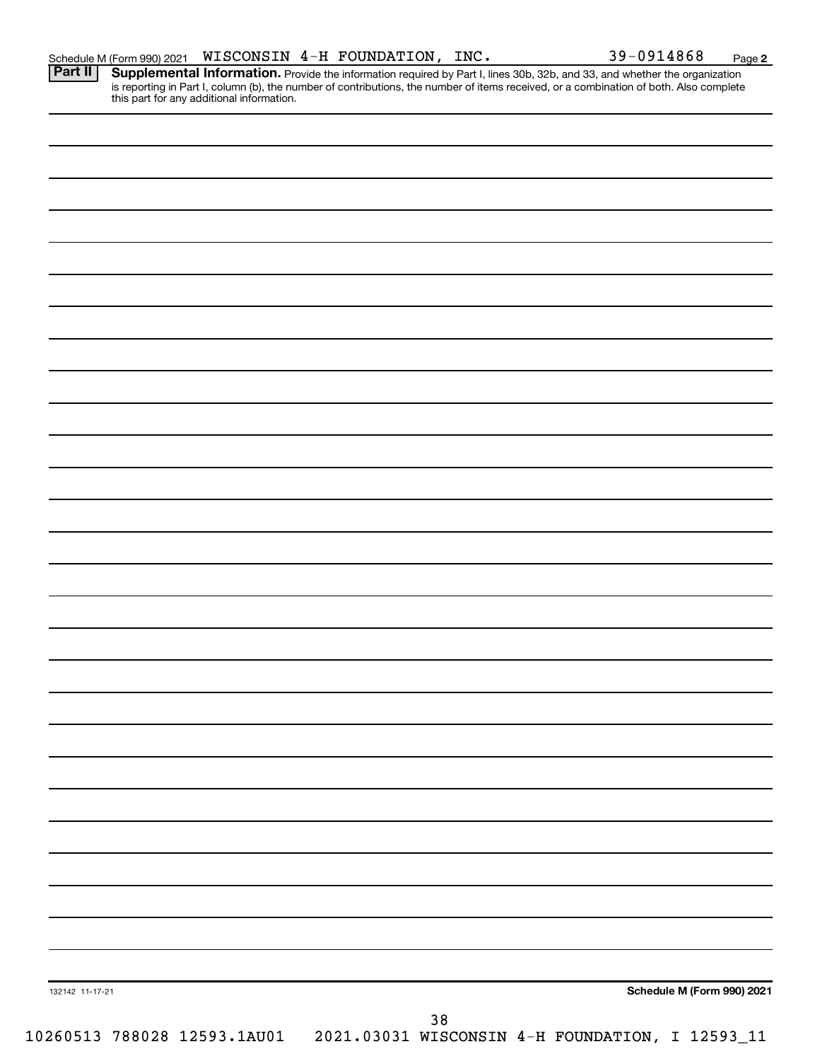Schedule M (Form 990) 2021 WISCONSIN 4-H FOUNDATION, INC. 39-0914868 Page **2**

**Part II** **Supplemental Information.** Provide the information required by Part I, lines 30b, 32b, and 33, and whether the organization is reporting in Part I, column (b), the number of contributions, the number of items received, or a combination of both. Also complete this part for any additional information.

132142 11-17-21 **Schedule M (Form 990) 2021**

38

10260513 788028 12593.1AU01 2021.03031 WISCONSIN 4-H FOUNDATION, I 12593_11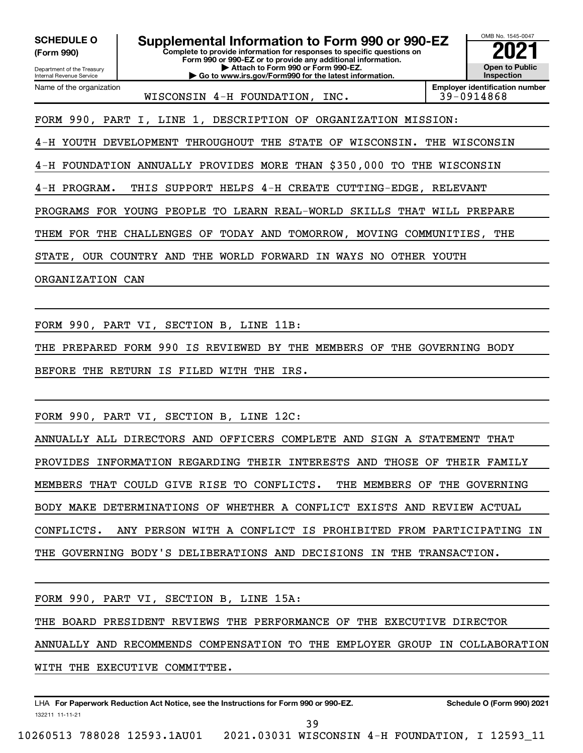**SCHEDULE O (Form 990)**

Department of the Treasury
Internal Revenue Service

# Supplemental Information to Form 990 or 990-EZ

**Complete to provide information for responses to specific questions on Form 990 or 990-EZ or to provide any additional information.**
**▶ Attach to Form 990 or Form 990-EZ.**
**▶ Go to www.irs.gov/Form990 for the latest information.**

OMB No. 1545-0047

**2021**

**Open to Public Inspection**

Name of the organization: WISCONSIN 4-H FOUNDATION, INC.

**Employer identification number:** 39-0914868

FORM 990, PART I, LINE 1, DESCRIPTION OF ORGANIZATION MISSION:

4-H YOUTH DEVELOPMENT THROUGHOUT THE STATE OF WISCONSIN. THE WISCONSIN 4-H FOUNDATION ANNUALLY PROVIDES MORE THAN $350,000 TO THE WISCONSIN 4-H PROGRAM. THIS SUPPORT HELPS 4-H CREATE CUTTING-EDGE, RELEVANT PROGRAMS FOR YOUNG PEOPLE TO LEARN REAL-WORLD SKILLS THAT WILL PREPARE THEM FOR THE CHALLENGES OF TODAY AND TOMORROW, MOVING COMMUNITIES, THE STATE, OUR COUNTRY AND THE WORLD FORWARD IN WAYS NO OTHER YOUTH ORGANIZATION CAN

FORM 990, PART VI, SECTION B, LINE 11B:

THE PREPARED FORM 990 IS REVIEWED BY THE MEMBERS OF THE GOVERNING BODY BEFORE THE RETURN IS FILED WITH THE IRS.

FORM 990, PART VI, SECTION B, LINE 12C:

ANNUALLY ALL DIRECTORS AND OFFICERS COMPLETE AND SIGN A STATEMENT THAT PROVIDES INFORMATION REGARDING THEIR INTERESTS AND THOSE OF THEIR FAMILY MEMBERS THAT COULD GIVE RISE TO CONFLICTS. THE MEMBERS OF THE GOVERNING BODY MAKE DETERMINATIONS OF WHETHER A CONFLICT EXISTS AND REVIEW ACTUAL CONFLICTS. ANY PERSON WITH A CONFLICT IS PROHIBITED FROM PARTICIPATING IN THE GOVERNING BODY'S DELIBERATIONS AND DECISIONS IN THE TRANSACTION.

FORM 990, PART VI, SECTION B, LINE 15A:

THE BOARD PRESIDENT REVIEWS THE PERFORMANCE OF THE EXECUTIVE DIRECTOR ANNUALLY AND RECOMMENDS COMPENSATION TO THE EMPLOYER GROUP IN COLLABORATION WITH THE EXECUTIVE COMMITTEE.

LHA **For Paperwork Reduction Act Notice, see the Instructions for Form 990 or 990-EZ.** **Schedule O (Form 990) 2021**

132211 11-11-21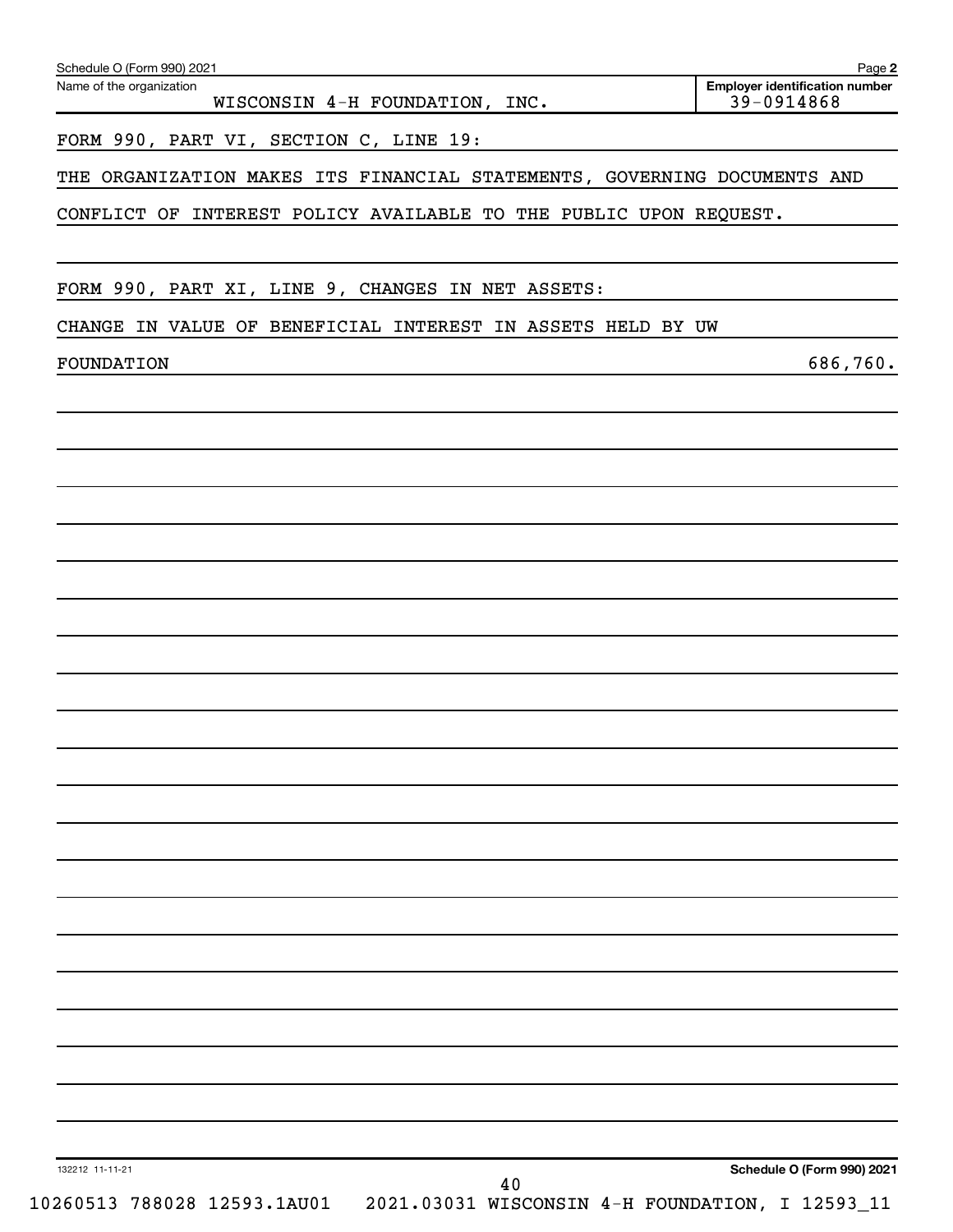Schedule O (Form 990) 2021 Page **2**

Name of the organization: WISCONSIN 4-H FOUNDATION, INC.

**Employer identification number** 39-0914868

FORM 990, PART VI, SECTION C, LINE 19:

THE ORGANIZATION MAKES ITS FINANCIAL STATEMENTS, GOVERNING DOCUMENTS AND CONFLICT OF INTEREST POLICY AVAILABLE TO THE PUBLIC UPON REQUEST.

FORM 990, PART XI, LINE 9, CHANGES IN NET ASSETS:

| | |
|---|---|
| CHANGE IN VALUE OF BENEFICIAL INTEREST IN ASSETS HELD BY UW FOUNDATION | 686,760. |

132212 11-11-21 **Schedule O (Form 990) 2021**

10260513 788028 12593.1AU01 2021.03031 WISCONSIN 4-H FOUNDATION, I 12593_11